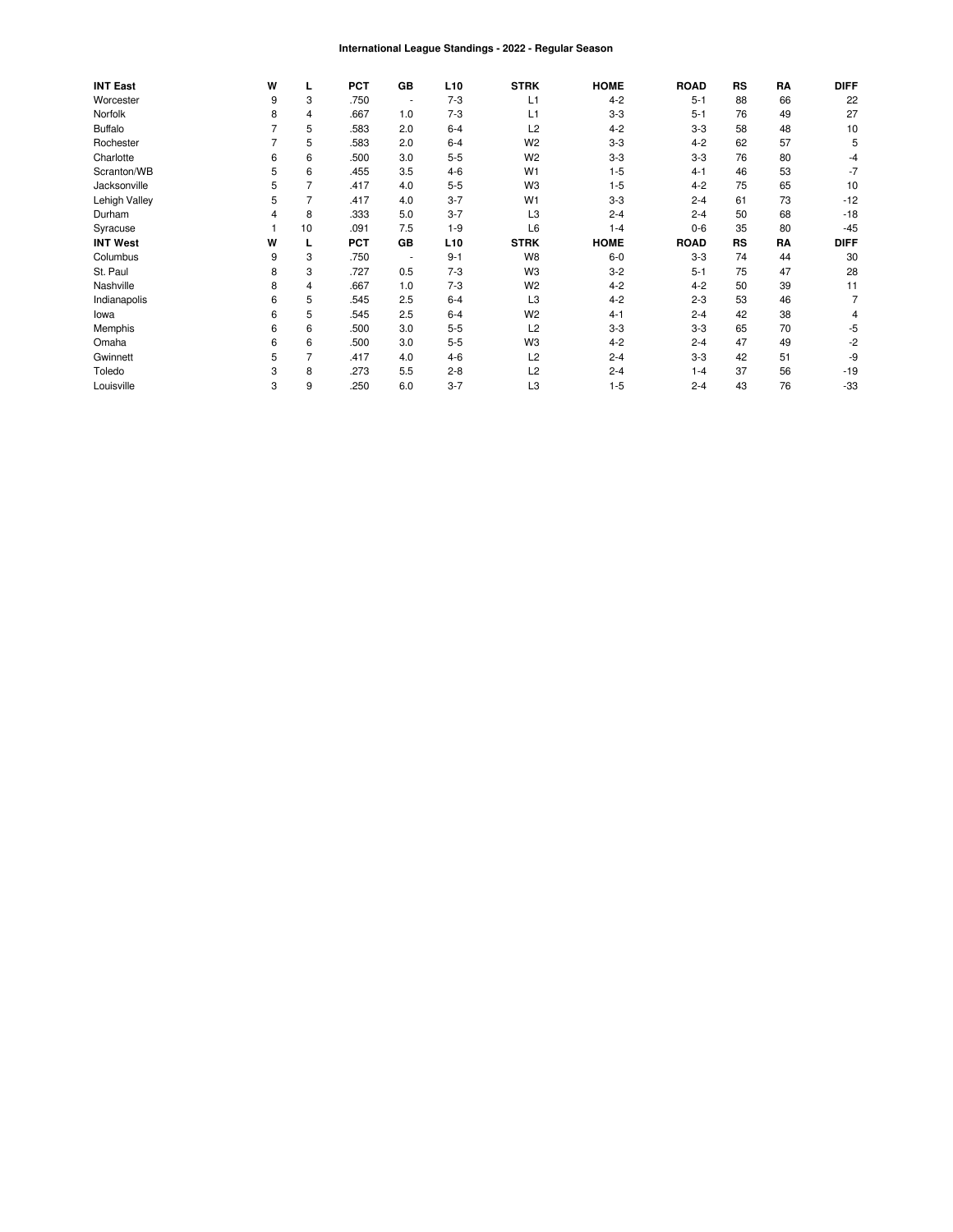# International League Standings - 2022 - Regular Season

| INT East | W | L | PCT | GB | L10 | STRK | HOME | ROAD | RS | RA | DIFF |
|---|---|---|---|---|---|---|---|---|---|---|---|
| Worcester | 9 | 3 | .750 | - | 7-3 | L1 | 4-2 | 5-1 | 88 | 66 | 22 |
| Norfolk | 8 | 4 | .667 | 1.0 | 7-3 | L1 | 3-3 | 5-1 | 76 | 49 | 27 |
| Buffalo | 7 | 5 | .583 | 2.0 | 6-4 | L2 | 4-2 | 3-3 | 58 | 48 | 10 |
| Rochester | 7 | 5 | .583 | 2.0 | 6-4 | W2 | 3-3 | 4-2 | 62 | 57 | 5 |
| Charlotte | 6 | 6 | .500 | 3.0 | 5-5 | W2 | 3-3 | 3-3 | 76 | 80 | -4 |
| Scranton/WB | 5 | 6 | .455 | 3.5 | 4-6 | W1 | 1-5 | 4-1 | 46 | 53 | -7 |
| Jacksonville | 5 | 7 | .417 | 4.0 | 5-5 | W3 | 1-5 | 4-2 | 75 | 65 | 10 |
| Lehigh Valley | 5 | 7 | .417 | 4.0 | 3-7 | W1 | 3-3 | 2-4 | 61 | 73 | -12 |
| Durham | 4 | 8 | .333 | 5.0 | 3-7 | L3 | 2-4 | 2-4 | 50 | 68 | -18 |
| Syracuse | 1 | 10 | .091 | 7.5 | 1-9 | L6 | 1-4 | 0-6 | 35 | 80 | -45 |
| **INT West** | **W** | **L** | **PCT** | **GB** | **L10** | **STRK** | **HOME** | **ROAD** | **RS** | **RA** | **DIFF** |
| Columbus | 9 | 3 | .750 | - | 9-1 | W8 | 6-0 | 3-3 | 74 | 44 | 30 |
| St. Paul | 8 | 3 | .727 | 0.5 | 7-3 | W3 | 3-2 | 5-1 | 75 | 47 | 28 |
| Nashville | 8 | 4 | .667 | 1.0 | 7-3 | W2 | 4-2 | 4-2 | 50 | 39 | 11 |
| Indianapolis | 6 | 5 | .545 | 2.5 | 6-4 | L3 | 4-2 | 2-3 | 53 | 46 | 7 |
| Iowa | 6 | 5 | .545 | 2.5 | 6-4 | W2 | 4-1 | 2-4 | 42 | 38 | 4 |
| Memphis | 6 | 6 | .500 | 3.0 | 5-5 | L2 | 3-3 | 3-3 | 65 | 70 | -5 |
| Omaha | 6 | 6 | .500 | 3.0 | 5-5 | W3 | 4-2 | 2-4 | 47 | 49 | -2 |
| Gwinnett | 5 | 7 | .417 | 4.0 | 4-6 | L2 | 2-4 | 3-3 | 42 | 51 | -9 |
| Toledo | 3 | 8 | .273 | 5.5 | 2-8 | L2 | 2-4 | 1-4 | 37 | 56 | -19 |
| Louisville | 3 | 9 | .250 | 6.0 | 3-7 | L3 | 1-5 | 2-4 | 43 | 76 | -33 |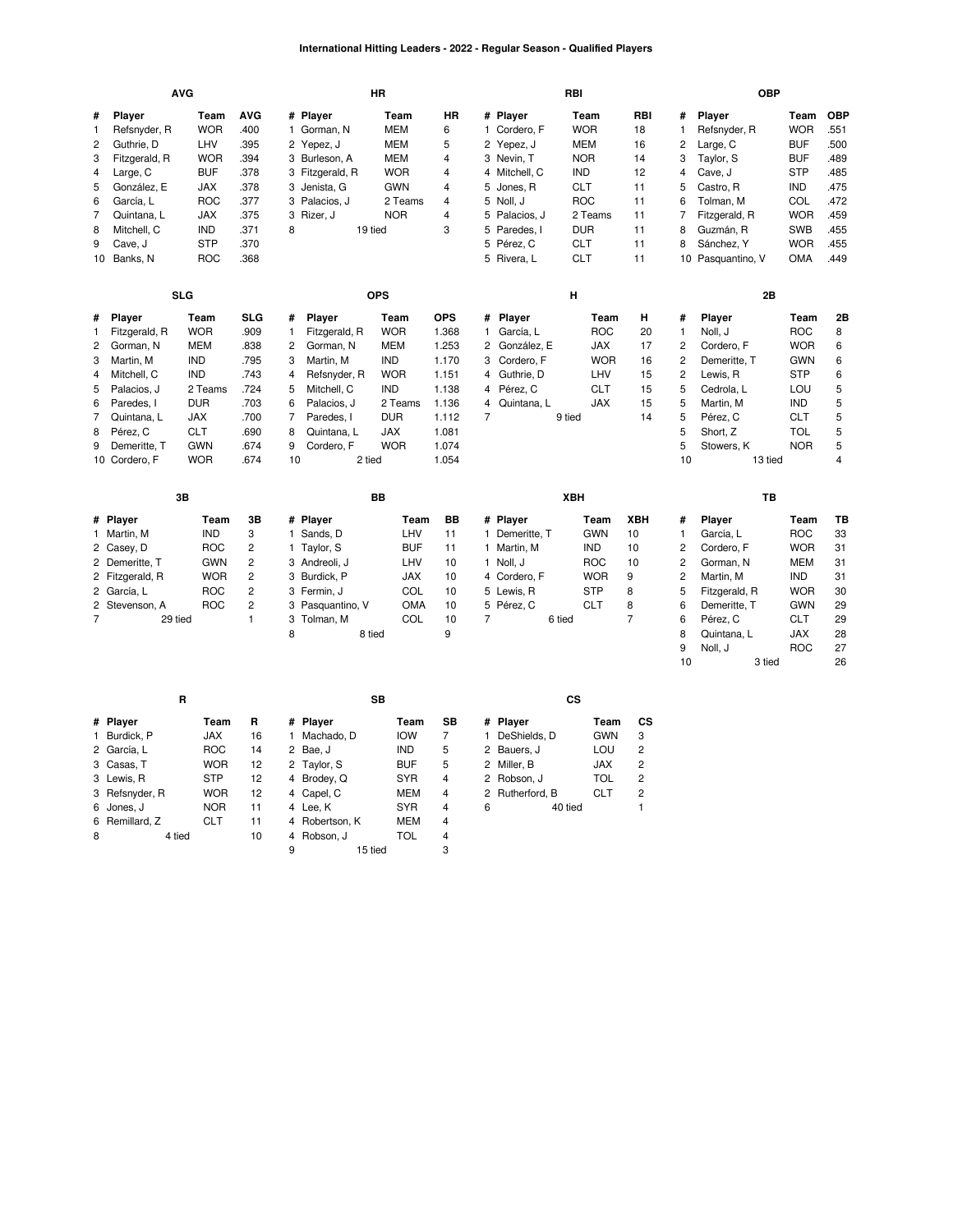# International Hitting Leaders - 2022 - Regular Season - Qualified Players

### AVG

| # | Player | Team | AVG |
|---|---|---|---|
| 1 | Refsnyder, R | WOR | .400 |
| 2 | Guthrie, D | LHV | .395 |
| 3 | Fitzgerald, R | WOR | .394 |
| 4 | Large, C | BUF | .378 |
| 5 | González, E | JAX | .378 |
| 6 | García, L | ROC | .377 |
| 7 | Quintana, L | JAX | .375 |
| 8 | Mitchell, C | IND | .371 |
| 9 | Cave, J | STP | .370 |
| 10 | Banks, N | ROC | .368 |

### HR

| # | Player | Team | HR |
|---|---|---|---|
| 1 | Gorman, N | MEM | 6 |
| 2 | Yepez, J | MEM | 5 |
| 3 | Burleson, A | MEM | 4 |
| 3 | Fitzgerald, R | WOR | 4 |
| 3 | Jenista, G | GWN | 4 |
| 3 | Palacios, J | 2 Teams | 4 |
| 3 | Rizer, J | NOR | 4 |
| 8 | 19 tied | | 3 |

### RBI

| # | Player | Team | RBI |
|---|---|---|---|
| 1 | Cordero, F | WOR | 18 |
| 2 | Yepez, J | MEM | 16 |
| 3 | Nevin, T | NOR | 14 |
| 4 | Mitchell, C | IND | 12 |
| 5 | Jones, R | CLT | 11 |
| 5 | Noll, J | ROC | 11 |
| 5 | Palacios, J | 2 Teams | 11 |
| 5 | Paredes, I | DUR | 11 |
| 5 | Pérez, C | CLT | 11 |
| 5 | Rivera, L | CLT | 11 |

### OBP

| # | Player | Team | OBP |
|---|---|---|---|
| 1 | Refsnyder, R | WOR | .551 |
| 2 | Large, C | BUF | .500 |
| 3 | Taylor, S | BUF | .489 |
| 4 | Cave, J | STP | .485 |
| 5 | Castro, R | IND | .475 |
| 6 | Tolman, M | COL | .472 |
| 7 | Fitzgerald, R | WOR | .459 |
| 8 | Guzmán, R | SWB | .455 |
| 8 | Sánchez, Y | WOR | .455 |
| 10 | Pasquantino, V | OMA | .449 |

### SLG

| # | Player | Team | SLG |
|---|---|---|---|
| 1 | Fitzgerald, R | WOR | .909 |
| 2 | Gorman, N | MEM | .838 |
| 3 | Martin, M | IND | .795 |
| 4 | Mitchell, C | IND | .743 |
| 5 | Palacios, J | 2 Teams | .724 |
| 6 | Paredes, I | DUR | .703 |
| 7 | Quintana, L | JAX | .700 |
| 8 | Pérez, C | CLT | .690 |
| 9 | Demeritte, T | GWN | .674 |
| 10 | Cordero, F | WOR | .674 |

### OPS

| # | Player | Team | OPS |
|---|---|---|---|
| 1 | Fitzgerald, R | WOR | 1.368 |
| 2 | Gorman, N | MEM | 1.253 |
| 3 | Martin, M | IND | 1.170 |
| 4 | Refsnyder, R | WOR | 1.151 |
| 5 | Mitchell, C | IND | 1.138 |
| 6 | Palacios, J | 2 Teams | 1.136 |
| 7 | Paredes, I | DUR | 1.112 |
| 8 | Quintana, L | JAX | 1.081 |
| 9 | Cordero, F | WOR | 1.074 |
| 10 | 2 tied | | 1.054 |

### H

| # | Player | Team | H |
|---|---|---|---|
| 1 | García, L | ROC | 20 |
| 2 | González, E | JAX | 17 |
| 3 | Cordero, F | WOR | 16 |
| 4 | Guthrie, D | LHV | 15 |
| 4 | Pérez, C | CLT | 15 |
| 4 | Quintana, L | JAX | 15 |
| 7 | 9 tied | | 14 |

### 2B

| # | Player | Team | 2B |
|---|---|---|---|
| 1 | Noll, J | ROC | 8 |
| 2 | Cordero, F | WOR | 6 |
| 2 | Demeritte, T | GWN | 6 |
| 2 | Lewis, R | STP | 6 |
| 5 | Cedrola, L | LOU | 5 |
| 5 | Martin, M | IND | 5 |
| 5 | Pérez, C | CLT | 5 |
| 5 | Short, Z | TOL | 5 |
| 5 | Stowers, K | NOR | 5 |
| 10 | 13 tied | | 4 |

### 3B

| # | Player | Team | 3B |
|---|---|---|---|
| 1 | Martin, M | IND | 3 |
| 2 | Casey, D | ROC | 2 |
| 2 | Demeritte, T | GWN | 2 |
| 2 | Fitzgerald, R | WOR | 2 |
| 2 | García, L | ROC | 2 |
| 2 | Stevenson, A | ROC | 2 |
| 7 | 29 tied | | 1 |

### BB

| # | Player | Team | BB |
|---|---|---|---|
| 1 | Sands, D | LHV | 11 |
| 1 | Taylor, S | BUF | 11 |
| 3 | Andreoli, J | LHV | 10 |
| 3 | Burdick, P | JAX | 10 |
| 3 | Fermin, J | COL | 10 |
| 3 | Pasquantino, V | OMA | 10 |
| 3 | Tolman, M | COL | 10 |
| 8 | 8 tied | | 9 |

### XBH

| # | Player | Team | XBH |
|---|---|---|---|
| 1 | Demeritte, T | GWN | 10 |
| 1 | Martin, M | IND | 10 |
| 1 | Noll, J | ROC | 10 |
| 4 | Cordero, F | WOR | 9 |
| 5 | Lewis, R | STP | 8 |
| 5 | Pérez, C | CLT | 8 |
| 7 | 6 tied | | 7 |

### TB

| # | Player | Team | TB |
|---|---|---|---|
| 1 | García, L | ROC | 33 |
| 2 | Cordero, F | WOR | 31 |
| 2 | Gorman, N | MEM | 31 |
| 2 | Martin, M | IND | 31 |
| 5 | Fitzgerald, R | WOR | 30 |
| 6 | Demeritte, T | GWN | 29 |
| 6 | Pérez, C | CLT | 29 |
| 8 | Quintana, L | JAX | 28 |
| 9 | Noll, J | ROC | 27 |
| 10 | 3 tied | | 26 |

### R

| # | Player | Team | R |
|---|---|---|---|
| 1 | Burdick, P | JAX | 16 |
| 2 | García, L | ROC | 14 |
| 3 | Casas, T | WOR | 12 |
| 3 | Lewis, R | STP | 12 |
| 3 | Refsnyder, R | WOR | 12 |
| 6 | Jones, J | NOR | 11 |
| 6 | Remillard, Z | CLT | 11 |
| 8 | 4 tied | | 10 |

### SB

| # | Player | Team | SB |
|---|---|---|---|
| 1 | Machado, D | IOW | 7 |
| 2 | Bae, J | IND | 5 |
| 2 | Taylor, S | BUF | 5 |
| 4 | Brodey, Q | SYR | 4 |
| 4 | Capel, C | MEM | 4 |
| 4 | Lee, K | SYR | 4 |
| 4 | Robertson, K | MEM | 4 |
| 4 | Robson, J | TOL | 4 |
| 9 | 15 tied | | 3 |

### CS

| # | Player | Team | CS |
|---|---|---|---|
| 1 | DeShields, D | GWN | 3 |
| 2 | Bauers, J | LOU | 2 |
| 2 | Miller, B | JAX | 2 |
| 2 | Robson, J | TOL | 2 |
| 2 | Rutherford, B | CLT | 2 |
| 6 | 40 tied | | 1 |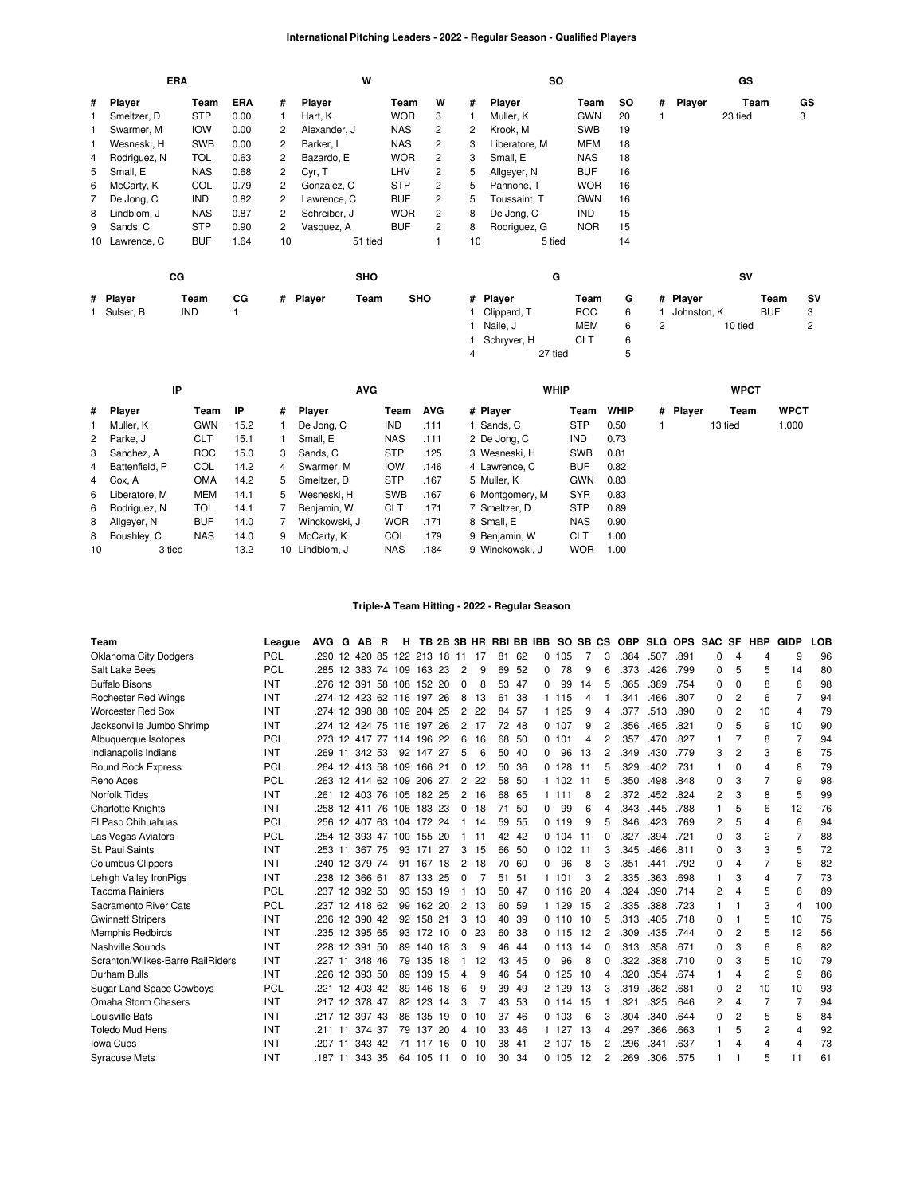## International Pitching Leaders - 2022 - Regular Season - Qualified Players

### ERA

| # | Player | Team | ERA |
|---|---|---|---|
| 1 | Smeltzer, D | STP | 0.00 |
| 1 | Swarmer, M | IOW | 0.00 |
| 1 | Wesneski, H | SWB | 0.00 |
| 4 | Rodriguez, N | TOL | 0.63 |
| 5 | Small, E | NAS | 0.68 |
| 6 | McCarty, K | COL | 0.79 |
| 7 | De Jong, C | IND | 0.82 |
| 8 | Lindblom, J | NAS | 0.87 |
| 9 | Sands, C | STP | 0.90 |
| 10 | Lawrence, C | BUF | 1.64 |

### W

| # | Player | Team | W |
|---|---|---|---|
| 1 | Hart, K | WOR | 3 |
| 2 | Alexander, J | NAS | 2 |
| 2 | Barker, L | NAS | 2 |
| 2 | Bazardo, E | WOR | 2 |
| 2 | Cyr, T | LHV | 2 |
| 2 | González, C | STP | 2 |
| 2 | Lawrence, C | BUF | 2 |
| 2 | Schreiber, J | WOR | 2 |
| 2 | Vasquez, A | BUF | 2 |
| 10 | 51 tied | | 1 |

### SO

| # | Player | Team | SO |
|---|---|---|---|
| 1 | Muller, K | GWN | 20 |
| 2 | Krook, M | SWB | 19 |
| 3 | Liberatore, M | MEM | 18 |
| 3 | Small, E | NAS | 18 |
| 5 | Allgeyer, N | BUF | 16 |
| 5 | Pannone, T | WOR | 16 |
| 5 | Toussaint, T | GWN | 16 |
| 8 | De Jong, C | IND | 15 |
| 8 | Rodriguez, G | NOR | 15 |
| 10 | 5 tied | | 14 |

### GS

| # | Player | Team | GS |
|---|---|---|---|
| 1 | 23 tied | | 3 |

### CG

| # | Player | Team | CG |
|---|---|---|---|
| 1 | Sulser, B | IND | 1 |

### SHO

| # | Player | Team | SHO |
|---|---|---|---|

### G

| # | Player | Team | G |
|---|---|---|---|
| 1 | Clippard, T | ROC | 6 |
| 1 | Naile, J | MEM | 6 |
| 1 | Schryver, H | CLT | 6 |
| 4 | 27 tied | | 5 |

### SV

| # | Player | Team | SV |
|---|---|---|---|
| 1 | Johnston, K | BUF | 3 |
| 2 | 10 tied | | 2 |

### IP

| # | Player | Team | IP |
|---|---|---|---|
| 1 | Muller, K | GWN | 15.2 |
| 2 | Parke, J | CLT | 15.1 |
| 3 | Sanchez, A | ROC | 15.0 |
| 4 | Battenfield, P | COL | 14.2 |
| 4 | Cox, A | OMA | 14.2 |
| 6 | Liberatore, M | MEM | 14.1 |
| 6 | Rodriguez, N | TOL | 14.1 |
| 8 | Allgeyer, N | BUF | 14.0 |
| 8 | Boushley, C | NAS | 14.0 |
| 10 | 3 tied | | 13.2 |

### AVG

| # | Player | Team | AVG |
|---|---|---|---|
| 1 | De Jong, C | IND | .111 |
| 1 | Small, E | NAS | .111 |
| 3 | Sands, C | STP | .125 |
| 4 | Swarmer, M | IOW | .146 |
| 5 | Smeltzer, D | STP | .167 |
| 5 | Wesneski, H | SWB | .167 |
| 7 | Benjamin, W | CLT | .171 |
| 7 | Winckowski, J | WOR | .171 |
| 9 | McCarty, K | COL | .179 |
| 10 | Lindblom, J | NAS | .184 |

### WHIP

| # | Player | Team | WHIP |
|---|---|---|---|
| 1 | Sands, C | STP | 0.50 |
| 2 | De Jong, C | IND | 0.73 |
| 3 | Wesneski, H | SWB | 0.81 |
| 4 | Lawrence, C | BUF | 0.82 |
| 5 | Muller, K | GWN | 0.83 |
| 6 | Montgomery, M | SYR | 0.83 |
| 7 | Smeltzer, D | STP | 0.89 |
| 8 | Small, E | NAS | 0.90 |
| 9 | Benjamin, W | CLT | 1.00 |
| 9 | Winckowski, J | WOR | 1.00 |

### WPCT

| # | Player | Team | WPCT |
|---|---|---|---|
| 1 | 13 tied | | 1.000 |

## Triple-A Team Hitting - 2022 - Regular Season

| Team | League | AVG | G | AB | R | H | TB | 2B | 3B | HR | RBI | BB | IBB | SO | SB | CS | OBP | SLG | OPS | SAC | SF | HBP | GIDP | LOB |
|---|---|---|---|---|---|---|---|---|---|---|---|---|---|---|---|---|---|---|---|---|---|---|---|---|
| Oklahoma City Dodgers | PCL | .290 | 12 | 420 | 85 | 122 | 213 | 18 | 11 | 17 | 81 | 62 | 0 | 105 | 7 | 3 | .384 | .507 | .891 | 0 | 4 | 4 | 9 | 96 |
| Salt Lake Bees | PCL | .285 | 12 | 383 | 74 | 109 | 163 | 23 | 2 | 9 | 69 | 52 | 0 | 78 | 9 | 6 | .373 | .426 | .799 | 0 | 5 | 5 | 14 | 80 |
| Buffalo Bisons | INT | .276 | 12 | 391 | 58 | 108 | 152 | 20 | 0 | 8 | 53 | 47 | 0 | 99 | 14 | 5 | .365 | .389 | .754 | 0 | 0 | 8 | 8 | 98 |
| Rochester Red Wings | INT | .274 | 12 | 423 | 62 | 116 | 197 | 26 | 8 | 13 | 61 | 38 | 1 | 115 | 4 | 1 | .341 | .466 | .807 | 0 | 2 | 6 | 7 | 94 |
| Worcester Red Sox | INT | .274 | 12 | 398 | 88 | 109 | 204 | 25 | 2 | 22 | 84 | 57 | 1 | 125 | 9 | 4 | .377 | .513 | .890 | 0 | 2 | 10 | 4 | 79 |
| Jacksonville Jumbo Shrimp | INT | .274 | 12 | 424 | 75 | 116 | 197 | 26 | 2 | 17 | 72 | 48 | 0 | 107 | 9 | 2 | .356 | .465 | .821 | 0 | 5 | 9 | 10 | 90 |
| Albuquerque Isotopes | PCL | .273 | 12 | 417 | 77 | 114 | 196 | 22 | 6 | 16 | 68 | 50 | 0 | 101 | 4 | 2 | .357 | .470 | .827 | 1 | 7 | 8 | 7 | 94 |
| Indianapolis Indians | INT | .269 | 11 | 342 | 53 | 92 | 147 | 27 | 5 | 6 | 50 | 40 | 0 | 96 | 13 | 2 | .349 | .430 | .779 | 3 | 2 | 3 | 8 | 75 |
| Round Rock Express | PCL | .264 | 12 | 413 | 58 | 109 | 166 | 21 | 0 | 12 | 50 | 36 | 0 | 128 | 11 | 5 | .329 | .402 | .731 | 1 | 0 | 4 | 8 | 79 |
| Reno Aces | PCL | .263 | 12 | 414 | 62 | 109 | 206 | 27 | 2 | 22 | 58 | 50 | 1 | 102 | 11 | 5 | .350 | .498 | .848 | 0 | 3 | 7 | 9 | 98 |
| Norfolk Tides | INT | .261 | 12 | 403 | 76 | 105 | 182 | 25 | 2 | 16 | 68 | 65 | 1 | 111 | 8 | 2 | .372 | .452 | .824 | 2 | 3 | 8 | 5 | 99 |
| Charlotte Knights | INT | .258 | 12 | 411 | 76 | 106 | 183 | 23 | 0 | 18 | 71 | 50 | 0 | 99 | 6 | 4 | .343 | .445 | .788 | 1 | 5 | 6 | 12 | 76 |
| El Paso Chihuahuas | PCL | .256 | 12 | 407 | 63 | 104 | 172 | 24 | 1 | 14 | 59 | 55 | 0 | 119 | 9 | 5 | .346 | .423 | .769 | 2 | 5 | 4 | 6 | 94 |
| Las Vegas Aviators | PCL | .254 | 12 | 393 | 47 | 100 | 155 | 20 | 1 | 11 | 42 | 42 | 0 | 104 | 11 | 0 | .327 | .394 | .721 | 0 | 3 | 2 | 7 | 88 |
| St. Paul Saints | INT | .253 | 11 | 367 | 75 | 93 | 171 | 27 | 3 | 15 | 66 | 50 | 0 | 102 | 11 | 3 | .345 | .466 | .811 | 0 | 3 | 3 | 5 | 72 |
| Columbus Clippers | INT | .240 | 12 | 379 | 74 | 91 | 167 | 18 | 2 | 18 | 70 | 60 | 0 | 96 | 8 | 3 | .351 | .441 | .792 | 0 | 4 | 7 | 8 | 82 |
| Lehigh Valley IronPigs | INT | .238 | 12 | 366 | 61 | 87 | 133 | 25 | 0 | 7 | 51 | 51 | 1 | 101 | 3 | 2 | .335 | .363 | .698 | 1 | 3 | 4 | 7 | 73 |
| Tacoma Rainiers | PCL | .237 | 12 | 392 | 53 | 93 | 153 | 19 | 1 | 13 | 50 | 47 | 0 | 116 | 20 | 4 | .324 | .390 | .714 | 2 | 4 | 5 | 6 | 89 |
| Sacramento River Cats | PCL | .237 | 12 | 418 | 62 | 99 | 162 | 20 | 2 | 13 | 60 | 59 | 1 | 129 | 15 | 2 | .335 | .388 | .723 | 1 | 1 | 3 | 4 | 100 |
| Gwinnett Stripers | INT | .236 | 12 | 390 | 42 | 92 | 158 | 21 | 3 | 13 | 40 | 39 | 0 | 110 | 10 | 5 | .313 | .405 | .718 | 0 | 1 | 5 | 10 | 75 |
| Memphis Redbirds | INT | .235 | 12 | 395 | 65 | 93 | 172 | 10 | 0 | 23 | 60 | 38 | 0 | 115 | 12 | 2 | .309 | .435 | .744 | 0 | 2 | 5 | 12 | 56 |
| Nashville Sounds | INT | .228 | 12 | 391 | 50 | 89 | 140 | 18 | 3 | 9 | 46 | 44 | 0 | 113 | 14 | 0 | .313 | .358 | .671 | 0 | 3 | 6 | 8 | 82 |
| Scranton/Wilkes-Barre RailRiders | INT | .227 | 11 | 348 | 46 | 79 | 135 | 18 | 1 | 12 | 43 | 45 | 0 | 96 | 8 | 0 | .322 | .388 | .710 | 0 | 3 | 5 | 10 | 79 |
| Durham Bulls | INT | .226 | 12 | 393 | 50 | 89 | 139 | 15 | 4 | 9 | 46 | 54 | 0 | 125 | 10 | 4 | .320 | .354 | .674 | 1 | 4 | 2 | 9 | 86 |
| Sugar Land Space Cowboys | PCL | .221 | 12 | 403 | 42 | 89 | 146 | 18 | 6 | 9 | 39 | 49 | 2 | 129 | 13 | 3 | .319 | .362 | .681 | 0 | 2 | 10 | 10 | 93 |
| Omaha Storm Chasers | INT | .217 | 12 | 378 | 47 | 82 | 123 | 14 | 3 | 7 | 43 | 53 | 0 | 114 | 15 | 1 | .321 | .325 | .646 | 2 | 4 | 7 | 7 | 94 |
| Louisville Bats | INT | .217 | 12 | 397 | 43 | 86 | 135 | 19 | 0 | 10 | 37 | 46 | 0 | 103 | 6 | 3 | .304 | .340 | .644 | 0 | 2 | 5 | 8 | 84 |
| Toledo Mud Hens | INT | .211 | 11 | 374 | 37 | 79 | 137 | 20 | 4 | 10 | 33 | 46 | 1 | 127 | 13 | 4 | .297 | .366 | .663 | 1 | 5 | 2 | 4 | 92 |
| Iowa Cubs | INT | .207 | 11 | 343 | 42 | 71 | 117 | 16 | 0 | 10 | 38 | 41 | 2 | 107 | 15 | 2 | .296 | .341 | .637 | 1 | 4 | 4 | 4 | 73 |
| Syracuse Mets | INT | .187 | 11 | 343 | 35 | 64 | 105 | 11 | 0 | 10 | 30 | 34 | 0 | 105 | 12 | 2 | .269 | .306 | .575 | 1 | 1 | 5 | 11 | 61 |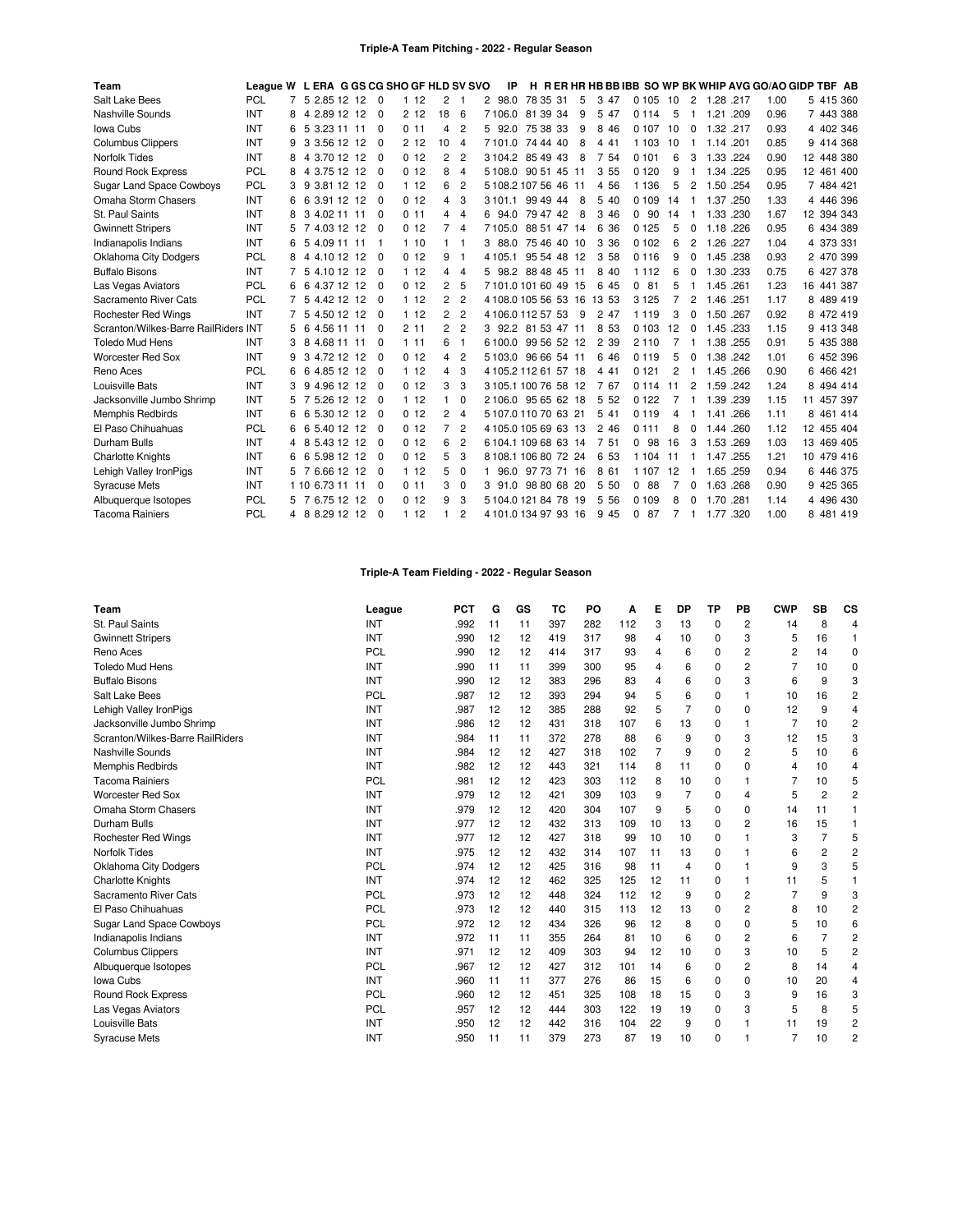## Triple-A Team Pitching - 2022 - Regular Season

| Team | League | W | L | ERA | G | GS | CG | SHO | GF | HLD | SV | SVO | IP | H | R | ER | HR | HB | BB | IBB | SO | WP | BK | WHIP | AVG | GO/AO | GIDP | TBF | AB |
|---|---|---|---|---|---|---|---|---|---|---|---|---|---|---|---|---|---|---|---|---|---|---|---|---|---|---|---|---|---|
| Salt Lake Bees | PCL | 7 | 5 | 2.85 | 12 | 12 | 0 | 1 | 12 | 2 | 1 | 2 | 98.0 | 78 | 35 | 31 | 5 | 3 | 47 | 0 | 105 | 10 | 2 | 1.28 | .217 | 1.00 | 5 | 415 | 360 |
| Nashville Sounds | INT | 8 | 4 | 2.89 | 12 | 12 | 0 | 2 | 12 | 18 | 6 | 7 | 106.0 | 81 | 39 | 34 | 9 | 5 | 47 | 0 | 114 | 5 | 1 | 1.21 | .209 | 0.96 | 7 | 443 | 388 |
| Iowa Cubs | INT | 6 | 5 | 3.23 | 11 | 11 | 0 | 0 | 11 | 4 | 2 | 5 | 92.0 | 75 | 38 | 33 | 9 | 8 | 46 | 0 | 107 | 10 | 0 | 1.32 | .217 | 0.93 | 4 | 402 | 346 |
| Columbus Clippers | INT | 9 | 3 | 3.56 | 12 | 12 | 0 | 2 | 12 | 10 | 4 | 7 | 101.0 | 74 | 44 | 40 | 8 | 4 | 41 | 1 | 103 | 10 | 1 | 1.14 | .201 | 0.85 | 9 | 414 | 368 |
| Norfolk Tides | INT | 8 | 4 | 3.70 | 12 | 12 | 0 | 0 | 12 | 2 | 2 | 3 | 104.2 | 85 | 49 | 43 | 8 | 7 | 54 | 0 | 101 | 6 | 3 | 1.33 | .224 | 0.90 | 12 | 448 | 380 |
| Round Rock Express | PCL | 8 | 4 | 3.75 | 12 | 12 | 0 | 0 | 12 | 8 | 4 | 5 | 108.0 | 90 | 51 | 45 | 11 | 3 | 55 | 0 | 120 | 9 | 1 | 1.34 | .225 | 0.95 | 12 | 461 | 400 |
| Sugar Land Space Cowboys | PCL | 3 | 9 | 3.81 | 12 | 12 | 0 | 1 | 12 | 6 | 2 | 5 | 108.2 | 107 | 56 | 46 | 11 | 4 | 56 | 1 | 136 | 5 | 2 | 1.50 | .254 | 0.95 | 7 | 484 | 421 |
| Omaha Storm Chasers | INT | 6 | 6 | 3.91 | 12 | 12 | 0 | 0 | 12 | 4 | 3 | 3 | 101.1 | 99 | 49 | 44 | 8 | 5 | 40 | 0 | 109 | 14 | 1 | 1.37 | .250 | 1.33 | 4 | 446 | 396 |
| St. Paul Saints | INT | 8 | 3 | 4.02 | 11 | 11 | 0 | 0 | 11 | 4 | 4 | 6 | 94.0 | 79 | 47 | 42 | 8 | 3 | 46 | 0 | 90 | 14 | 1 | 1.33 | .230 | 1.67 | 12 | 394 | 343 |
| Gwinnett Stripers | INT | 5 | 7 | 4.03 | 12 | 12 | 0 | 0 | 12 | 7 | 4 | 7 | 105.0 | 88 | 51 | 47 | 14 | 6 | 36 | 0 | 125 | 5 | 0 | 1.18 | .226 | 0.95 | 6 | 434 | 389 |
| Indianapolis Indians | INT | 6 | 5 | 4.09 | 11 | 11 | 1 | 1 | 10 | 1 | 1 | 3 | 88.0 | 75 | 46 | 40 | 10 | 3 | 36 | 0 | 102 | 6 | 2 | 1.26 | .227 | 1.04 | 4 | 373 | 331 |
| Oklahoma City Dodgers | PCL | 8 | 4 | 4.10 | 12 | 12 | 0 | 0 | 12 | 9 | 1 | 4 | 105.1 | 95 | 54 | 48 | 12 | 3 | 58 | 0 | 116 | 9 | 0 | 1.45 | .238 | 0.93 | 2 | 470 | 399 |
| Buffalo Bisons | INT | 7 | 5 | 4.10 | 12 | 12 | 0 | 1 | 12 | 4 | 4 | 5 | 98.2 | 88 | 48 | 45 | 11 | 8 | 40 | 1 | 112 | 6 | 0 | 1.30 | .233 | 0.75 | 6 | 427 | 378 |
| Las Vegas Aviators | PCL | 6 | 6 | 4.37 | 12 | 12 | 0 | 0 | 12 | 2 | 5 | 7 | 101.0 | 101 | 60 | 49 | 15 | 6 | 45 | 0 | 81 | 5 | 1 | 1.45 | .261 | 1.23 | 16 | 441 | 387 |
| Sacramento River Cats | PCL | 7 | 5 | 4.42 | 12 | 12 | 0 | 1 | 12 | 2 | 2 | 4 | 108.0 | 105 | 56 | 53 | 16 | 13 | 53 | 3 | 125 | 7 | 2 | 1.46 | .251 | 1.17 | 8 | 489 | 419 |
| Rochester Red Wings | INT | 7 | 5 | 4.50 | 12 | 12 | 0 | 1 | 12 | 2 | 2 | 4 | 106.0 | 112 | 57 | 53 | 9 | 2 | 47 | 1 | 119 | 3 | 0 | 1.50 | .267 | 0.92 | 8 | 472 | 419 |
| Scranton/Wilkes-Barre RailRiders | INT | 5 | 6 | 4.56 | 11 | 11 | 0 | 2 | 11 | 2 | 2 | 3 | 92.2 | 81 | 53 | 47 | 11 | 8 | 53 | 0 | 103 | 12 | 0 | 1.45 | .233 | 1.15 | 9 | 413 | 348 |
| Toledo Mud Hens | INT | 3 | 8 | 4.68 | 11 | 11 | 0 | 1 | 11 | 6 | 1 | 6 | 100.0 | 99 | 56 | 52 | 12 | 2 | 39 | 2 | 110 | 7 | 1 | 1.38 | .255 | 0.91 | 5 | 435 | 388 |
| Worcester Red Sox | INT | 9 | 3 | 4.72 | 12 | 12 | 0 | 0 | 12 | 4 | 2 | 5 | 103.0 | 96 | 66 | 54 | 11 | 6 | 46 | 0 | 119 | 5 | 0 | 1.38 | .242 | 1.01 | 6 | 452 | 396 |
| Reno Aces | PCL | 6 | 6 | 4.85 | 12 | 12 | 0 | 1 | 12 | 4 | 3 | 4 | 105.2 | 112 | 61 | 57 | 18 | 4 | 41 | 0 | 121 | 2 | 1 | 1.45 | .266 | 0.90 | 6 | 466 | 421 |
| Louisville Bats | INT | 3 | 9 | 4.96 | 12 | 12 | 0 | 0 | 12 | 3 | 3 | 3 | 105.1 | 100 | 76 | 58 | 12 | 7 | 67 | 0 | 114 | 11 | 2 | 1.59 | .242 | 1.24 | 8 | 494 | 414 |
| Jacksonville Jumbo Shrimp | INT | 5 | 7 | 5.26 | 12 | 12 | 0 | 1 | 12 | 1 | 0 | 2 | 106.0 | 95 | 65 | 62 | 18 | 5 | 52 | 0 | 122 | 7 | 1 | 1.39 | .239 | 1.15 | 11 | 457 | 397 |
| Memphis Redbirds | INT | 6 | 6 | 5.30 | 12 | 12 | 0 | 0 | 12 | 2 | 4 | 5 | 107.0 | 110 | 70 | 63 | 21 | 5 | 41 | 0 | 119 | 4 | 1 | 1.41 | .266 | 1.11 | 8 | 461 | 414 |
| El Paso Chihuahuas | PCL | 6 | 6 | 5.40 | 12 | 12 | 0 | 0 | 12 | 7 | 2 | 4 | 105.0 | 105 | 69 | 63 | 13 | 2 | 46 | 0 | 111 | 8 | 0 | 1.44 | .260 | 1.12 | 12 | 455 | 404 |
| Durham Bulls | INT | 4 | 8 | 5.43 | 12 | 12 | 0 | 0 | 12 | 6 | 2 | 6 | 104.1 | 109 | 68 | 63 | 14 | 7 | 51 | 0 | 98 | 16 | 3 | 1.53 | .269 | 1.03 | 13 | 469 | 405 |
| Charlotte Knights | INT | 6 | 6 | 5.98 | 12 | 12 | 0 | 0 | 12 | 5 | 3 | 8 | 108.1 | 106 | 80 | 72 | 24 | 6 | 53 | 1 | 104 | 11 | 1 | 1.47 | .255 | 1.21 | 10 | 479 | 416 |
| Lehigh Valley IronPigs | INT | 5 | 7 | 6.66 | 12 | 12 | 0 | 1 | 12 | 5 | 0 | 1 | 96.0 | 97 | 73 | 71 | 16 | 8 | 61 | 1 | 107 | 12 | 1 | 1.65 | .259 | 0.94 | 6 | 446 | 375 |
| Syracuse Mets | INT | 1 | 10 | 6.73 | 11 | 11 | 0 | 0 | 11 | 3 | 0 | 3 | 91.0 | 98 | 80 | 68 | 20 | 5 | 50 | 0 | 88 | 7 | 0 | 1.63 | .268 | 0.90 | 9 | 425 | 365 |
| Albuquerque Isotopes | PCL | 5 | 7 | 6.75 | 12 | 12 | 0 | 0 | 12 | 9 | 3 | 5 | 104.0 | 121 | 84 | 78 | 19 | 5 | 56 | 0 | 109 | 8 | 0 | 1.70 | .281 | 1.14 | 4 | 496 | 430 |
| Tacoma Rainiers | PCL | 4 | 8 | 8.29 | 12 | 12 | 0 | 1 | 12 | 1 | 2 | 4 | 101.0 | 134 | 97 | 93 | 16 | 9 | 45 | 0 | 87 | 7 | 1 | 1.77 | .320 | 1.00 | 8 | 481 | 419 |

## Triple-A Team Fielding - 2022 - Regular Season

| Team | League | PCT | G | GS | TC | PO | A | E | DP | TP | PB | CWP | SB | CS |
|---|---|---|---|---|---|---|---|---|---|---|---|---|---|---|
| St. Paul Saints | INT | .992 | 11 | 11 | 397 | 282 | 112 | 3 | 13 | 0 | 2 | 14 | 8 | 4 |
| Gwinnett Stripers | INT | .990 | 12 | 12 | 419 | 317 | 98 | 4 | 10 | 0 | 3 | 5 | 16 | 1 |
| Reno Aces | PCL | .990 | 12 | 12 | 414 | 317 | 93 | 4 | 6 | 0 | 2 | 2 | 14 | 0 |
| Toledo Mud Hens | INT | .990 | 11 | 11 | 399 | 300 | 95 | 4 | 6 | 0 | 2 | 7 | 10 | 0 |
| Buffalo Bisons | INT | .990 | 12 | 12 | 383 | 296 | 83 | 4 | 6 | 0 | 3 | 6 | 9 | 3 |
| Salt Lake Bees | PCL | .987 | 12 | 12 | 393 | 294 | 94 | 5 | 6 | 0 | 1 | 10 | 16 | 2 |
| Lehigh Valley IronPigs | INT | .987 | 12 | 12 | 385 | 288 | 92 | 5 | 7 | 0 | 0 | 12 | 9 | 4 |
| Jacksonville Jumbo Shrimp | INT | .986 | 12 | 12 | 431 | 318 | 107 | 6 | 13 | 0 | 1 | 7 | 10 | 2 |
| Scranton/Wilkes-Barre RailRiders | INT | .984 | 11 | 11 | 372 | 278 | 88 | 6 | 9 | 0 | 3 | 12 | 15 | 3 |
| Nashville Sounds | INT | .984 | 12 | 12 | 427 | 318 | 102 | 7 | 9 | 0 | 2 | 5 | 10 | 6 |
| Memphis Redbirds | INT | .982 | 12 | 12 | 443 | 321 | 114 | 8 | 11 | 0 | 0 | 4 | 10 | 4 |
| Tacoma Rainiers | PCL | .981 | 12 | 12 | 423 | 303 | 112 | 8 | 10 | 0 | 1 | 7 | 10 | 5 |
| Worcester Red Sox | INT | .979 | 12 | 12 | 421 | 309 | 103 | 9 | 7 | 0 | 4 | 5 | 2 | 2 |
| Omaha Storm Chasers | INT | .979 | 12 | 12 | 420 | 304 | 107 | 9 | 5 | 0 | 0 | 14 | 11 | 1 |
| Durham Bulls | INT | .977 | 12 | 12 | 432 | 313 | 109 | 10 | 13 | 0 | 2 | 16 | 15 | 1 |
| Rochester Red Wings | INT | .977 | 12 | 12 | 427 | 318 | 99 | 10 | 10 | 0 | 1 | 3 | 7 | 5 |
| Norfolk Tides | INT | .975 | 12 | 12 | 432 | 314 | 107 | 11 | 13 | 0 | 1 | 6 | 2 | 2 |
| Oklahoma City Dodgers | PCL | .974 | 12 | 12 | 425 | 316 | 98 | 11 | 4 | 0 | 1 | 9 | 3 | 5 |
| Charlotte Knights | INT | .974 | 12 | 12 | 462 | 325 | 125 | 12 | 11 | 0 | 1 | 11 | 5 | 1 |
| Sacramento River Cats | PCL | .973 | 12 | 12 | 448 | 324 | 112 | 12 | 9 | 0 | 2 | 7 | 9 | 3 |
| El Paso Chihuahuas | PCL | .973 | 12 | 12 | 440 | 315 | 113 | 12 | 13 | 0 | 2 | 8 | 10 | 2 |
| Sugar Land Space Cowboys | PCL | .972 | 12 | 12 | 434 | 326 | 96 | 12 | 8 | 0 | 0 | 5 | 10 | 6 |
| Indianapolis Indians | INT | .972 | 11 | 11 | 355 | 264 | 81 | 10 | 6 | 0 | 2 | 6 | 7 | 2 |
| Columbus Clippers | INT | .971 | 12 | 12 | 409 | 303 | 94 | 12 | 10 | 0 | 3 | 10 | 5 | 2 |
| Albuquerque Isotopes | PCL | .967 | 12 | 12 | 427 | 312 | 101 | 14 | 6 | 0 | 2 | 8 | 14 | 4 |
| Iowa Cubs | INT | .960 | 11 | 11 | 377 | 276 | 86 | 15 | 6 | 0 | 0 | 10 | 20 | 4 |
| Round Rock Express | PCL | .960 | 12 | 12 | 451 | 325 | 108 | 18 | 15 | 0 | 3 | 9 | 16 | 3 |
| Las Vegas Aviators | PCL | .957 | 12 | 12 | 444 | 303 | 122 | 19 | 19 | 0 | 3 | 5 | 8 | 5 |
| Louisville Bats | INT | .950 | 12 | 12 | 442 | 316 | 104 | 22 | 9 | 0 | 1 | 11 | 19 | 2 |
| Syracuse Mets | INT | .950 | 11 | 11 | 379 | 273 | 87 | 19 | 10 | 0 | 1 | 7 | 10 | 2 |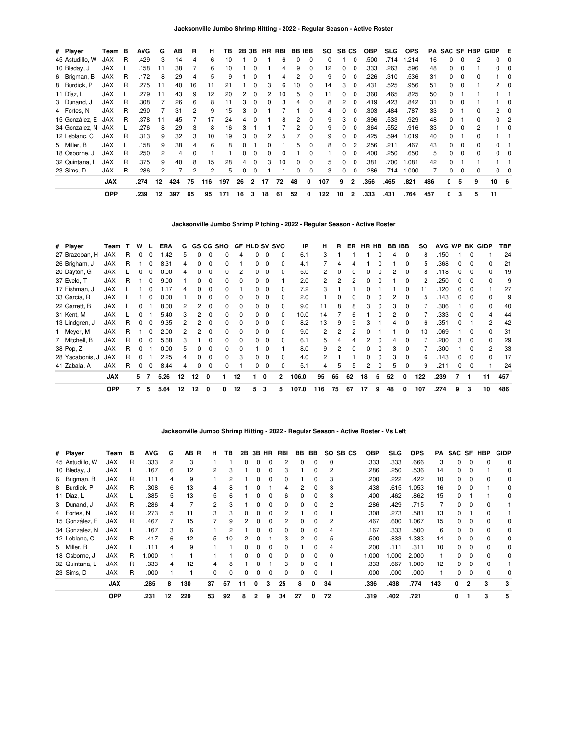### Jacksonville Jumbo Shrimp Hitting - 2022 - Regular Season - Active Roster

| # | Player | Team | B | AVG | G | AB | R | H | TB | 2B | 3B | HR | RBI | BB | IBB | SO | SB | CS | OBP | SLG | OPS | PA | SAC | SF | HBP | GIDP | E |
|---|---|---|---|---|---|---|---|---|---|---|---|---|---|---|---|---|---|---|---|---|---|---|---|---|---|---|---|
| 45 | Astudillo, W | JAX | R | .429 | 3 | 14 | 4 | 6 | 10 | 1 | 0 | 1 | 6 | 0 | 0 | 0 | 1 | 0 | .500 | .714 | 1.214 | 16 | 0 | 0 | 2 | 0 | 0 |
| 10 | Bleday, J | JAX | L | .158 | 11 | 38 | 7 | 6 | 10 | 1 | 0 | 1 | 4 | 9 | 0 | 12 | 0 | 0 | .333 | .263 | .596 | 48 | 0 | 0 | 1 | 0 | 0 |
| 6 | Brigman, B | JAX | R | .172 | 8 | 29 | 4 | 5 | 9 | 1 | 0 | 1 | 4 | 2 | 0 | 9 | 0 | 0 | .226 | .310 | .536 | 31 | 0 | 0 | 0 | 1 | 0 |
| 8 | Burdick, P | JAX | R | .275 | 11 | 40 | 16 | 11 | 21 | 1 | 0 | 3 | 6 | 10 | 0 | 14 | 3 | 0 | .431 | .525 | .956 | 51 | 0 | 0 | 1 | 2 | 0 |
| 11 | Díaz, L | JAX | L | .279 | 11 | 43 | 9 | 12 | 20 | 2 | 0 | 2 | 10 | 5 | 0 | 11 | 0 | 0 | .360 | .465 | .825 | 50 | 0 | 1 | 1 | 1 | 1 |
| 3 | Dunand, J | JAX | R | .308 | 7 | 26 | 6 | 8 | 11 | 3 | 0 | 0 | 3 | 4 | 0 | 8 | 2 | 0 | .419 | .423 | .842 | 31 | 0 | 0 | 1 | 1 | 0 |
| 4 | Fortes, N | JAX | R | .290 | 7 | 31 | 2 | 9 | 15 | 3 | 0 | 1 | 7 | 1 | 0 | 4 | 0 | 0 | .303 | .484 | .787 | 33 | 0 | 1 | 0 | 2 | 0 |
| 15 | González, E | JAX | R | .378 | 11 | 45 | 7 | 17 | 24 | 4 | 0 | 1 | 8 | 2 | 0 | 9 | 3 | 0 | .396 | .533 | .929 | 48 | 0 | 1 | 0 | 0 | 2 |
| 34 | Gonzalez, N | JAX | L | .276 | 8 | 29 | 3 | 8 | 16 | 3 | 1 | 1 | 7 | 2 | 0 | 9 | 0 | 0 | .364 | .552 | .916 | 33 | 0 | 0 | 2 | 1 | 0 |
| 12 | Leblanc, C | JAX | R | .313 | 9 | 32 | 3 | 10 | 19 | 3 | 0 | 2 | 5 | 7 | 0 | 9 | 0 | 0 | .425 | .594 | 1.019 | 40 | 0 | 1 | 0 | 1 | 1 |
| 5 | Miller, B | JAX | L | .158 | 9 | 38 | 4 | 6 | 8 | 0 | 1 | 0 | 1 | 5 | 0 | 8 | 0 | 2 | .256 | .211 | .467 | 43 | 0 | 0 | 0 | 0 | 1 |
| 18 | Osborne, J | JAX | R | .250 | 2 | 4 | 0 | 1 | 1 | 0 | 0 | 0 | 0 | 1 | 0 | 1 | 0 | 0 | .400 | .250 | .650 | 5 | 0 | 0 | 0 | 0 | 0 |
| 32 | Quintana, L | JAX | R | .375 | 9 | 40 | 8 | 15 | 28 | 4 | 0 | 3 | 10 | 0 | 0 | 5 | 0 | 0 | .381 | .700 | 1.081 | 42 | 0 | 1 | 1 | 1 | 1 |
| 23 | Sims, D | JAX | R | .286 | 2 | 7 | 2 | 2 | 5 | 0 | 0 | 1 | 1 | 0 | 0 | 3 | 0 | 0 | .286 | .714 | 1.000 | 7 | 0 | 0 | 0 | 0 | 0 |
| | | **JAX** | | **.274** | **12** | **424** | **75** | **116** | **197** | **26** | **2** | **17** | **72** | **48** | **0** | **107** | **9** | **2** | **.356** | **.465** | **.821** | **486** | **0** | **5** | **9** | **10** | **6** |
| | | **OPP** | | **.239** | **12** | **397** | **65** | **95** | **171** | **16** | **3** | **18** | **61** | **52** | **0** | **122** | **10** | **2** | **.333** | **.431** | **.764** | **457** | **0** | **3** | **5** | **11** | |

### Jacksonville Jumbo Shrimp Pitching - 2022 - Regular Season - Active Roster

| # | Player | Team | T | W | L | ERA | G | GS | CG | SHO | GF | HLD | SV | SVO | IP | H | R | ER | HR | HB | BB | IBB | SO | AVG | WP | BK | GIDP | TBF |
|---|---|---|---|---|---|---|---|---|---|---|---|---|---|---|---|---|---|---|---|---|---|---|---|---|---|---|---|---|
| 27 | Brazoban, H | JAX | R | 0 | 0 | 1.42 | 5 | 0 | 0 | 0 | 4 | 0 | 0 | 0 | 6.1 | 3 | 1 | 1 | 1 | 0 | 4 | 0 | 8 | .150 | 1 | 0 | 1 | 24 |
| 26 | Brigham, J | JAX | R | 1 | 0 | 8.31 | 4 | 0 | 0 | 0 | 1 | 0 | 0 | 0 | 4.1 | 7 | 4 | 4 | 1 | 0 | 1 | 0 | 5 | .368 | 0 | 0 | 0 | 21 |
| 20 | Dayton, G | JAX | L | 0 | 0 | 0.00 | 4 | 0 | 0 | 0 | 2 | 0 | 0 | 0 | 5.0 | 2 | 0 | 0 | 0 | 0 | 2 | 0 | 8 | .118 | 0 | 0 | 0 | 19 |
| 37 | Eveld, T | JAX | R | 1 | 0 | 9.00 | 1 | 0 | 0 | 0 | 0 | 0 | 0 | 1 | 2.0 | 2 | 2 | 2 | 0 | 0 | 1 | 0 | 2 | .250 | 0 | 0 | 0 | 9 |
| 17 | Fishman, J | JAX | L | 1 | 0 | 1.17 | 4 | 0 | 0 | 0 | 1 | 0 | 0 | 0 | 7.2 | 3 | 1 | 1 | 0 | 1 | 1 | 0 | 11 | .120 | 0 | 0 | 1 | 27 |
| 33 | Garcia, R | JAX | L | 1 | 0 | 0.00 | 1 | 0 | 0 | 0 | 0 | 0 | 0 | 0 | 2.0 | 1 | 0 | 0 | 0 | 0 | 2 | 0 | 5 | .143 | 0 | 0 | 0 | 9 |
| 22 | Garrett, B | JAX | L | 0 | 1 | 8.00 | 2 | 2 | 0 | 0 | 0 | 0 | 0 | 0 | 9.0 | 11 | 8 | 8 | 3 | 0 | 3 | 0 | 7 | .306 | 1 | 0 | 0 | 40 |
| 31 | Kent, M | JAX | L | 0 | 1 | 5.40 | 3 | 2 | 0 | 0 | 0 | 0 | 0 | 0 | 10.0 | 14 | 7 | 6 | 1 | 0 | 2 | 0 | 7 | .333 | 0 | 0 | 4 | 44 |
| 13 | Lindgren, J | JAX | R | 0 | 0 | 9.35 | 2 | 2 | 0 | 0 | 0 | 0 | 0 | 0 | 8.2 | 13 | 9 | 9 | 3 | 1 | 4 | 0 | 6 | .351 | 0 | 1 | 2 | 42 |
| 1 | Meyer, M | JAX | R | 1 | 0 | 2.00 | 2 | 2 | 0 | 0 | 0 | 0 | 0 | 0 | 9.0 | 2 | 2 | 2 | 0 | 1 | 1 | 0 | 13 | .069 | 1 | 0 | 0 | 31 |
| 7 | Mitchell, B | JAX | R | 0 | 0 | 5.68 | 3 | 1 | 0 | 0 | 0 | 0 | 0 | 0 | 6.1 | 5 | 4 | 4 | 2 | 0 | 4 | 0 | 7 | .200 | 3 | 0 | 0 | 29 |
| 38 | Pop, Z | JAX | R | 0 | 1 | 0.00 | 5 | 0 | 0 | 0 | 0 | 1 | 0 | 1 | 8.0 | 9 | 2 | 0 | 0 | 0 | 3 | 0 | 7 | .300 | 1 | 0 | 2 | 33 |
| 28 | Yacabonis, J | JAX | R | 0 | 1 | 2.25 | 4 | 0 | 0 | 0 | 3 | 0 | 0 | 0 | 4.0 | 2 | 1 | 1 | 0 | 0 | 3 | 0 | 6 | .143 | 0 | 0 | 0 | 17 |
| 41 | Zabala, A | JAX | R | 0 | 0 | 8.44 | 4 | 0 | 0 | 0 | 1 | 0 | 0 | 0 | 5.1 | 4 | 5 | 5 | 2 | 0 | 5 | 0 | 9 | .211 | 0 | 0 | 1 | 24 |
| | | **JAX** | | **5** | **7** | **5.26** | **12** | **12** | **0** | **1** | **12** | **1** | **0** | **2** | **106.0** | **95** | **65** | **62** | **18** | **5** | **52** | **0** | **122** | **.239** | **7** | **1** | **11** | **457** |
| | | **OPP** | | **7** | **5** | **5.64** | **12** | **12** | **0** | **0** | **12** | **5** | **3** | **5** | **107.0** | **116** | **75** | **67** | **17** | **9** | **48** | **0** | **107** | **.274** | **9** | **3** | **10** | **486** |

### Jacksonville Jumbo Shrimp Hitting - 2022 - Regular Season - Active Roster - Vs Left

| # | Player | Team | B | AVG | G | AB | R | H | TB | 2B | 3B | HR | RBI | BB | IBB | SO | SB | CS | OBP | SLG | OPS | PA | SAC | SF | HBP | GIDP |
|---|---|---|---|---|---|---|---|---|---|---|---|---|---|---|---|---|---|---|---|---|---|---|---|---|---|---|
| 45 | Astudillo, W | JAX | R | .333 | 2 | 3 | | 1 | 1 | 0 | 0 | 0 | 2 | 0 | 0 | 0 | | | .333 | .333 | .666 | 3 | 0 | 0 | 0 | 0 |
| 10 | Bleday, J | JAX | L | .167 | 6 | 12 | | 2 | 3 | 1 | 0 | 0 | 3 | 1 | 0 | 2 | | | .286 | .250 | .536 | 14 | 0 | 0 | 1 | 0 |
| 6 | Brigman, B | JAX | R | .111 | 4 | 9 | | 1 | 2 | 1 | 0 | 0 | 0 | 1 | 0 | 3 | | | .200 | .222 | .422 | 10 | 0 | 0 | 0 | 0 |
| 8 | Burdick, P | JAX | R | .308 | 6 | 13 | | 4 | 8 | 1 | 0 | 1 | 4 | 2 | 0 | 3 | | | .438 | .615 | 1.053 | 16 | 0 | 0 | 1 | 0 |
| 11 | Díaz, L | JAX | L | .385 | 5 | 13 | | 5 | 6 | 1 | 0 | 0 | 6 | 0 | 0 | 3 | | | .400 | .462 | .862 | 15 | 0 | 1 | 1 | 0 |
| 3 | Dunand, J | JAX | R | .286 | 4 | 7 | | 2 | 3 | 1 | 0 | 0 | 0 | 0 | 0 | 2 | | | .286 | .429 | .715 | 7 | 0 | 0 | 0 | 1 |
| 4 | Fortes, N | JAX | R | .273 | 5 | 11 | | 3 | 3 | 0 | 0 | 0 | 2 | 1 | 0 | 1 | | | .308 | .273 | .581 | 13 | 0 | 1 | 0 | 1 |
| 15 | González, E | JAX | R | .467 | 7 | 15 | | 7 | 9 | 2 | 0 | 0 | 2 | 0 | 0 | 2 | | | .467 | .600 | 1.067 | 15 | 0 | 0 | 0 | 0 |
| 34 | Gonzalez, N | JAX | L | .167 | 3 | 6 | | 1 | 2 | 1 | 0 | 0 | 0 | 0 | 0 | 4 | | | .167 | .333 | .500 | 6 | 0 | 0 | 0 | 0 |
| 12 | Leblanc, C | JAX | R | .417 | 6 | 12 | | 5 | 10 | 2 | 0 | 1 | 3 | 2 | 0 | 5 | | | .500 | .833 | 1.333 | 14 | 0 | 0 | 0 | 0 |
| 5 | Miller, B | JAX | L | .111 | 4 | 9 | | 1 | 1 | 0 | 0 | 0 | 0 | 1 | 0 | 4 | | | .200 | .111 | .311 | 10 | 0 | 0 | 0 | 0 |
| 18 | Osborne, J | JAX | R | 1.000 | 1 | 1 | | 1 | 1 | 0 | 0 | 0 | 0 | 0 | 0 | 0 | | | 1.000 | 1.000 | 2.000 | 1 | 0 | 0 | 0 | 0 |
| 32 | Quintana, L | JAX | R | .333 | 4 | 12 | | 4 | 8 | 1 | 0 | 1 | 3 | 0 | 0 | 1 | | | .333 | .667 | 1.000 | 12 | 0 | 0 | 0 | 1 |
| 23 | Sims, D | JAX | R | .000 | 1 | 1 | | 0 | 0 | 0 | 0 | 0 | 0 | 0 | 0 | 1 | | | .000 | .000 | .000 | 1 | 0 | 0 | 0 | 0 |
| | | **JAX** | | **.285** | **8** | **130** | | **37** | **57** | **11** | **0** | **3** | **25** | **8** | **0** | **34** | | | **.336** | **.438** | **.774** | **143** | **0** | **2** | **3** | **3** |
| | | **OPP** | | **.231** | **12** | **229** | | **53** | **92** | **8** | **2** | **9** | **34** | **27** | **0** | **72** | | | **.319** | **.402** | **.721** | | **0** | **1** | **3** | **5** |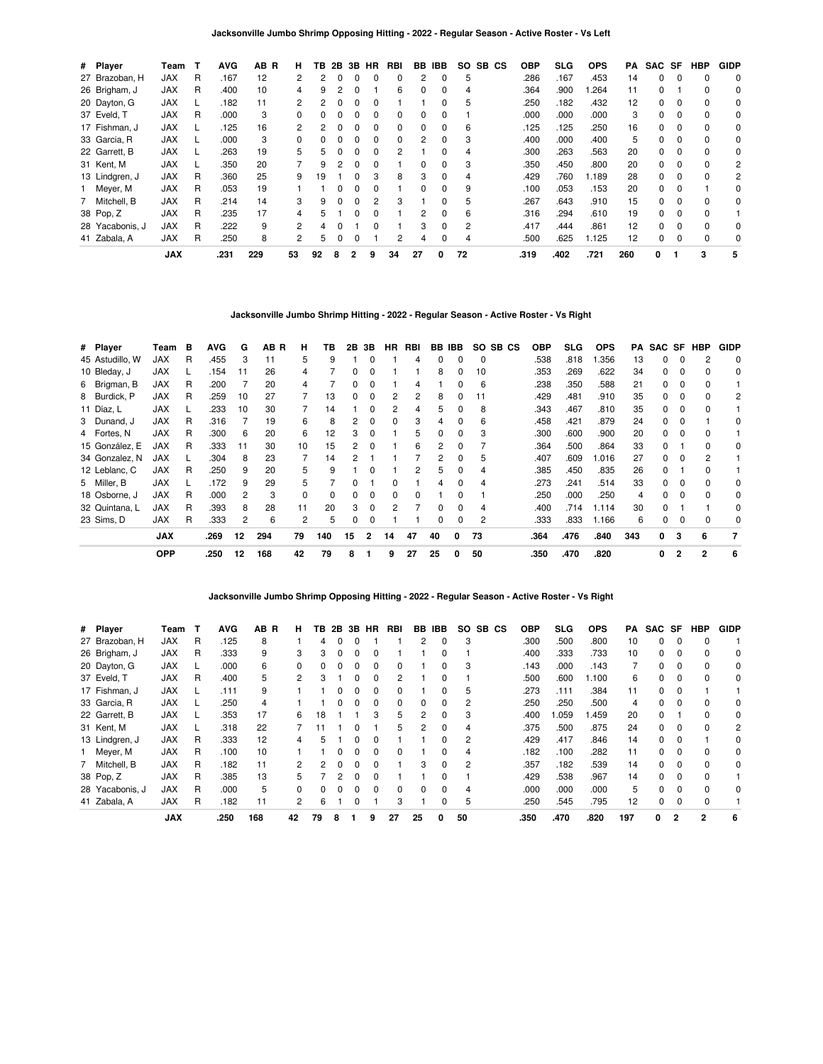### Jacksonville Jumbo Shrimp Opposing Hitting - 2022 - Regular Season - Active Roster - Vs Left

| # | Player | Team | T | AVG | AB | R | H | TB | 2B | 3B | HR | RBI | BB | IBB | SO | SB | CS | OBP | SLG | OPS | PA | SAC | SF | HBP | GIDP |
|---|---|---|---|---|---|---|---|---|---|---|---|---|---|---|---|---|---|---|---|---|---|---|---|---|---|
| 27 | Brazoban, H | JAX | R | .167 | 12 | | 2 | 2 | 0 | 0 | 0 | 0 | 2 | 0 | 5 | | | .286 | .167 | .453 | 14 | 0 | 0 | 0 | 0 |
| 26 | Brigham, J | JAX | R | .400 | 10 | | 4 | 9 | 2 | 0 | 1 | 6 | 0 | 0 | 4 | | | .364 | .900 | 1.264 | 11 | 0 | 1 | 0 | 0 |
| 20 | Dayton, G | JAX | L | .182 | 11 | | 2 | 2 | 0 | 0 | 0 | 1 | 1 | 0 | 5 | | | .250 | .182 | .432 | 12 | 0 | 0 | 0 | 0 |
| 37 | Eveld, T | JAX | R | .000 | 3 | | 0 | 0 | 0 | 0 | 0 | 0 | 0 | 0 | 1 | | | .000 | .000 | .000 | 3 | 0 | 0 | 0 | 0 |
| 17 | Fishman, J | JAX | L | .125 | 16 | | 2 | 2 | 0 | 0 | 0 | 0 | 0 | 0 | 6 | | | .125 | .125 | .250 | 16 | 0 | 0 | 0 | 0 |
| 33 | Garcia, R | JAX | L | .000 | 3 | | 0 | 0 | 0 | 0 | 0 | 0 | 2 | 0 | 3 | | | .400 | .000 | .400 | 5 | 0 | 0 | 0 | 0 |
| 22 | Garrett, B | JAX | L | .263 | 19 | | 5 | 5 | 0 | 0 | 0 | 2 | 1 | 0 | 4 | | | .300 | .263 | .563 | 20 | 0 | 0 | 0 | 0 |
| 31 | Kent, M | JAX | L | .350 | 20 | | 7 | 9 | 2 | 0 | 0 | 1 | 0 | 0 | 3 | | | .350 | .450 | .800 | 20 | 0 | 0 | 0 | 2 |
| 13 | Lindgren, J | JAX | R | .360 | 25 | | 9 | 19 | 1 | 0 | 3 | 8 | 3 | 0 | 4 | | | .429 | .760 | 1.189 | 28 | 0 | 0 | 0 | 2 |
| 1 | Meyer, M | JAX | R | .053 | 19 | | 1 | 1 | 0 | 0 | 0 | 1 | 0 | 0 | 9 | | | .100 | .053 | .153 | 20 | 0 | 0 | 1 | 0 |
| 7 | Mitchell, B | JAX | R | .214 | 14 | | 3 | 9 | 0 | 0 | 2 | 3 | 1 | 0 | 5 | | | .267 | .643 | .910 | 15 | 0 | 0 | 0 | 0 |
| 38 | Pop, Z | JAX | R | .235 | 17 | | 4 | 5 | 1 | 0 | 0 | 1 | 2 | 0 | 6 | | | .316 | .294 | .610 | 19 | 0 | 0 | 0 | 1 |
| 28 | Yacabonis, J | JAX | R | .222 | 9 | | 2 | 4 | 0 | 1 | 0 | 1 | 3 | 0 | 2 | | | .417 | .444 | .861 | 12 | 0 | 0 | 0 | 0 |
| 41 | Zabala, A | JAX | R | .250 | 8 | | 2 | 5 | 0 | 0 | 1 | 2 | 4 | 0 | 4 | | | .500 | .625 | 1.125 | 12 | 0 | 0 | 0 | 0 |
| | **JAX** | | | **.231** | **229** | | **53** | **92** | **8** | **2** | **9** | **34** | **27** | **0** | **72** | | | **.319** | **.402** | **.721** | **260** | **0** | **1** | **3** | **5** |

### Jacksonville Jumbo Shrimp Hitting - 2022 - Regular Season - Active Roster - Vs Right

| # | Player | Team | B | AVG | G | AB | R | H | TB | 2B | 3B | HR | RBI | BB | IBB | SO | SB | CS | OBP | SLG | OPS | PA | SAC | SF | HBP | GIDP |
|---|---|---|---|---|---|---|---|---|---|---|---|---|---|---|---|---|---|---|---|---|---|---|---|---|---|---|
| 45 | Astudillo, W | JAX | R | .455 | 3 | 11 | | 5 | 9 | 1 | 0 | 1 | 4 | 0 | 0 | 0 | | | .538 | .818 | 1.356 | 13 | 0 | 0 | 2 | 0 |
| 10 | Bleday, J | JAX | L | .154 | 11 | 26 | | 4 | 7 | 0 | 0 | 1 | 1 | 8 | 0 | 10 | | | .353 | .269 | .622 | 34 | 0 | 0 | 0 | 0 |
| 6 | Brigman, B | JAX | R | .200 | 7 | 20 | | 4 | 7 | 0 | 0 | 1 | 4 | 1 | 0 | 6 | | | .238 | .350 | .588 | 21 | 0 | 0 | 0 | 1 |
| 8 | Burdick, P | JAX | R | .259 | 10 | 27 | | 7 | 13 | 0 | 0 | 2 | 2 | 8 | 0 | 11 | | | .429 | .481 | .910 | 35 | 0 | 0 | 0 | 2 |
| 11 | Díaz, L | JAX | L | .233 | 10 | 30 | | 7 | 14 | 1 | 0 | 2 | 4 | 5 | 0 | 8 | | | .343 | .467 | .810 | 35 | 0 | 0 | 0 | 1 |
| 3 | Dunand, J | JAX | R | .316 | 7 | 19 | | 6 | 8 | 2 | 0 | 0 | 3 | 4 | 0 | 6 | | | .458 | .421 | .879 | 24 | 0 | 0 | 1 | 0 |
| 4 | Fortes, N | JAX | R | .300 | 6 | 20 | | 6 | 12 | 3 | 0 | 1 | 5 | 0 | 0 | 3 | | | .300 | .600 | .900 | 20 | 0 | 0 | 0 | 1 |
| 15 | González, E | JAX | R | .333 | 11 | 30 | | 10 | 15 | 2 | 0 | 1 | 6 | 2 | 0 | 7 | | | .364 | .500 | .864 | 33 | 0 | 1 | 0 | 0 |
| 34 | Gonzalez, N | JAX | L | .304 | 8 | 23 | | 7 | 14 | 2 | 1 | 1 | 7 | 2 | 0 | 5 | | | .407 | .609 | 1.016 | 27 | 0 | 0 | 2 | 1 |
| 12 | Leblanc, C | JAX | R | .250 | 9 | 20 | | 5 | 9 | 1 | 0 | 1 | 2 | 5 | 0 | 4 | | | .385 | .450 | .835 | 26 | 0 | 1 | 0 | 1 |
| 5 | Miller, B | JAX | L | .172 | 9 | 29 | | 5 | 7 | 0 | 1 | 0 | 1 | 4 | 0 | 4 | | | .273 | .241 | .514 | 33 | 0 | 0 | 0 | 0 |
| 18 | Osborne, J | JAX | R | .000 | 2 | 3 | | 0 | 0 | 0 | 0 | 0 | 0 | 1 | 0 | 1 | | | .250 | .000 | .250 | 4 | 0 | 0 | 0 | 0 |
| 32 | Quintana, L | JAX | R | .393 | 8 | 28 | | 11 | 20 | 3 | 0 | 2 | 7 | 0 | 0 | 4 | | | .400 | .714 | 1.114 | 30 | 0 | 1 | 1 | 0 |
| 23 | Sims, D | JAX | R | .333 | 2 | 6 | | 2 | 5 | 0 | 0 | 1 | 1 | 0 | 0 | 2 | | | .333 | .833 | 1.166 | 6 | 0 | 0 | 0 | 0 |
| | **JAX** | | | **.269** | **12** | **294** | | **79** | **140** | **15** | **2** | **14** | **47** | **40** | **0** | **73** | | | **.364** | **.476** | **.840** | **343** | **0** | **3** | **6** | **7** |
| | **OPP** | | | **.250** | **12** | **168** | | **42** | **79** | **8** | **1** | **9** | **27** | **25** | **0** | **50** | | | **.350** | **.470** | **.820** | | **0** | **2** | **2** | **6** |

### Jacksonville Jumbo Shrimp Opposing Hitting - 2022 - Regular Season - Active Roster - Vs Right

| # | Player | Team | T | AVG | AB | R | H | TB | 2B | 3B | HR | RBI | BB | IBB | SO | SB | CS | OBP | SLG | OPS | PA | SAC | SF | HBP | GIDP |
|---|---|---|---|---|---|---|---|---|---|---|---|---|---|---|---|---|---|---|---|---|---|---|---|---|---|
| 27 | Brazoban, H | JAX | R | .125 | 8 | | 1 | 4 | 0 | 0 | 1 | 1 | 2 | 0 | 3 | | | .300 | .500 | .800 | 10 | 0 | 0 | 0 | 1 |
| 26 | Brigham, J | JAX | R | .333 | 9 | | 3 | 3 | 0 | 0 | 0 | 1 | 1 | 0 | 1 | | | .400 | .333 | .733 | 10 | 0 | 0 | 0 | 0 |
| 20 | Dayton, G | JAX | L | .000 | 6 | | 0 | 0 | 0 | 0 | 0 | 0 | 1 | 0 | 3 | | | .143 | .000 | .143 | 7 | 0 | 0 | 0 | 0 |
| 37 | Eveld, T | JAX | R | .400 | 5 | | 2 | 3 | 1 | 0 | 0 | 2 | 1 | 0 | 1 | | | .500 | .600 | 1.100 | 6 | 0 | 0 | 0 | 0 |
| 17 | Fishman, J | JAX | L | .111 | 9 | | 1 | 1 | 0 | 0 | 0 | 0 | 1 | 0 | 5 | | | .273 | .111 | .384 | 11 | 0 | 0 | 1 | 1 |
| 33 | Garcia, R | JAX | L | .250 | 4 | | 1 | 1 | 0 | 0 | 0 | 0 | 0 | 0 | 2 | | | .250 | .250 | .500 | 4 | 0 | 0 | 0 | 0 |
| 22 | Garrett, B | JAX | L | .353 | 17 | | 6 | 18 | 1 | 1 | 3 | 5 | 2 | 0 | 3 | | | .400 | 1.059 | 1.459 | 20 | 0 | 1 | 0 | 0 |
| 31 | Kent, M | JAX | L | .318 | 22 | | 7 | 11 | 1 | 0 | 1 | 5 | 2 | 0 | 4 | | | .375 | .500 | .875 | 24 | 0 | 0 | 0 | 2 |
| 13 | Lindgren, J | JAX | R | .333 | 12 | | 4 | 5 | 1 | 0 | 0 | 1 | 1 | 0 | 2 | | | .429 | .417 | .846 | 14 | 0 | 0 | 1 | 0 |
| 1 | Meyer, M | JAX | R | .100 | 10 | | 1 | 1 | 0 | 0 | 0 | 0 | 1 | 0 | 4 | | | .182 | .100 | .282 | 11 | 0 | 0 | 0 | 0 |
| 7 | Mitchell, B | JAX | R | .182 | 11 | | 2 | 2 | 0 | 0 | 0 | 1 | 3 | 0 | 2 | | | .357 | .182 | .539 | 14 | 0 | 0 | 0 | 0 |
| 38 | Pop, Z | JAX | R | .385 | 13 | | 5 | 7 | 2 | 0 | 0 | 1 | 1 | 0 | 1 | | | .429 | .538 | .967 | 14 | 0 | 0 | 0 | 1 |
| 28 | Yacabonis, J | JAX | R | .000 | 5 | | 0 | 0 | 0 | 0 | 0 | 0 | 0 | 0 | 4 | | | .000 | .000 | .000 | 5 | 0 | 0 | 0 | 0 |
| 41 | Zabala, A | JAX | R | .182 | 11 | | 2 | 6 | 1 | 0 | 1 | 3 | 1 | 0 | 5 | | | .250 | .545 | .795 | 12 | 0 | 0 | 0 | 1 |
| | **JAX** | | | **.250** | **168** | | **42** | **79** | **8** | **1** | **9** | **27** | **25** | **0** | **50** | | | **.350** | **.470** | **.820** | **197** | **0** | **2** | **2** | **6** |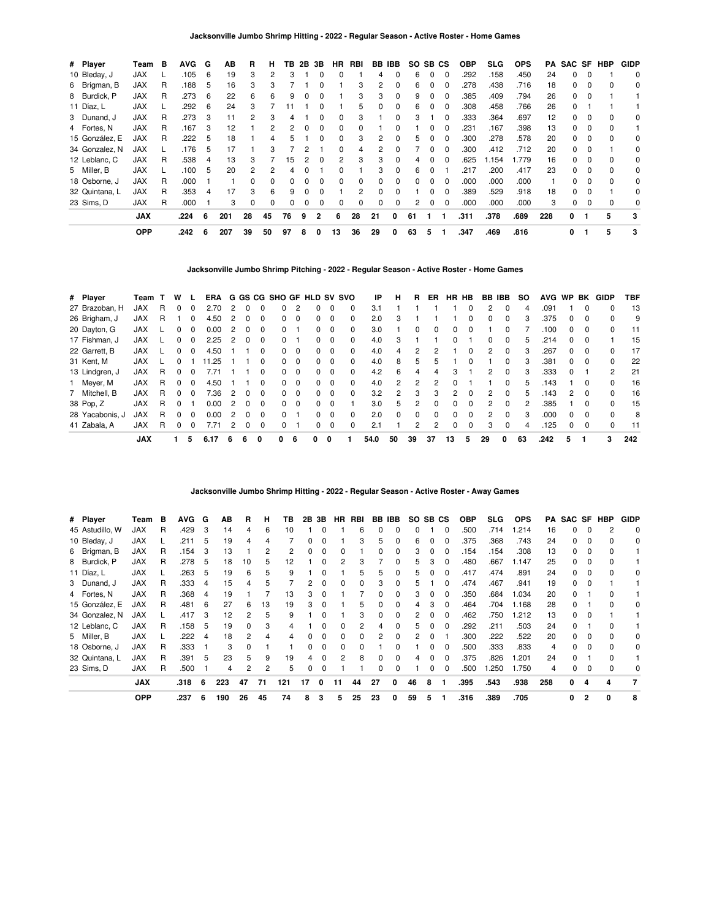## Jacksonville Jumbo Shrimp Hitting - 2022 - Regular Season - Active Roster - Home Games

| # | Player | Team | B | AVG | G | AB | R | H | TB | 2B | 3B | HR | RBI | BB | IBB | SO | SB | CS | OBP | SLG | OPS | PA | SAC | SF | HBP | GIDP |
|---|---|---|---|---|---|---|---|---|---|---|---|---|---|---|---|---|---|---|---|---|---|---|---|---|---|---|
| 10 | Bleday, J | JAX | L | .105 | 6 | 19 | 3 | 2 | 3 | 1 | 0 | 0 | 1 | 4 | 0 | 6 | 0 | 0 | .292 | .158 | .450 | 24 | 0 | 0 | 1 | 0 |
| 6 | Brigman, B | JAX | R | .188 | 5 | 16 | 3 | 3 | 7 | 1 | 0 | 1 | 3 | 2 | 0 | 6 | 0 | 0 | .278 | .438 | .716 | 18 | 0 | 0 | 0 | 0 |
| 8 | Burdick, P | JAX | R | .273 | 6 | 22 | 6 | 6 | 9 | 0 | 0 | 1 | 3 | 3 | 0 | 9 | 0 | 0 | .385 | .409 | .794 | 26 | 0 | 0 | 1 | 1 |
| 11 | Díaz, L | JAX | L | .292 | 6 | 24 | 3 | 7 | 11 | 1 | 0 | 1 | 5 | 0 | 0 | 6 | 0 | 0 | .308 | .458 | .766 | 26 | 0 | 1 | 1 | 1 |
| 3 | Dunand, J | JAX | R | .273 | 3 | 11 | 2 | 3 | 4 | 1 | 0 | 0 | 3 | 1 | 0 | 3 | 1 | 0 | .333 | .364 | .697 | 12 | 0 | 0 | 0 | 0 |
| 4 | Fortes, N | JAX | R | .167 | 3 | 12 | 1 | 2 | 2 | 0 | 0 | 0 | 0 | 1 | 0 | 1 | 0 | 0 | .231 | .167 | .398 | 13 | 0 | 0 | 0 | 1 |
| 15 | González, E | JAX | R | .222 | 5 | 18 | 1 | 4 | 5 | 1 | 0 | 0 | 3 | 2 | 0 | 5 | 0 | 0 | .300 | .278 | .578 | 20 | 0 | 0 | 0 | 0 |
| 34 | Gonzalez, N | JAX | L | .176 | 5 | 17 | 1 | 3 | 7 | 2 | 1 | 0 | 4 | 2 | 0 | 7 | 0 | 0 | .300 | .412 | .712 | 20 | 0 | 0 | 1 | 0 |
| 12 | Leblanc, C | JAX | R | .538 | 4 | 13 | 3 | 7 | 15 | 2 | 0 | 2 | 3 | 3 | 0 | 4 | 0 | 0 | .625 | 1.154 | 1.779 | 16 | 0 | 0 | 0 | 0 |
| 5 | Miller, B | JAX | L | .100 | 5 | 20 | 2 | 2 | 4 | 0 | 1 | 0 | 1 | 3 | 0 | 6 | 0 | 1 | .217 | .200 | .417 | 23 | 0 | 0 | 0 | 0 |
| 18 | Osborne, J | JAX | R | .000 | 1 | 1 | 0 | 0 | 0 | 0 | 0 | 0 | 0 | 0 | 0 | 0 | 0 | 0 | .000 | .000 | .000 | 1 | 0 | 0 | 0 | 0 |
| 32 | Quintana, L | JAX | R | .353 | 4 | 17 | 3 | 6 | 9 | 0 | 0 | 1 | 2 | 0 | 0 | 1 | 0 | 0 | .389 | .529 | .918 | 18 | 0 | 0 | 1 | 0 |
| 23 | Sims, D | JAX | R | .000 | 1 | 3 | 0 | 0 | 0 | 0 | 0 | 0 | 0 | 0 | 0 | 2 | 0 | 0 | .000 | .000 | .000 | 3 | 0 | 0 | 0 | 0 |
| | | **JAX** | | **.224** | **6** | **201** | **28** | **45** | **76** | **9** | **2** | **6** | **28** | **21** | **0** | **61** | **1** | **1** | **.311** | **.378** | **.689** | **228** | **0** | **1** | **5** | **3** |
| | | **OPP** | | **.242** | **6** | **207** | **39** | **50** | **97** | **8** | **0** | **13** | **36** | **29** | **0** | **63** | **5** | **1** | **.347** | **.469** | **.816** | | **0** | **1** | **5** | **3** |

## Jacksonville Jumbo Shrimp Pitching - 2022 - Regular Season - Active Roster - Home Games

| # | Player | Team | T | W | L | ERA | G | GS | CG | SHO | GF | HLD | SV | SVO | IP | H | R | ER | HR | HB | BB | IBB | SO | AVG | WP | BK | GIDP | TBF |
|---|---|---|---|---|---|---|---|---|---|---|---|---|---|---|---|---|---|---|---|---|---|---|---|---|---|---|---|---|
| 27 | Brazoban, H | JAX | R | 0 | 0 | 2.70 | 2 | 0 | 0 | 0 | 2 | 0 | 0 | 0 | 3.1 | 1 | 1 | 1 | 1 | 0 | 2 | 0 | 4 | .091 | 1 | 0 | 0 | 13 |
| 26 | Brigham, J | JAX | R | 1 | 0 | 4.50 | 2 | 0 | 0 | 0 | 0 | 0 | 0 | 0 | 2.0 | 3 | 1 | 1 | 1 | 0 | 0 | 0 | 3 | .375 | 0 | 0 | 0 | 9 |
| 20 | Dayton, G | JAX | L | 0 | 0 | 0.00 | 2 | 0 | 0 | 0 | 1 | 0 | 0 | 0 | 3.0 | 1 | 0 | 0 | 0 | 0 | 1 | 0 | 7 | .100 | 0 | 0 | 0 | 11 |
| 17 | Fishman, J | JAX | L | 0 | 0 | 2.25 | 2 | 0 | 0 | 0 | 1 | 0 | 0 | 0 | 4.0 | 3 | 1 | 1 | 0 | 1 | 0 | 0 | 5 | .214 | 0 | 0 | 1 | 15 |
| 22 | Garrett, B | JAX | L | 0 | 0 | 4.50 | 1 | 1 | 0 | 0 | 0 | 0 | 0 | 0 | 4.0 | 4 | 2 | 2 | 1 | 0 | 2 | 0 | 3 | .267 | 0 | 0 | 0 | 17 |
| 31 | Kent, M | JAX | L | 0 | 1 | 11.25 | 1 | 1 | 0 | 0 | 0 | 0 | 0 | 0 | 4.0 | 8 | 5 | 5 | 1 | 0 | 1 | 0 | 3 | .381 | 0 | 0 | 0 | 22 |
| 13 | Lindgren, J | JAX | R | 0 | 0 | 7.71 | 1 | 1 | 0 | 0 | 0 | 0 | 0 | 0 | 4.2 | 6 | 4 | 4 | 3 | 1 | 2 | 0 | 3 | .333 | 0 | 1 | 2 | 21 |
| 1 | Meyer, M | JAX | R | 0 | 0 | 4.50 | 1 | 1 | 0 | 0 | 0 | 0 | 0 | 0 | 4.0 | 2 | 2 | 2 | 0 | 1 | 1 | 0 | 5 | .143 | 1 | 0 | 0 | 16 |
| 7 | Mitchell, B | JAX | R | 0 | 0 | 7.36 | 2 | 0 | 0 | 0 | 0 | 0 | 0 | 0 | 3.2 | 2 | 3 | 3 | 2 | 0 | 2 | 0 | 5 | .143 | 2 | 0 | 0 | 16 |
| 38 | Pop, Z | JAX | R | 0 | 1 | 0.00 | 2 | 0 | 0 | 0 | 0 | 0 | 0 | 1 | 3.0 | 5 | 2 | 0 | 0 | 0 | 2 | 0 | 2 | .385 | 1 | 0 | 0 | 15 |
| 28 | Yacabonis, J | JAX | R | 0 | 0 | 0.00 | 2 | 0 | 0 | 0 | 1 | 0 | 0 | 0 | 2.0 | 0 | 0 | 0 | 0 | 0 | 2 | 0 | 3 | .000 | 0 | 0 | 0 | 8 |
| 41 | Zabala, A | JAX | R | 0 | 0 | 7.71 | 2 | 0 | 0 | 0 | 1 | 0 | 0 | 0 | 2.1 | 1 | 2 | 2 | 0 | 0 | 3 | 0 | 4 | .125 | 0 | 0 | 0 | 11 |
| | | **JAX** | | **1** | **5** | **6.17** | **6** | **6** | **0** | **0** | **6** | **0** | **0** | **1** | **54.0** | **50** | **39** | **37** | **13** | **5** | **29** | **0** | **63** | **.242** | **5** | **1** | **3** | **242** |

## Jacksonville Jumbo Shrimp Hitting - 2022 - Regular Season - Active Roster - Away Games

| # | Player | Team | B | AVG | G | AB | R | H | TB | 2B | 3B | HR | RBI | BB | IBB | SO | SB | CS | OBP | SLG | OPS | PA | SAC | SF | HBP | GIDP |
|---|---|---|---|---|---|---|---|---|---|---|---|---|---|---|---|---|---|---|---|---|---|---|---|---|---|---|
| 45 | Astudillo, W | JAX | R | .429 | 3 | 14 | 4 | 6 | 10 | 1 | 0 | 1 | 6 | 0 | 0 | 0 | 1 | 0 | .500 | .714 | 1.214 | 16 | 0 | 0 | 2 | 0 |
| 10 | Bleday, J | JAX | L | .211 | 5 | 19 | 4 | 4 | 7 | 0 | 0 | 1 | 3 | 5 | 0 | 6 | 0 | 0 | .375 | .368 | .743 | 24 | 0 | 0 | 0 | 0 |
| 6 | Brigman, B | JAX | R | .154 | 3 | 13 | 1 | 2 | 2 | 0 | 0 | 0 | 1 | 0 | 0 | 3 | 0 | 0 | .154 | .154 | .308 | 13 | 0 | 0 | 0 | 1 |
| 8 | Burdick, P | JAX | R | .278 | 5 | 18 | 10 | 5 | 12 | 1 | 0 | 2 | 3 | 7 | 0 | 5 | 3 | 0 | .480 | .667 | 1.147 | 25 | 0 | 0 | 0 | 1 |
| 11 | Díaz, L | JAX | L | .263 | 5 | 19 | 6 | 5 | 9 | 1 | 0 | 1 | 5 | 5 | 0 | 5 | 0 | 0 | .417 | .474 | .891 | 24 | 0 | 0 | 0 | 0 |
| 3 | Dunand, J | JAX | R | .333 | 4 | 15 | 4 | 5 | 7 | 2 | 0 | 0 | 0 | 3 | 0 | 5 | 1 | 0 | .474 | .467 | .941 | 19 | 0 | 0 | 1 | 1 |
| 4 | Fortes, N | JAX | R | .368 | 4 | 19 | 1 | 7 | 13 | 3 | 0 | 1 | 7 | 0 | 0 | 3 | 0 | 0 | .350 | .684 | 1.034 | 20 | 0 | 1 | 0 | 1 |
| 15 | González, E | JAX | R | .481 | 6 | 27 | 6 | 13 | 19 | 3 | 0 | 1 | 5 | 0 | 0 | 4 | 3 | 0 | .464 | .704 | 1.168 | 28 | 0 | 1 | 0 | 0 |
| 34 | Gonzalez, N | JAX | L | .417 | 3 | 12 | 2 | 5 | 9 | 1 | 0 | 1 | 3 | 0 | 0 | 2 | 0 | 0 | .462 | .750 | 1.212 | 13 | 0 | 0 | 1 | 1 |
| 12 | Leblanc, C | JAX | R | .158 | 5 | 19 | 0 | 3 | 4 | 1 | 0 | 0 | 2 | 4 | 0 | 5 | 0 | 0 | .292 | .211 | .503 | 24 | 0 | 1 | 0 | 1 |
| 5 | Miller, B | JAX | L | .222 | 4 | 18 | 2 | 4 | 4 | 0 | 0 | 0 | 0 | 2 | 0 | 2 | 0 | 1 | .300 | .222 | .522 | 20 | 0 | 0 | 0 | 0 |
| 18 | Osborne, J | JAX | R | .333 | 1 | 3 | 0 | 1 | 1 | 0 | 0 | 0 | 0 | 1 | 0 | 1 | 0 | 0 | .500 | .333 | .833 | 4 | 0 | 0 | 0 | 0 |
| 32 | Quintana, L | JAX | R | .391 | 5 | 23 | 5 | 9 | 19 | 4 | 0 | 2 | 8 | 0 | 0 | 4 | 0 | 0 | .375 | .826 | 1.201 | 24 | 0 | 1 | 0 | 1 |
| 23 | Sims, D | JAX | R | .500 | 1 | 4 | 2 | 2 | 5 | 0 | 0 | 1 | 1 | 0 | 0 | 1 | 0 | 0 | .500 | 1.250 | 1.750 | 4 | 0 | 0 | 0 | 0 |
| | | **JAX** | | **.318** | **6** | **223** | **47** | **71** | **121** | **17** | **0** | **11** | **44** | **27** | **0** | **46** | **8** | **1** | **.395** | **.543** | **.938** | **258** | **0** | **4** | **4** | **7** |
| | | **OPP** | | **.237** | **6** | **190** | **26** | **45** | **74** | **8** | **3** | **5** | **25** | **23** | **0** | **59** | **5** | **1** | **.316** | **.389** | **.705** | | **0** | **2** | **0** | **8** |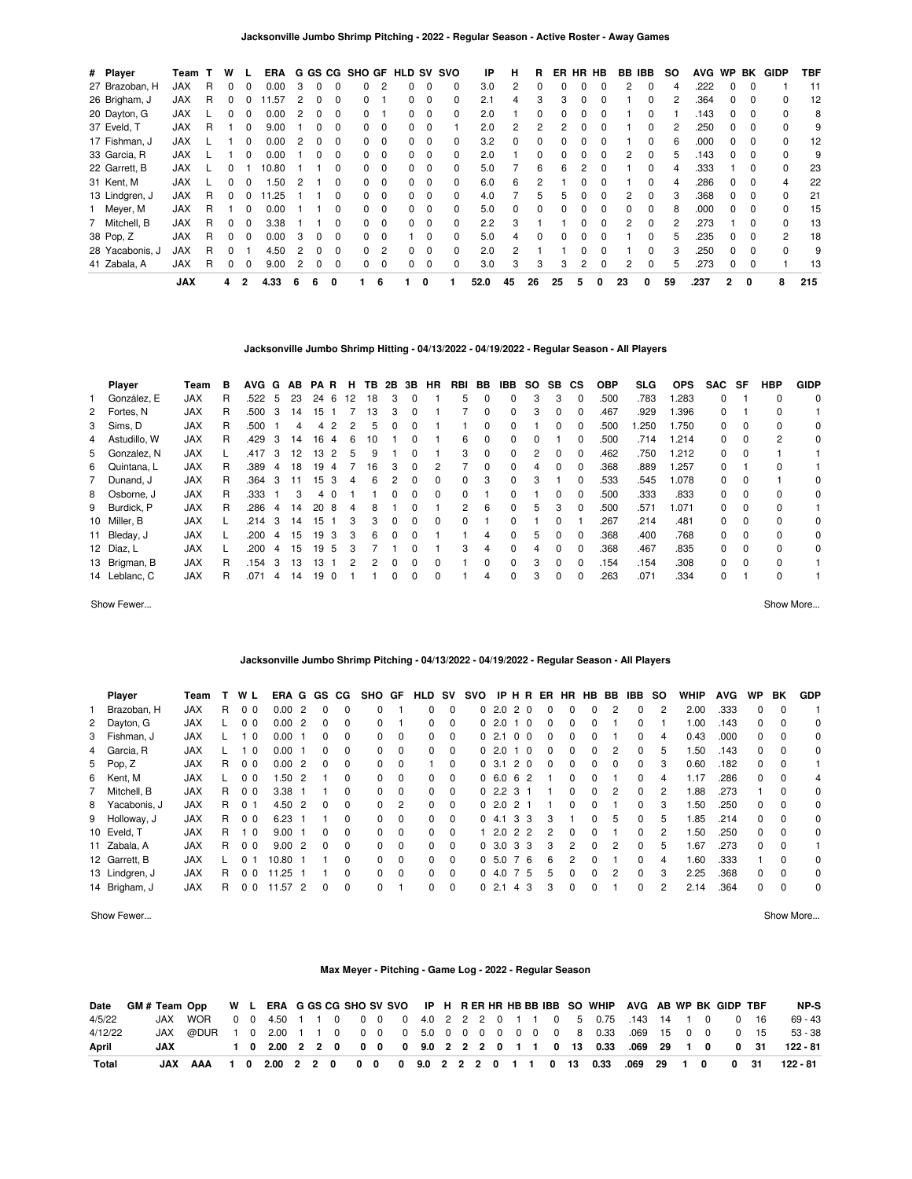### Jacksonville Jumbo Shrimp Pitching - 2022 - Regular Season - Active Roster - Away Games

| # | Player | Team | T | W | L | ERA | G | GS | CG | SHO | GF | HLD | SV | SVO | IP | H | R | ER | HR | HB | BB | IBB | SO | AVG | WP | BK | GIDP | TBF |
|---|---|---|---|---|---|---|---|---|---|---|---|---|---|---|---|---|---|---|---|---|---|---|---|---|---|---|---|---|
| 27 | Brazoban, H | JAX | R | 0 | 0 | 0.00 | 3 | 0 | 0 | 0 | 2 | 0 | 0 | 0 | 3.0 | 2 | 0 | 0 | 0 | 0 | 2 | 0 | 4 | .222 | 0 | 0 | 1 | 11 |
| 26 | Brigham, J | JAX | R | 0 | 0 | 11.57 | 2 | 0 | 0 | 0 | 1 | 0 | 0 | 0 | 2.1 | 4 | 3 | 3 | 0 | 0 | 1 | 0 | 2 | .364 | 0 | 0 | 0 | 12 |
| 20 | Dayton, G | JAX | L | 0 | 0 | 0.00 | 2 | 0 | 0 | 0 | 1 | 0 | 0 | 0 | 2.0 | 1 | 0 | 0 | 0 | 0 | 1 | 0 | 1 | .143 | 0 | 0 | 0 | 8 |
| 37 | Eveld, T | JAX | R | 1 | 0 | 9.00 | 1 | 0 | 0 | 0 | 0 | 0 | 0 | 1 | 2.0 | 2 | 2 | 2 | 0 | 0 | 1 | 0 | 2 | .250 | 0 | 0 | 0 | 9 |
| 17 | Fishman, J | JAX | L | 1 | 0 | 0.00 | 2 | 0 | 0 | 0 | 0 | 0 | 0 | 0 | 3.2 | 0 | 0 | 0 | 0 | 0 | 1 | 0 | 6 | .000 | 0 | 0 | 0 | 12 |
| 33 | Garcia, R | JAX | L | 1 | 0 | 0.00 | 1 | 0 | 0 | 0 | 0 | 0 | 0 | 0 | 2.0 | 1 | 0 | 0 | 0 | 0 | 2 | 0 | 5 | .143 | 0 | 0 | 0 | 9 |
| 22 | Garrett, B | JAX | L | 0 | 1 | 10.80 | 1 | 1 | 0 | 0 | 0 | 0 | 0 | 0 | 5.0 | 7 | 6 | 6 | 2 | 0 | 1 | 0 | 4 | .333 | 1 | 0 | 0 | 23 |
| 31 | Kent, M | JAX | L | 0 | 0 | 1.50 | 2 | 1 | 0 | 0 | 0 | 0 | 0 | 0 | 6.0 | 6 | 2 | 1 | 0 | 0 | 1 | 0 | 4 | .286 | 0 | 0 | 4 | 22 |
| 13 | Lindgren, J | JAX | R | 0 | 0 | 11.25 | 1 | 1 | 0 | 0 | 0 | 0 | 0 | 0 | 4.0 | 7 | 5 | 5 | 0 | 0 | 2 | 0 | 3 | .368 | 0 | 0 | 0 | 21 |
| 1 | Meyer, M | JAX | R | 1 | 0 | 0.00 | 1 | 1 | 0 | 0 | 0 | 0 | 0 | 0 | 5.0 | 0 | 0 | 0 | 0 | 0 | 0 | 0 | 8 | .000 | 0 | 0 | 0 | 15 |
| 7 | Mitchell, B | JAX | R | 0 | 0 | 3.38 | 1 | 1 | 0 | 0 | 0 | 0 | 0 | 0 | 2.2 | 3 | 1 | 1 | 0 | 0 | 2 | 0 | 2 | .273 | 1 | 0 | 0 | 13 |
| 38 | Pop, Z | JAX | R | 0 | 0 | 0.00 | 3 | 0 | 0 | 0 | 0 | 1 | 0 | 0 | 5.0 | 4 | 0 | 0 | 0 | 0 | 1 | 0 | 5 | .235 | 0 | 0 | 2 | 18 |
| 28 | Yacabonis, J | JAX | R | 0 | 1 | 4.50 | 2 | 0 | 0 | 0 | 2 | 0 | 0 | 0 | 2.0 | 2 | 1 | 1 | 0 | 0 | 1 | 0 | 3 | .250 | 0 | 0 | 0 | 9 |
| 41 | Zabala, A | JAX | R | 0 | 0 | 9.00 | 2 | 0 | 0 | 0 | 0 | 0 | 0 | 0 | 3.0 | 3 | 3 | 3 | 2 | 0 | 2 | 0 | 5 | .273 | 0 | 0 | 1 | 13 |
| | **JAX** | | | **4** | **2** | **4.33** | **6** | **6** | **0** | **1** | **6** | **1** | **0** | **1** | **52.0** | **45** | **26** | **25** | **5** | **0** | **23** | **0** | **59** | **.237** | **2** | **0** | **8** | **215** |

### Jacksonville Jumbo Shrimp Hitting - 04/13/2022 - 04/19/2022 - Regular Season - All Players

| | Player | Team | B | AVG | G | AB | PA | R | H | TB | 2B | 3B | HR | RBI | BB | IBB | SO | SB | CS | OBP | SLG | OPS | SAC | SF | HBP | GIDP |
|---|---|---|---|---|---|---|---|---|---|---|---|---|---|---|---|---|---|---|---|---|---|---|---|---|---|---|
| 1 | González, E | JAX | R | .522 | 5 | 23 | 24 | 6 | 12 | 18 | 3 | 0 | 1 | 5 | 0 | 0 | 3 | 3 | 0 | .500 | .783 | 1.283 | 0 | 1 | 0 | 0 |
| 2 | Fortes, N | JAX | R | .500 | 3 | 14 | 15 | 1 | 7 | 13 | 3 | 0 | 1 | 7 | 0 | 0 | 3 | 0 | 0 | .467 | .929 | 1.396 | 0 | 1 | 0 | 1 |
| 3 | Sims, D | JAX | R | .500 | 1 | 4 | 4 | 2 | 2 | 5 | 0 | 0 | 1 | 1 | 0 | 0 | 1 | 0 | 0 | .500 | 1.250 | 1.750 | 0 | 0 | 0 | 0 |
| 4 | Astudillo, W | JAX | R | .429 | 3 | 14 | 16 | 4 | 6 | 10 | 1 | 0 | 1 | 6 | 0 | 0 | 0 | 1 | 0 | .500 | .714 | 1.214 | 0 | 0 | 2 | 0 |
| 5 | Gonzalez, N | JAX | L | .417 | 3 | 12 | 13 | 2 | 5 | 9 | 1 | 0 | 1 | 3 | 0 | 0 | 2 | 0 | 0 | .462 | .750 | 1.212 | 0 | 0 | 1 | 1 |
| 6 | Quintana, L | JAX | R | .389 | 4 | 18 | 19 | 4 | 7 | 16 | 3 | 0 | 2 | 7 | 0 | 0 | 4 | 0 | 0 | .368 | .889 | 1.257 | 0 | 1 | 0 | 1 |
| 7 | Dunand, J | JAX | R | .364 | 3 | 11 | 15 | 3 | 4 | 6 | 2 | 0 | 0 | 0 | 3 | 0 | 3 | 1 | 0 | .533 | .545 | 1.078 | 0 | 0 | 1 | 0 |
| 8 | Osborne, J | JAX | R | .333 | 1 | 3 | 4 | 0 | 1 | 1 | 0 | 0 | 0 | 0 | 1 | 0 | 1 | 0 | 0 | .500 | .333 | .833 | 0 | 0 | 0 | 0 |
| 9 | Burdick, P | JAX | R | .286 | 4 | 14 | 20 | 8 | 4 | 8 | 1 | 0 | 1 | 2 | 6 | 0 | 5 | 3 | 0 | .500 | .571 | 1.071 | 0 | 0 | 0 | 1 |
| 10 | Miller, B | JAX | L | .214 | 3 | 14 | 15 | 1 | 3 | 3 | 0 | 0 | 0 | 0 | 1 | 0 | 1 | 0 | 1 | .267 | .214 | .481 | 0 | 0 | 0 | 0 |
| 11 | Bleday, J | JAX | L | .200 | 4 | 15 | 19 | 3 | 3 | 6 | 0 | 0 | 1 | 1 | 4 | 0 | 5 | 0 | 0 | .368 | .400 | .768 | 0 | 0 | 0 | 0 |
| 12 | Díaz, L | JAX | L | .200 | 4 | 15 | 19 | 5 | 3 | 7 | 1 | 0 | 1 | 3 | 4 | 0 | 4 | 0 | 0 | .368 | .467 | .835 | 0 | 0 | 0 | 0 |
| 13 | Brigman, B | JAX | R | .154 | 3 | 13 | 13 | 1 | 2 | 2 | 0 | 0 | 0 | 1 | 0 | 0 | 3 | 0 | 0 | .154 | .154 | .308 | 0 | 0 | 0 | 1 |
| 14 | Leblanc, C | JAX | R | .071 | 4 | 14 | 19 | 0 | 1 | 1 | 0 | 0 | 0 | 1 | 4 | 0 | 3 | 0 | 0 | .263 | .071 | .334 | 0 | 1 | 0 | 1 |

Show Fewer... Show More...

### Jacksonville Jumbo Shrimp Pitching - 04/13/2022 - 04/19/2022 - Regular Season - All Players

| | Player | Team | T | W | L | ERA | G | GS | CG | SHO | GF | HLD | SV | SVO | IP | H | R | ER | HR | HB | BB | IBB | SO | WHIP | AVG | WP | BK | GDP |
|---|---|---|---|---|---|---|---|---|---|---|---|---|---|---|---|---|---|---|---|---|---|---|---|---|---|---|---|---|
| 1 | Brazoban, H | JAX | R | 0 | 0 | 0.00 | 2 | 0 | 0 | 0 | 1 | 0 | 0 | 0 | 2.0 | 2 | 0 | 0 | 0 | 0 | 2 | 0 | 2 | 2.00 | .333 | 0 | 0 | 1 |
| 2 | Dayton, G | JAX | L | 0 | 0 | 0.00 | 2 | 0 | 0 | 0 | 1 | 0 | 0 | 0 | 2.0 | 1 | 0 | 0 | 0 | 0 | 1 | 0 | 1 | 1.00 | .143 | 0 | 0 | 0 |
| 3 | Fishman, J | JAX | L | 1 | 0 | 0.00 | 1 | 0 | 0 | 0 | 0 | 0 | 0 | 0 | 2.1 | 0 | 0 | 0 | 0 | 0 | 1 | 0 | 4 | 0.43 | .000 | 0 | 0 | 0 |
| 4 | Garcia, R | JAX | L | 1 | 0 | 0.00 | 1 | 0 | 0 | 0 | 0 | 0 | 0 | 0 | 2.0 | 1 | 0 | 0 | 0 | 0 | 2 | 0 | 5 | 1.50 | .143 | 0 | 0 | 0 |
| 5 | Pop, Z | JAX | R | 0 | 0 | 0.00 | 2 | 0 | 0 | 0 | 0 | 1 | 0 | 0 | 3.1 | 2 | 0 | 0 | 0 | 0 | 0 | 0 | 3 | 0.60 | .182 | 0 | 0 | 1 |
| 6 | Kent, M | JAX | L | 0 | 0 | 1.50 | 2 | 1 | 0 | 0 | 0 | 0 | 0 | 0 | 6.0 | 6 | 2 | 1 | 0 | 0 | 1 | 0 | 4 | 1.17 | .286 | 0 | 0 | 4 |
| 7 | Mitchell, B | JAX | R | 0 | 0 | 3.38 | 1 | 1 | 0 | 0 | 0 | 0 | 0 | 0 | 2.2 | 3 | 1 | 1 | 0 | 0 | 2 | 0 | 2 | 1.88 | .273 | 1 | 0 | 0 |
| 8 | Yacabonis, J | JAX | R | 0 | 1 | 4.50 | 2 | 0 | 0 | 0 | 2 | 0 | 0 | 0 | 2.0 | 2 | 1 | 1 | 0 | 0 | 1 | 0 | 3 | 1.50 | .250 | 0 | 0 | 0 |
| 9 | Holloway, J | JAX | R | 0 | 0 | 6.23 | 1 | 1 | 0 | 0 | 0 | 0 | 0 | 0 | 4.1 | 3 | 3 | 3 | 1 | 0 | 5 | 0 | 5 | 1.85 | .214 | 0 | 0 | 0 |
| 10 | Eveld, T | JAX | R | 1 | 0 | 9.00 | 1 | 0 | 0 | 0 | 0 | 0 | 0 | 1 | 2.0 | 2 | 2 | 2 | 0 | 0 | 1 | 0 | 2 | 1.50 | .250 | 0 | 0 | 0 |
| 11 | Zabala, A | JAX | R | 0 | 0 | 9.00 | 2 | 0 | 0 | 0 | 0 | 0 | 0 | 0 | 3.0 | 3 | 3 | 3 | 2 | 0 | 2 | 0 | 5 | 1.67 | .273 | 0 | 0 | 1 |
| 12 | Garrett, B | JAX | L | 0 | 1 | 10.80 | 1 | 1 | 0 | 0 | 0 | 0 | 0 | 0 | 5.0 | 7 | 6 | 6 | 2 | 0 | 1 | 0 | 4 | 1.60 | .333 | 1 | 0 | 0 |
| 13 | Lindgren, J | JAX | R | 0 | 0 | 11.25 | 1 | 1 | 0 | 0 | 0 | 0 | 0 | 0 | 4.0 | 7 | 5 | 5 | 0 | 0 | 2 | 0 | 3 | 2.25 | .368 | 0 | 0 | 0 |
| 14 | Brigham, J | JAX | R | 0 | 0 | 11.57 | 2 | 0 | 0 | 0 | 1 | 0 | 0 | 0 | 2.1 | 4 | 3 | 3 | 0 | 0 | 1 | 0 | 2 | 2.14 | .364 | 0 | 0 | 0 |

Show Fewer... Show More...

### Max Meyer - Pitching - Game Log - 2022 - Regular Season

| Date | GM # | Team | Opp | W | L | ERA | G | GS | CG | SHO | SV | SVO | IP | H | R | ER | HR | HB | BB | IBB | SO | WHIP | AVG | AB | WP | BK | GIDP | TBF | NP-S |
|---|---|---|---|---|---|---|---|---|---|---|---|---|---|---|---|---|---|---|---|---|---|---|---|---|---|---|---|---|---|
| 4/5/22 | | JAX | WOR | 0 | 0 | 4.50 | 1 | 1 | 0 | 0 | 0 | 0 | 4.0 | 2 | 2 | 2 | 0 | 1 | 1 | 0 | 5 | 0.75 | .143 | 14 | 1 | 0 | 0 | 16 | 69 - 43 |
| 4/12/22 | | JAX | @DUR | 1 | 0 | 2.00 | 1 | 1 | 0 | 0 | 0 | 0 | 5.0 | 0 | 0 | 0 | 0 | 0 | 0 | 0 | 8 | 0.33 | .069 | 15 | 0 | 0 | 0 | 15 | 53 - 38 |
| **April** | | **JAX** | | **1** | **0** | **2.00** | **2** | **2** | **0** | **0** | **0** | **0** | **9.0** | **2** | **2** | **2** | **0** | **1** | **1** | **0** | **13** | **0.33** | **.069** | **29** | **1** | **0** | **0** | **31** | **122 - 81** |
| **Total** | | **JAX** | **AAA** | **1** | **0** | **2.00** | **2** | **2** | **0** | **0** | **0** | **0** | **9.0** | **2** | **2** | **2** | **0** | **1** | **1** | **0** | **13** | **0.33** | **.069** | **29** | **1** | **0** | **0** | **31** | **122 - 81** |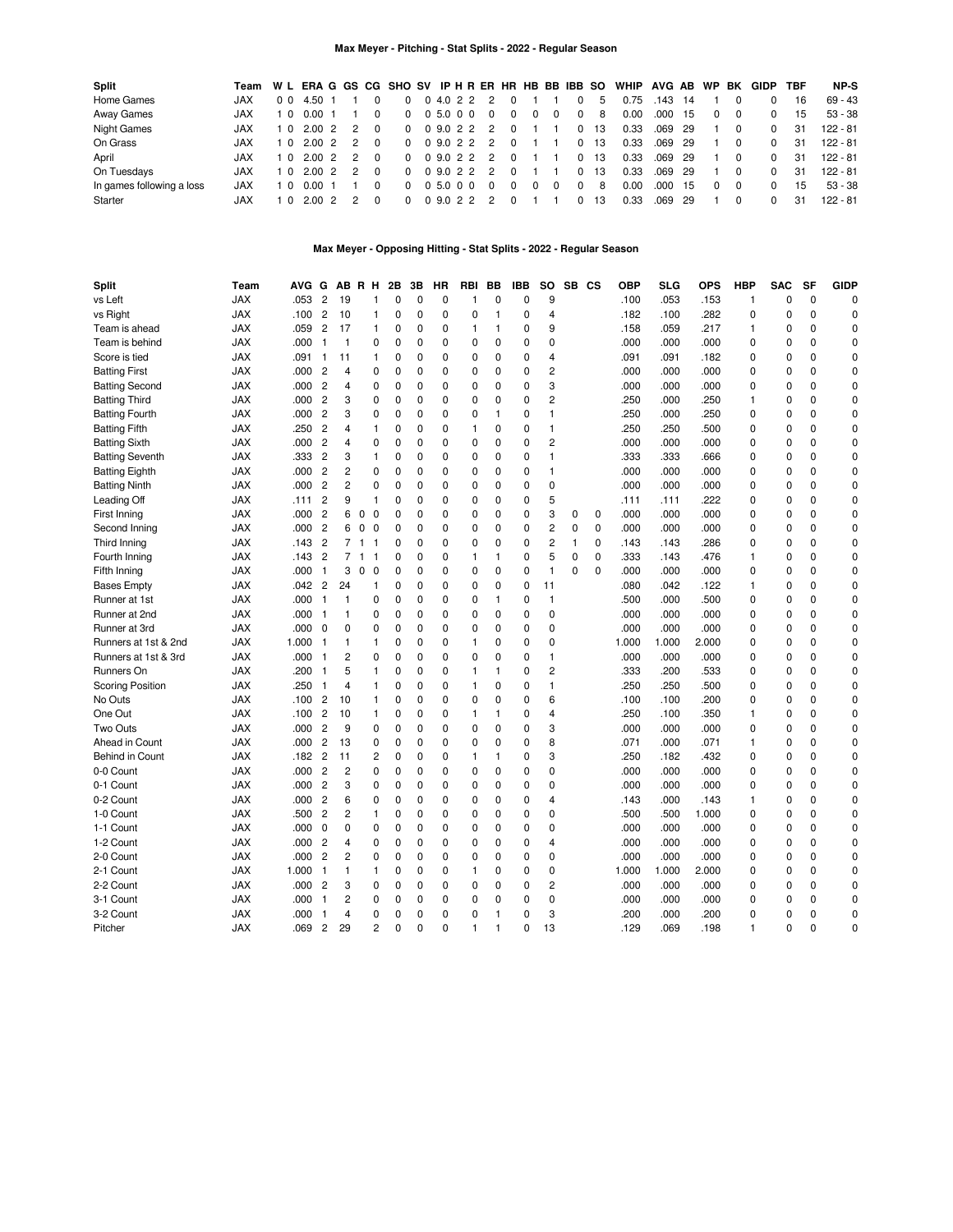### Max Meyer - Pitching - Stat Splits - 2022 - Regular Season

| Split | Team | W | L | ERA | G | GS | CG | SHO | SV | IP | H | R | ER | HR | HB | BB | IBB | SO | WHIP | AVG | AB | WP | BK | GIDP | TBF | NP-S |
|---|---|---|---|---|---|---|---|---|---|---|---|---|---|---|---|---|---|---|---|---|---|---|---|---|---|---|
| Home Games | JAX | 0 | 0 | 4.50 | 1 | 1 | 0 | 0 | 0 | 4.0 | 2 | 2 | 2 | 0 | 1 | 1 | 0 | 5 | 0.75 | .143 | 14 | 1 | 0 | 0 | 16 | 69 - 43 |
| Away Games | JAX | 1 | 0 | 0.00 | 1 | 1 | 0 | 0 | 0 | 5.0 | 0 | 0 | 0 | 0 | 0 | 0 | 0 | 8 | 0.00 | .000 | 15 | 0 | 0 | 0 | 15 | 53 - 38 |
| Night Games | JAX | 1 | 0 | 2.00 | 2 | 2 | 0 | 0 | 0 | 9.0 | 2 | 2 | 2 | 0 | 1 | 1 | 0 | 13 | 0.33 | .069 | 29 | 1 | 0 | 0 | 31 | 122 - 81 |
| On Grass | JAX | 1 | 0 | 2.00 | 2 | 2 | 0 | 0 | 0 | 9.0 | 2 | 2 | 2 | 0 | 1 | 1 | 0 | 13 | 0.33 | .069 | 29 | 1 | 0 | 0 | 31 | 122 - 81 |
| April | JAX | 1 | 0 | 2.00 | 2 | 2 | 0 | 0 | 0 | 9.0 | 2 | 2 | 2 | 0 | 1 | 1 | 0 | 13 | 0.33 | .069 | 29 | 1 | 0 | 0 | 31 | 122 - 81 |
| On Tuesdays | JAX | 1 | 0 | 2.00 | 2 | 2 | 0 | 0 | 0 | 9.0 | 2 | 2 | 2 | 0 | 1 | 1 | 0 | 13 | 0.33 | .069 | 29 | 1 | 0 | 0 | 31 | 122 - 81 |
| In games following a loss | JAX | 1 | 0 | 0.00 | 1 | 1 | 0 | 0 | 0 | 5.0 | 0 | 0 | 0 | 0 | 0 | 0 | 0 | 8 | 0.00 | .000 | 15 | 0 | 0 | 0 | 15 | 53 - 38 |
| Starter | JAX | 1 | 0 | 2.00 | 2 | 2 | 0 | 0 | 0 | 9.0 | 2 | 2 | 2 | 0 | 1 | 1 | 0 | 13 | 0.33 | .069 | 29 | 1 | 0 | 0 | 31 | 122 - 81 |

### Max Meyer - Opposing Hitting - Stat Splits - 2022 - Regular Season

| Split | Team | AVG | G | AB | R | H | 2B | 3B | HR | RBI | BB | IBB | SO | SB | CS | OBP | SLG | OPS | HBP | SAC | SF | GIDP |
|---|---|---|---|---|---|---|---|---|---|---|---|---|---|---|---|---|---|---|---|---|---|---|
| vs Left | JAX | .053 | 2 | 19 | | 1 | 0 | 0 | 0 | 1 | 0 | 0 | 9 | | | .100 | .053 | .153 | 1 | 0 | 0 | 0 |
| vs Right | JAX | .100 | 2 | 10 | | 1 | 0 | 0 | 0 | 0 | 1 | 0 | 4 | | | .182 | .100 | .282 | 0 | 0 | 0 | 0 |
| Team is ahead | JAX | .059 | 2 | 17 | | 1 | 0 | 0 | 0 | 1 | 1 | 0 | 9 | | | .158 | .059 | .217 | 1 | 0 | 0 | 0 |
| Team is behind | JAX | .000 | 1 | 1 | | 0 | 0 | 0 | 0 | 0 | 0 | 0 | 0 | | | .000 | .000 | .000 | 0 | 0 | 0 | 0 |
| Score is tied | JAX | .091 | 1 | 11 | | 1 | 0 | 0 | 0 | 0 | 0 | 0 | 4 | | | .091 | .091 | .182 | 0 | 0 | 0 | 0 |
| Batting First | JAX | .000 | 2 | 4 | | 0 | 0 | 0 | 0 | 0 | 0 | 0 | 2 | | | .000 | .000 | .000 | 0 | 0 | 0 | 0 |
| Batting Second | JAX | .000 | 2 | 4 | | 0 | 0 | 0 | 0 | 0 | 0 | 0 | 3 | | | .000 | .000 | .000 | 0 | 0 | 0 | 0 |
| Batting Third | JAX | .000 | 2 | 3 | | 0 | 0 | 0 | 0 | 0 | 0 | 0 | 2 | | | .250 | .000 | .250 | 1 | 0 | 0 | 0 |
| Batting Fourth | JAX | .000 | 2 | 3 | | 0 | 0 | 0 | 0 | 0 | 1 | 0 | 1 | | | .250 | .000 | .250 | 0 | 0 | 0 | 0 |
| Batting Fifth | JAX | .250 | 2 | 4 | | 1 | 0 | 0 | 0 | 1 | 0 | 0 | 1 | | | .250 | .250 | .500 | 0 | 0 | 0 | 0 |
| Batting Sixth | JAX | .000 | 2 | 4 | | 0 | 0 | 0 | 0 | 0 | 0 | 0 | 2 | | | .000 | .000 | .000 | 0 | 0 | 0 | 0 |
| Batting Seventh | JAX | .333 | 2 | 3 | | 1 | 0 | 0 | 0 | 0 | 0 | 0 | 1 | | | .333 | .333 | .666 | 0 | 0 | 0 | 0 |
| Batting Eighth | JAX | .000 | 2 | 2 | | 0 | 0 | 0 | 0 | 0 | 0 | 0 | 1 | | | .000 | .000 | .000 | 0 | 0 | 0 | 0 |
| Batting Ninth | JAX | .000 | 2 | 2 | | 0 | 0 | 0 | 0 | 0 | 0 | 0 | 0 | | | .000 | .000 | .000 | 0 | 0 | 0 | 0 |
| Leading Off | JAX | .111 | 2 | 9 | | 1 | 0 | 0 | 0 | 0 | 0 | 0 | 5 | | | .111 | .111 | .222 | 0 | 0 | 0 | 0 |
| First Inning | JAX | .000 | 2 | 6 | 0 | 0 | 0 | 0 | 0 | 0 | 0 | 0 | 3 | 0 | 0 | .000 | .000 | .000 | 0 | 0 | 0 | 0 |
| Second Inning | JAX | .000 | 2 | 6 | 0 | 0 | 0 | 0 | 0 | 0 | 0 | 0 | 2 | 0 | 0 | .000 | .000 | .000 | 0 | 0 | 0 | 0 |
| Third Inning | JAX | .143 | 2 | 7 | 1 | 1 | 0 | 0 | 0 | 0 | 0 | 0 | 2 | 1 | 0 | .143 | .143 | .286 | 0 | 0 | 0 | 0 |
| Fourth Inning | JAX | .143 | 2 | 7 | 1 | 1 | 0 | 0 | 0 | 1 | 1 | 0 | 5 | 0 | 0 | .333 | .143 | .476 | 1 | 0 | 0 | 0 |
| Fifth Inning | JAX | .000 | 1 | 3 | 0 | 0 | 0 | 0 | 0 | 0 | 0 | 0 | 1 | 0 | 0 | .000 | .000 | .000 | 0 | 0 | 0 | 0 |
| Bases Empty | JAX | .042 | 2 | 24 | | 1 | 0 | 0 | 0 | 0 | 0 | 0 | 11 | | | .080 | .042 | .122 | 1 | 0 | 0 | 0 |
| Runner at 1st | JAX | .000 | 1 | 1 | | 0 | 0 | 0 | 0 | 0 | 1 | 0 | 1 | | | .500 | .000 | .500 | 0 | 0 | 0 | 0 |
| Runner at 2nd | JAX | .000 | 1 | 1 | | 0 | 0 | 0 | 0 | 0 | 0 | 0 | 0 | | | .000 | .000 | .000 | 0 | 0 | 0 | 0 |
| Runner at 3rd | JAX | .000 | 0 | 0 | | 0 | 0 | 0 | 0 | 0 | 0 | 0 | 0 | | | .000 | .000 | .000 | 0 | 0 | 0 | 0 |
| Runners at 1st & 2nd | JAX | 1.000 | 1 | 1 | | 1 | 0 | 0 | 0 | 1 | 0 | 0 | 0 | | | 1.000 | 1.000 | 2.000 | 0 | 0 | 0 | 0 |
| Runners at 1st & 3rd | JAX | .000 | 1 | 2 | | 0 | 0 | 0 | 0 | 0 | 0 | 0 | 1 | | | .000 | .000 | .000 | 0 | 0 | 0 | 0 |
| Runners On | JAX | .200 | 1 | 5 | | 1 | 0 | 0 | 0 | 1 | 1 | 0 | 2 | | | .333 | .200 | .533 | 0 | 0 | 0 | 0 |
| Scoring Position | JAX | .250 | 1 | 4 | | 1 | 0 | 0 | 0 | 1 | 0 | 0 | 1 | | | .250 | .250 | .500 | 0 | 0 | 0 | 0 |
| No Outs | JAX | .100 | 2 | 10 | | 1 | 0 | 0 | 0 | 0 | 0 | 0 | 6 | | | .100 | .100 | .200 | 0 | 0 | 0 | 0 |
| One Out | JAX | .100 | 2 | 10 | | 1 | 0 | 0 | 0 | 1 | 1 | 0 | 4 | | | .250 | .100 | .350 | 1 | 0 | 0 | 0 |
| Two Outs | JAX | .000 | 2 | 9 | | 0 | 0 | 0 | 0 | 0 | 0 | 0 | 3 | | | .000 | .000 | .000 | 0 | 0 | 0 | 0 |
| Ahead in Count | JAX | .000 | 2 | 13 | | 0 | 0 | 0 | 0 | 0 | 0 | 0 | 8 | | | .071 | .000 | .071 | 1 | 0 | 0 | 0 |
| Behind in Count | JAX | .182 | 2 | 11 | | 2 | 0 | 0 | 0 | 1 | 1 | 0 | 3 | | | .250 | .182 | .432 | 0 | 0 | 0 | 0 |
| 0-0 Count | JAX | .000 | 2 | 2 | | 0 | 0 | 0 | 0 | 0 | 0 | 0 | 0 | | | .000 | .000 | .000 | 0 | 0 | 0 | 0 |
| 0-1 Count | JAX | .000 | 2 | 3 | | 0 | 0 | 0 | 0 | 0 | 0 | 0 | 0 | | | .000 | .000 | .000 | 0 | 0 | 0 | 0 |
| 0-2 Count | JAX | .000 | 2 | 6 | | 0 | 0 | 0 | 0 | 0 | 0 | 0 | 4 | | | .143 | .000 | .143 | 1 | 0 | 0 | 0 |
| 1-0 Count | JAX | .500 | 2 | 2 | | 1 | 0 | 0 | 0 | 0 | 0 | 0 | 0 | | | .500 | .500 | 1.000 | 0 | 0 | 0 | 0 |
| 1-1 Count | JAX | .000 | 0 | 0 | | 0 | 0 | 0 | 0 | 0 | 0 | 0 | 0 | | | .000 | .000 | .000 | 0 | 0 | 0 | 0 |
| 1-2 Count | JAX | .000 | 2 | 4 | | 0 | 0 | 0 | 0 | 0 | 0 | 0 | 4 | | | .000 | .000 | .000 | 0 | 0 | 0 | 0 |
| 2-0 Count | JAX | .000 | 2 | 2 | | 0 | 0 | 0 | 0 | 0 | 0 | 0 | 0 | | | .000 | .000 | .000 | 0 | 0 | 0 | 0 |
| 2-1 Count | JAX | 1.000 | 1 | 1 | | 1 | 0 | 0 | 0 | 1 | 0 | 0 | 0 | | | 1.000 | 1.000 | 2.000 | 0 | 0 | 0 | 0 |
| 2-2 Count | JAX | .000 | 2 | 3 | | 0 | 0 | 0 | 0 | 0 | 0 | 0 | 2 | | | .000 | .000 | .000 | 0 | 0 | 0 | 0 |
| 3-1 Count | JAX | .000 | 1 | 2 | | 0 | 0 | 0 | 0 | 0 | 0 | 0 | 0 | | | .000 | .000 | .000 | 0 | 0 | 0 | 0 |
| 3-2 Count | JAX | .000 | 1 | 4 | | 0 | 0 | 0 | 0 | 0 | 1 | 0 | 3 | | | .200 | .000 | .200 | 0 | 0 | 0 | 0 |
| Pitcher | JAX | .069 | 2 | 29 | | 2 | 0 | 0 | 0 | 1 | 1 | 0 | 13 | | | .129 | .069 | .198 | 1 | 0 | 0 | 0 |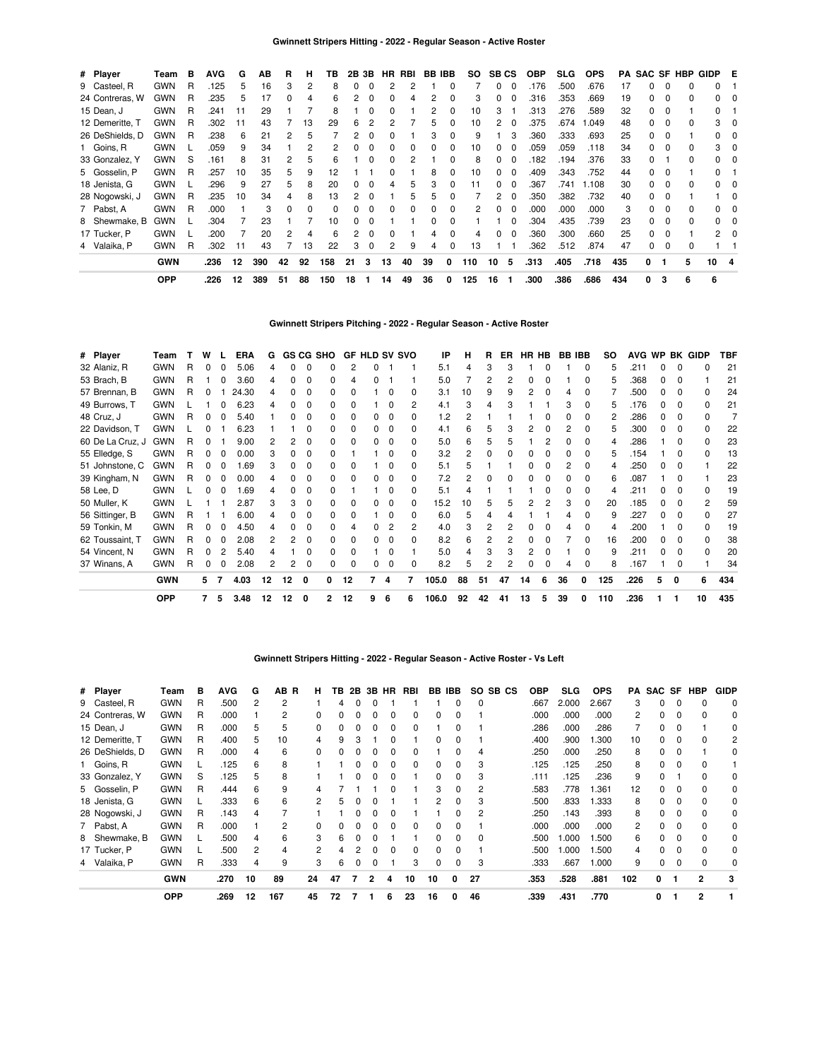## Gwinnett Stripers Hitting - 2022 - Regular Season - Active Roster

| # | Player | Team | B | AVG | G | AB | R | H | TB | 2B | 3B | HR | RBI | BB | IBB | SO | SB | CS | OBP | SLG | OPS | PA | SAC | SF | HBP | GIDP | E |
|---|---|---|---|---|---|---|---|---|---|---|---|---|---|---|---|---|---|---|---|---|---|---|---|---|---|---|---|
| 9 | Casteel, R | GWN | R | .125 | 5 | 16 | 3 | 2 | 8 | 0 | 0 | 2 | 2 | 1 | 0 | 7 | 0 | 0 | .176 | .500 | .676 | 17 | 0 | 0 | 0 | 0 | 1 |
| 24 | Contreras, W | GWN | R | .235 | 5 | 17 | 0 | 4 | 6 | 2 | 0 | 0 | 4 | 2 | 0 | 3 | 0 | 0 | .316 | .353 | .669 | 19 | 0 | 0 | 0 | 0 | 0 |
| 15 | Dean, J | GWN | R | .241 | 11 | 29 | 1 | 7 | 8 | 1 | 0 | 0 | 1 | 2 | 0 | 10 | 3 | 1 | .313 | .276 | .589 | 32 | 0 | 0 | 1 | 0 | 1 |
| 12 | Demeritte, T | GWN | R | .302 | 11 | 43 | 7 | 13 | 29 | 6 | 2 | 2 | 7 | 5 | 0 | 10 | 2 | 0 | .375 | .674 | 1.049 | 48 | 0 | 0 | 0 | 3 | 0 |
| 26 | DeShields, D | GWN | R | .238 | 6 | 21 | 2 | 5 | 7 | 2 | 0 | 0 | 1 | 3 | 0 | 9 | 1 | 3 | .360 | .333 | .693 | 25 | 0 | 0 | 1 | 0 | 0 |
| 1 | Goins, R | GWN | L | .059 | 9 | 34 | 1 | 2 | 2 | 0 | 0 | 0 | 0 | 0 | 0 | 10 | 0 | 0 | .059 | .059 | .118 | 34 | 0 | 0 | 0 | 3 | 0 |
| 33 | Gonzalez, Y | GWN | S | .161 | 8 | 31 | 2 | 5 | 6 | 1 | 0 | 0 | 2 | 1 | 0 | 8 | 0 | 0 | .182 | .194 | .376 | 33 | 0 | 1 | 0 | 0 | 0 |
| 5 | Gosselin, P | GWN | R | .257 | 10 | 35 | 5 | 9 | 12 | 1 | 1 | 0 | 1 | 8 | 0 | 10 | 0 | 0 | .409 | .343 | .752 | 44 | 0 | 0 | 1 | 0 | 1 |
| 18 | Jenista, G | GWN | L | .296 | 9 | 27 | 5 | 8 | 20 | 0 | 0 | 4 | 5 | 3 | 0 | 11 | 0 | 0 | .367 | .741 | 1.108 | 30 | 0 | 0 | 0 | 0 | 0 |
| 28 | Nogowski, J | GWN | R | .235 | 10 | 34 | 4 | 8 | 13 | 2 | 0 | 1 | 5 | 5 | 0 | 7 | 2 | 0 | .350 | .382 | .732 | 40 | 0 | 0 | 1 | 1 | 0 |
| 7 | Pabst, A | GWN | R | .000 | 1 | 3 | 0 | 0 | 0 | 0 | 0 | 0 | 0 | 0 | 0 | 2 | 0 | 0 | .000 | .000 | .000 | 3 | 0 | 0 | 0 | 0 | 0 |
| 8 | Shewmake, B | GWN | L | .304 | 7 | 23 | 1 | 7 | 10 | 0 | 0 | 1 | 1 | 0 | 0 | 1 | 1 | 0 | .304 | .435 | .739 | 23 | 0 | 0 | 0 | 0 | 0 |
| 17 | Tucker, P | GWN | L | .200 | 7 | 20 | 2 | 4 | 6 | 2 | 0 | 0 | 1 | 4 | 0 | 4 | 0 | 0 | .360 | .300 | .660 | 25 | 0 | 0 | 1 | 2 | 0 |
| 4 | Valaika, P | GWN | R | .302 | 11 | 43 | 7 | 13 | 22 | 3 | 0 | 2 | 9 | 4 | 0 | 13 | 1 | 1 | .362 | .512 | .874 | 47 | 0 | 0 | 0 | 1 | 1 |
| | | **GWN** | | **.236** | **12** | **390** | **42** | **92** | **158** | **21** | **3** | **13** | **40** | **39** | **0** | **110** | **10** | **5** | **.313** | **.405** | **.718** | **435** | **0** | **1** | **5** | **10** | **4** |
| | | **OPP** | | **.226** | **12** | **389** | **51** | **88** | **150** | **18** | **1** | **14** | **49** | **36** | **0** | **125** | **16** | **1** | **.300** | **.386** | **.686** | **434** | **0** | **3** | **6** | **6** | |

## Gwinnett Stripers Pitching - 2022 - Regular Season - Active Roster

| # | Player | Team | T | W | L | ERA | G | GS | CG | SHO | GF | HLD | SV | SVO | IP | H | R | ER | HR | HB | BB | IBB | SO | AVG | WP | BK | GIDP | TBF |
|---|---|---|---|---|---|---|---|---|---|---|---|---|---|---|---|---|---|---|---|---|---|---|---|---|---|---|---|---|
| 32 | Alaniz, R | GWN | R | 0 | 0 | 5.06 | 4 | 0 | 0 | 0 | 2 | 0 | 1 | 1 | 5.1 | 4 | 3 | 3 | 1 | 0 | 1 | 0 | 5 | .211 | 0 | 0 | 0 | 21 |
| 53 | Brach, B | GWN | R | 1 | 0 | 3.60 | 4 | 0 | 0 | 0 | 4 | 0 | 1 | 1 | 5.0 | 7 | 2 | 2 | 0 | 0 | 1 | 0 | 5 | .368 | 0 | 0 | 1 | 21 |
| 57 | Brennan, B | GWN | R | 0 | 1 | 24.30 | 4 | 0 | 0 | 0 | 0 | 1 | 0 | 0 | 3.1 | 10 | 9 | 9 | 2 | 0 | 4 | 0 | 7 | .500 | 0 | 0 | 0 | 24 |
| 49 | Burrows, T | GWN | L | 1 | 0 | 6.23 | 4 | 0 | 0 | 0 | 0 | 1 | 0 | 2 | 4.1 | 3 | 4 | 3 | 1 | 1 | 3 | 0 | 5 | .176 | 0 | 0 | 0 | 21 |
| 48 | Cruz, J | GWN | R | 0 | 0 | 5.40 | 1 | 0 | 0 | 0 | 0 | 0 | 0 | 0 | 1.2 | 2 | 1 | 1 | 1 | 0 | 0 | 0 | 2 | .286 | 0 | 0 | 0 | 7 |
| 22 | Davidson, T | GWN | L | 0 | 1 | 6.23 | 1 | 1 | 0 | 0 | 0 | 0 | 0 | 0 | 4.1 | 6 | 5 | 3 | 2 | 0 | 2 | 0 | 5 | .300 | 0 | 0 | 0 | 22 |
| 60 | De La Cruz, J | GWN | R | 0 | 1 | 9.00 | 2 | 2 | 0 | 0 | 0 | 0 | 0 | 0 | 5.0 | 6 | 5 | 5 | 1 | 2 | 0 | 0 | 4 | .286 | 1 | 0 | 0 | 23 |
| 55 | Elledge, S | GWN | R | 0 | 0 | 0.00 | 3 | 0 | 0 | 0 | 1 | 1 | 0 | 0 | 3.2 | 2 | 0 | 0 | 0 | 0 | 0 | 0 | 5 | .154 | 1 | 0 | 0 | 13 |
| 51 | Johnstone, C | GWN | R | 0 | 0 | 1.69 | 3 | 0 | 0 | 0 | 0 | 1 | 0 | 0 | 5.1 | 5 | 1 | 1 | 0 | 0 | 2 | 0 | 4 | .250 | 0 | 0 | 1 | 22 |
| 39 | Kingham, N | GWN | R | 0 | 0 | 0.00 | 4 | 0 | 0 | 0 | 0 | 0 | 0 | 0 | 7.2 | 2 | 0 | 0 | 0 | 0 | 0 | 0 | 6 | .087 | 1 | 0 | 1 | 23 |
| 58 | Lee, D | GWN | L | 0 | 0 | 1.69 | 4 | 0 | 0 | 0 | 1 | 1 | 0 | 0 | 5.1 | 4 | 1 | 1 | 1 | 0 | 0 | 0 | 4 | .211 | 0 | 0 | 0 | 19 |
| 50 | Muller, K | GWN | L | 1 | 1 | 2.87 | 3 | 3 | 0 | 0 | 0 | 0 | 0 | 0 | 15.2 | 10 | 5 | 5 | 2 | 2 | 3 | 0 | 20 | .185 | 0 | 0 | 2 | 59 |
| 56 | Sittinger, B | GWN | R | 1 | 1 | 6.00 | 4 | 0 | 0 | 0 | 0 | 1 | 0 | 0 | 6.0 | 5 | 4 | 4 | 1 | 1 | 4 | 0 | 9 | .227 | 0 | 0 | 0 | 27 |
| 59 | Tonkin, M | GWN | R | 0 | 0 | 4.50 | 4 | 0 | 0 | 0 | 4 | 0 | 2 | 2 | 4.0 | 3 | 2 | 2 | 0 | 0 | 4 | 0 | 4 | .200 | 1 | 0 | 0 | 19 |
| 62 | Toussaint, T | GWN | R | 0 | 0 | 2.08 | 2 | 2 | 0 | 0 | 0 | 0 | 0 | 0 | 8.2 | 6 | 2 | 2 | 0 | 0 | 7 | 0 | 16 | .200 | 0 | 0 | 0 | 38 |
| 54 | Vincent, N | GWN | R | 0 | 2 | 5.40 | 4 | 1 | 0 | 0 | 0 | 1 | 0 | 1 | 5.0 | 4 | 3 | 3 | 2 | 0 | 1 | 0 | 9 | .211 | 0 | 0 | 0 | 20 |
| 37 | Winans, A | GWN | R | 0 | 0 | 2.08 | 2 | 2 | 0 | 0 | 0 | 0 | 0 | 0 | 8.2 | 5 | 2 | 2 | 0 | 0 | 4 | 0 | 8 | .167 | 1 | 0 | 1 | 34 |
| | | **GWN** | | **5** | **7** | **4.03** | **12** | **12** | **0** | **0** | **12** | **7** | **4** | **7** | **105.0** | **88** | **51** | **47** | **14** | **6** | **36** | **0** | **125** | **.226** | **5** | **0** | **6** | **434** |
| | | **OPP** | | **7** | **5** | **3.48** | **12** | **12** | **0** | **2** | **12** | **9** | **6** | **6** | **106.0** | **92** | **42** | **41** | **13** | **5** | **39** | **0** | **110** | **.236** | **1** | **1** | **10** | **435** |

## Gwinnett Stripers Hitting - 2022 - Regular Season - Active Roster - Vs Left

| # | Player | Team | B | AVG | G | AB | R | H | TB | 2B | 3B | HR | RBI | BB | IBB | SO | SB | CS | OBP | SLG | OPS | PA | SAC | SF | HBP | GIDP |
|---|---|---|---|---|---|---|---|---|---|---|---|---|---|---|---|---|---|---|---|---|---|---|---|---|---|---|
| 9 | Casteel, R | GWN | R | .500 | 2 | 2 | | 1 | 4 | 0 | 0 | 1 | 1 | 1 | 0 | 0 | | | .667 | 2.000 | 2.667 | 3 | 0 | 0 | 0 | 0 |
| 24 | Contreras, W | GWN | R | .000 | 1 | 2 | | 0 | 0 | 0 | 0 | 0 | 0 | 0 | 0 | 1 | | | .000 | .000 | .000 | 2 | 0 | 0 | 0 | 0 |
| 15 | Dean, J | GWN | R | .000 | 5 | 5 | | 0 | 0 | 0 | 0 | 0 | 0 | 1 | 0 | 1 | | | .286 | .000 | .286 | 7 | 0 | 0 | 1 | 0 |
| 12 | Demeritte, T | GWN | R | .400 | 5 | 10 | | 4 | 9 | 3 | 1 | 0 | 1 | 0 | 0 | 1 | | | .400 | .900 | 1.300 | 10 | 0 | 0 | 0 | 2 |
| 26 | DeShields, D | GWN | R | .000 | 4 | 6 | | 0 | 0 | 0 | 0 | 0 | 0 | 1 | 0 | 4 | | | .250 | .000 | .250 | 8 | 0 | 0 | 1 | 0 |
| 1 | Goins, R | GWN | L | .125 | 6 | 8 | | 1 | 1 | 0 | 0 | 0 | 0 | 0 | 0 | 3 | | | .125 | .125 | .250 | 8 | 0 | 0 | 0 | 1 |
| 33 | Gonzalez, Y | GWN | S | .125 | 5 | 8 | | 1 | 1 | 0 | 0 | 0 | 1 | 0 | 0 | 3 | | | .111 | .125 | .236 | 9 | 0 | 1 | 0 | 0 |
| 5 | Gosselin, P | GWN | R | .444 | 6 | 9 | | 4 | 7 | 1 | 1 | 0 | 1 | 3 | 0 | 2 | | | .583 | .778 | 1.361 | 12 | 0 | 0 | 0 | 0 |
| 18 | Jenista, G | GWN | L | .333 | 6 | 6 | | 2 | 5 | 0 | 0 | 1 | 1 | 2 | 0 | 3 | | | .500 | .833 | 1.333 | 8 | 0 | 0 | 0 | 0 |
| 28 | Nogowski, J | GWN | R | .143 | 4 | 7 | | 1 | 1 | 0 | 0 | 0 | 1 | 1 | 0 | 2 | | | .250 | .143 | .393 | 8 | 0 | 0 | 0 | 0 |
| 7 | Pabst, A | GWN | R | .000 | 1 | 2 | | 0 | 0 | 0 | 0 | 0 | 0 | 0 | 0 | 1 | | | .000 | .000 | .000 | 2 | 0 | 0 | 0 | 0 |
| 8 | Shewmake, B | GWN | L | .500 | 4 | 6 | | 3 | 6 | 0 | 0 | 1 | 1 | 0 | 0 | 0 | | | .500 | 1.000 | 1.500 | 6 | 0 | 0 | 0 | 0 |
| 17 | Tucker, P | GWN | L | .500 | 2 | 4 | | 2 | 4 | 2 | 0 | 0 | 0 | 0 | 0 | 1 | | | .500 | 1.000 | 1.500 | 4 | 0 | 0 | 0 | 0 |
| 4 | Valaika, P | GWN | R | .333 | 4 | 9 | | 3 | 6 | 0 | 0 | 1 | 3 | 0 | 0 | 3 | | | .333 | .667 | 1.000 | 9 | 0 | 0 | 0 | 0 |
| | | **GWN** | | **.270** | **10** | **89** | | **24** | **47** | **7** | **2** | **4** | **10** | **10** | **0** | **27** | | | **.353** | **.528** | **.881** | **102** | **0** | **1** | **2** | **3** |
| | | **OPP** | | **.269** | **12** | **167** | | **45** | **72** | **7** | **1** | **6** | **23** | **16** | **0** | **46** | | | **.339** | **.431** | **.770** | | **0** | **1** | **2** | **1** |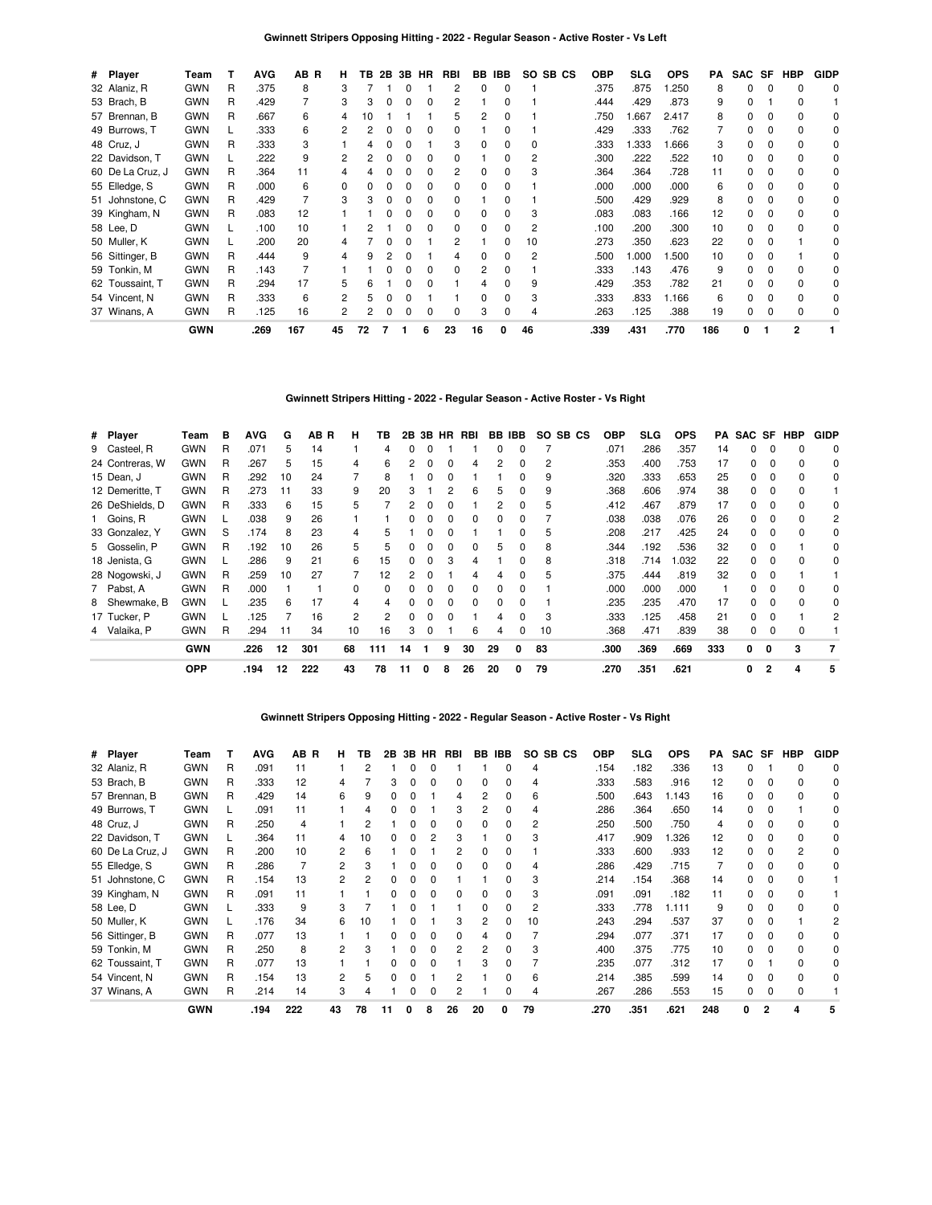### Gwinnett Stripers Opposing Hitting - 2022 - Regular Season - Active Roster - Vs Left

| # | Player | Team | T | AVG | AB | R | H | TB | 2B | 3B | HR | RBI | BB | IBB | SO | SB | CS | OBP | SLG | OPS | PA | SAC | SF | HBP | GIDP |
|---|---|---|---|---|---|---|---|---|---|---|---|---|---|---|---|---|---|---|---|---|---|---|---|---|---|
| 32 | Alaniz, R | GWN | R | .375 | 8 | | 3 | 7 | 1 | 0 | 1 | 2 | 0 | 0 | 1 | | | .375 | .875 | 1.250 | 8 | 0 | 0 | 0 | 0 |
| 53 | Brach, B | GWN | R | .429 | 7 | | 3 | 3 | 0 | 0 | 0 | 2 | 1 | 0 | 1 | | | .444 | .429 | .873 | 9 | 0 | 1 | 0 | 1 |
| 57 | Brennan, B | GWN | R | .667 | 6 | | 4 | 10 | 1 | 1 | 1 | 5 | 2 | 0 | 1 | | | .750 | 1.667 | 2.417 | 8 | 0 | 0 | 0 | 0 |
| 49 | Burrows, T | GWN | L | .333 | 6 | | 2 | 2 | 0 | 0 | 0 | 0 | 1 | 0 | 1 | | | .429 | .333 | .762 | 7 | 0 | 0 | 0 | 0 |
| 48 | Cruz, J | GWN | R | .333 | 3 | | 1 | 4 | 0 | 0 | 1 | 3 | 0 | 0 | 0 | | | .333 | 1.333 | 1.666 | 3 | 0 | 0 | 0 | 0 |
| 22 | Davidson, T | GWN | L | .222 | 9 | | 2 | 2 | 0 | 0 | 0 | 0 | 1 | 0 | 2 | | | .300 | .222 | .522 | 10 | 0 | 0 | 0 | 0 |
| 60 | De La Cruz, J | GWN | R | .364 | 11 | | 4 | 4 | 0 | 0 | 0 | 2 | 0 | 0 | 3 | | | .364 | .364 | .728 | 11 | 0 | 0 | 0 | 0 |
| 55 | Elledge, S | GWN | R | .000 | 6 | | 0 | 0 | 0 | 0 | 0 | 0 | 0 | 0 | 1 | | | .000 | .000 | .000 | 6 | 0 | 0 | 0 | 0 |
| 51 | Johnstone, C | GWN | R | .429 | 7 | | 3 | 3 | 0 | 0 | 0 | 0 | 1 | 0 | 1 | | | .500 | .429 | .929 | 8 | 0 | 0 | 0 | 0 |
| 39 | Kingham, N | GWN | R | .083 | 12 | | 1 | 1 | 0 | 0 | 0 | 0 | 0 | 0 | 3 | | | .083 | .083 | .166 | 12 | 0 | 0 | 0 | 0 |
| 58 | Lee, D | GWN | L | .100 | 10 | | 1 | 2 | 1 | 0 | 0 | 0 | 0 | 0 | 2 | | | .100 | .200 | .300 | 10 | 0 | 0 | 0 | 0 |
| 50 | Muller, K | GWN | L | .200 | 20 | | 4 | 7 | 0 | 0 | 1 | 2 | 1 | 0 | 10 | | | .273 | .350 | .623 | 22 | 0 | 0 | 1 | 0 |
| 56 | Sittinger, B | GWN | R | .444 | 9 | | 4 | 9 | 2 | 0 | 1 | 4 | 0 | 0 | 2 | | | .500 | 1.000 | 1.500 | 10 | 0 | 0 | 1 | 0 |
| 59 | Tonkin, M | GWN | R | .143 | 7 | | 1 | 1 | 0 | 0 | 0 | 0 | 2 | 0 | 1 | | | .333 | .143 | .476 | 9 | 0 | 0 | 0 | 0 |
| 62 | Toussaint, T | GWN | R | .294 | 17 | | 5 | 6 | 1 | 0 | 0 | 1 | 4 | 0 | 9 | | | .429 | .353 | .782 | 21 | 0 | 0 | 0 | 0 |
| 54 | Vincent, N | GWN | R | .333 | 6 | | 2 | 5 | 0 | 0 | 1 | 1 | 0 | 0 | 3 | | | .333 | .833 | 1.166 | 6 | 0 | 0 | 0 | 0 |
| 37 | Winans, A | GWN | R | .125 | 16 | | 2 | 2 | 0 | 0 | 0 | 0 | 3 | 0 | 4 | | | .263 | .125 | .388 | 19 | 0 | 0 | 0 | 0 |
| | | **GWN** | | **.269** | **167** | | **45** | **72** | **7** | **1** | **6** | **23** | **16** | **0** | **46** | | | **.339** | **.431** | **.770** | **186** | **0** | **1** | **2** | **1** |

### Gwinnett Stripers Hitting - 2022 - Regular Season - Active Roster - Vs Right

| # | Player | Team | B | AVG | G | AB | R | H | TB | 2B | 3B | HR | RBI | BB | IBB | SO | SB | CS | OBP | SLG | OPS | PA | SAC | SF | HBP | GIDP |
|---|---|---|---|---|---|---|---|---|---|---|---|---|---|---|---|---|---|---|---|---|---|---|---|---|---|---|
| 9 | Casteel, R | GWN | R | .071 | 5 | 14 | | 1 | 4 | 0 | 0 | 1 | 1 | 0 | 0 | 7 | | | .071 | .286 | .357 | 14 | 0 | 0 | 0 | 0 |
| 24 | Contreras, W | GWN | R | .267 | 5 | 15 | | 4 | 6 | 2 | 0 | 0 | 4 | 2 | 0 | 2 | | | .353 | .400 | .753 | 17 | 0 | 0 | 0 | 0 |
| 15 | Dean, J | GWN | R | .292 | 10 | 24 | | 7 | 8 | 1 | 0 | 0 | 1 | 1 | 0 | 9 | | | .320 | .333 | .653 | 25 | 0 | 0 | 0 | 0 |
| 12 | Demeritte, T | GWN | R | .273 | 11 | 33 | | 9 | 20 | 3 | 1 | 2 | 6 | 5 | 0 | 9 | | | .368 | .606 | .974 | 38 | 0 | 0 | 0 | 1 |
| 26 | DeShields, D | GWN | R | .333 | 6 | 15 | | 5 | 7 | 2 | 0 | 0 | 1 | 2 | 0 | 5 | | | .412 | .467 | .879 | 17 | 0 | 0 | 0 | 0 |
| 1 | Goins, R | GWN | L | .038 | 9 | 26 | | 1 | 1 | 0 | 0 | 0 | 0 | 0 | 0 | 7 | | | .038 | .038 | .076 | 26 | 0 | 0 | 0 | 2 |
| 33 | Gonzalez, Y | GWN | S | .174 | 8 | 23 | | 4 | 5 | 1 | 0 | 0 | 1 | 1 | 0 | 5 | | | .208 | .217 | .425 | 24 | 0 | 0 | 0 | 0 |
| 5 | Gosselin, P | GWN | R | .192 | 10 | 26 | | 5 | 5 | 0 | 0 | 0 | 0 | 5 | 0 | 8 | | | .344 | .192 | .536 | 32 | 0 | 0 | 1 | 0 |
| 18 | Jenista, G | GWN | L | .286 | 9 | 21 | | 6 | 15 | 0 | 0 | 3 | 4 | 1 | 0 | 8 | | | .318 | .714 | 1.032 | 22 | 0 | 0 | 0 | 0 |
| 28 | Nogowski, J | GWN | R | .259 | 10 | 27 | | 7 | 12 | 2 | 0 | 1 | 4 | 4 | 0 | 5 | | | .375 | .444 | .819 | 32 | 0 | 0 | 1 | 1 |
| 7 | Pabst, A | GWN | R | .000 | 1 | 1 | | 0 | 0 | 0 | 0 | 0 | 0 | 0 | 0 | 1 | | | .000 | .000 | .000 | 1 | 0 | 0 | 0 | 0 |
| 8 | Shewmake, B | GWN | L | .235 | 6 | 17 | | 4 | 4 | 0 | 0 | 0 | 0 | 0 | 0 | 1 | | | .235 | .235 | .470 | 17 | 0 | 0 | 0 | 0 |
| 17 | Tucker, P | GWN | L | .125 | 7 | 16 | | 2 | 2 | 0 | 0 | 0 | 1 | 4 | 0 | 3 | | | .333 | .125 | .458 | 21 | 0 | 0 | 1 | 2 |
| 4 | Valaika, P | GWN | R | .294 | 11 | 34 | | 10 | 16 | 3 | 0 | 1 | 6 | 4 | 0 | 10 | | | .368 | .471 | .839 | 38 | 0 | 0 | 0 | 1 |
| | | **GWN** | | **.226** | **12** | **301** | | **68** | **111** | **14** | **1** | **9** | **30** | **29** | **0** | **83** | | | **.300** | **.369** | **.669** | **333** | **0** | **0** | **3** | **7** |
| | | **OPP** | | **.194** | **12** | **222** | | **43** | **78** | **11** | **0** | **8** | **26** | **20** | **0** | **79** | | | **.270** | **.351** | **.621** | | **0** | **2** | **4** | **5** |

### Gwinnett Stripers Opposing Hitting - 2022 - Regular Season - Active Roster - Vs Right

| # | Player | Team | T | AVG | AB | R | H | TB | 2B | 3B | HR | RBI | BB | IBB | SO | SB | CS | OBP | SLG | OPS | PA | SAC | SF | HBP | GIDP |
|---|---|---|---|---|---|---|---|---|---|---|---|---|---|---|---|---|---|---|---|---|---|---|---|---|---|
| 32 | Alaniz, R | GWN | R | .091 | 11 | | 1 | 2 | 1 | 0 | 0 | 1 | 1 | 0 | 4 | | | .154 | .182 | .336 | 13 | 0 | 1 | 0 | 0 |
| 53 | Brach, B | GWN | R | .333 | 12 | | 4 | 7 | 3 | 0 | 0 | 0 | 0 | 0 | 4 | | | .333 | .583 | .916 | 12 | 0 | 0 | 0 | 0 |
| 57 | Brennan, B | GWN | R | .429 | 14 | | 6 | 9 | 0 | 0 | 1 | 4 | 2 | 0 | 6 | | | .500 | .643 | 1.143 | 16 | 0 | 0 | 0 | 0 |
| 49 | Burrows, T | GWN | L | .091 | 11 | | 1 | 4 | 0 | 0 | 1 | 3 | 2 | 0 | 4 | | | .286 | .364 | .650 | 14 | 0 | 0 | 1 | 0 |
| 48 | Cruz, J | GWN | R | .250 | 4 | | 1 | 2 | 1 | 0 | 0 | 0 | 0 | 0 | 2 | | | .250 | .500 | .750 | 4 | 0 | 0 | 0 | 0 |
| 22 | Davidson, T | GWN | L | .364 | 11 | | 4 | 10 | 0 | 0 | 2 | 3 | 1 | 0 | 3 | | | .417 | .909 | 1.326 | 12 | 0 | 0 | 0 | 0 |
| 60 | De La Cruz, J | GWN | R | .200 | 10 | | 2 | 6 | 1 | 0 | 1 | 2 | 0 | 0 | 1 | | | .333 | .600 | .933 | 12 | 0 | 0 | 2 | 0 |
| 55 | Elledge, S | GWN | R | .286 | 7 | | 2 | 3 | 1 | 0 | 0 | 0 | 0 | 0 | 4 | | | .286 | .429 | .715 | 7 | 0 | 0 | 0 | 0 |
| 51 | Johnstone, C | GWN | R | .154 | 13 | | 2 | 2 | 0 | 0 | 0 | 1 | 1 | 0 | 3 | | | .214 | .154 | .368 | 14 | 0 | 0 | 0 | 1 |
| 39 | Kingham, N | GWN | R | .091 | 11 | | 1 | 1 | 0 | 0 | 0 | 0 | 0 | 0 | 3 | | | .091 | .091 | .182 | 11 | 0 | 0 | 0 | 1 |
| 58 | Lee, D | GWN | L | .333 | 9 | | 3 | 7 | 1 | 0 | 1 | 1 | 0 | 0 | 2 | | | .333 | .778 | 1.111 | 9 | 0 | 0 | 0 | 0 |
| 50 | Muller, K | GWN | L | .176 | 34 | | 6 | 10 | 1 | 0 | 1 | 3 | 2 | 0 | 10 | | | .243 | .294 | .537 | 37 | 0 | 0 | 1 | 2 |
| 56 | Sittinger, B | GWN | R | .077 | 13 | | 1 | 1 | 0 | 0 | 0 | 0 | 4 | 0 | 7 | | | .294 | .077 | .371 | 17 | 0 | 0 | 0 | 0 |
| 59 | Tonkin, M | GWN | R | .250 | 8 | | 2 | 3 | 1 | 0 | 0 | 2 | 2 | 0 | 3 | | | .400 | .375 | .775 | 10 | 0 | 0 | 0 | 0 |
| 62 | Toussaint, T | GWN | R | .077 | 13 | | 1 | 1 | 0 | 0 | 0 | 1 | 3 | 0 | 7 | | | .235 | .077 | .312 | 17 | 0 | 1 | 0 | 0 |
| 54 | Vincent, N | GWN | R | .154 | 13 | | 2 | 5 | 0 | 0 | 1 | 2 | 1 | 0 | 6 | | | .214 | .385 | .599 | 14 | 0 | 0 | 0 | 0 |
| 37 | Winans, A | GWN | R | .214 | 14 | | 3 | 4 | 1 | 0 | 0 | 2 | 1 | 0 | 4 | | | .267 | .286 | .553 | 15 | 0 | 0 | 0 | 1 |
| | | **GWN** | | **.194** | **222** | | **43** | **78** | **11** | **0** | **8** | **26** | **20** | **0** | **79** | | | **.270** | **.351** | **.621** | **248** | **0** | **2** | **4** | **5** |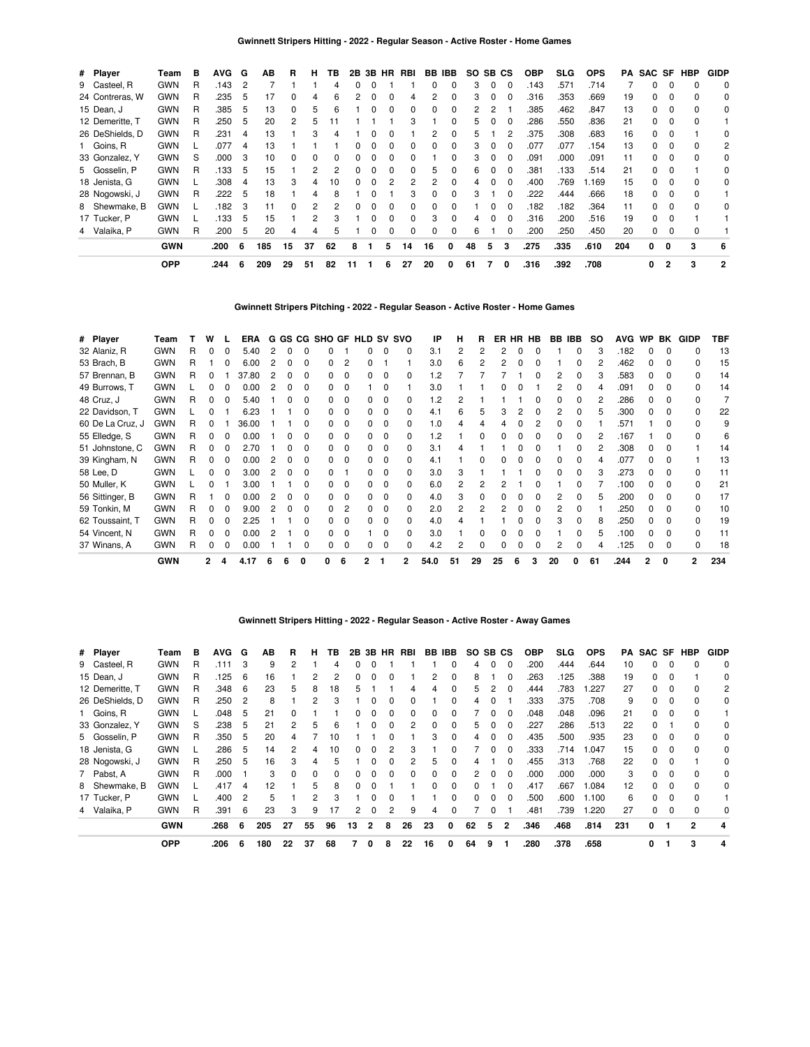### Gwinnett Stripers Hitting - 2022 - Regular Season - Active Roster - Home Games

| # | Player | Team | B | AVG | G | AB | R | H | TB | 2B | 3B | HR | RBI | BB | IBB | SO | SB | CS | OBP | SLG | OPS | PA | SAC | SF | HBP | GIDP |
|---|---|---|---|---|---|---|---|---|---|---|---|---|---|---|---|---|---|---|---|---|---|---|---|---|---|---|
| 9 | Casteel, R | GWN | R | .143 | 2 | 7 | 1 | 1 | 4 | 0 | 0 | 1 | 1 | 0 | 0 | 3 | 0 | 0 | .143 | .571 | .714 | 7 | 0 | 0 | 0 | 0 |
| 24 | Contreras, W | GWN | R | .235 | 5 | 17 | 0 | 4 | 6 | 2 | 0 | 0 | 4 | 2 | 0 | 3 | 0 | 0 | .316 | .353 | .669 | 19 | 0 | 0 | 0 | 0 |
| 15 | Dean, J | GWN | R | .385 | 5 | 13 | 0 | 5 | 6 | 1 | 0 | 0 | 0 | 0 | 0 | 2 | 2 | 1 | .385 | .462 | .847 | 13 | 0 | 0 | 0 | 0 |
| 12 | Demeritte, T | GWN | R | .250 | 5 | 20 | 2 | 5 | 11 | 1 | 1 | 1 | 3 | 1 | 0 | 5 | 0 | 0 | .286 | .550 | .836 | 21 | 0 | 0 | 0 | 1 |
| 26 | DeShields, D | GWN | R | .231 | 4 | 13 | 1 | 3 | 4 | 1 | 0 | 0 | 1 | 2 | 0 | 5 | 1 | 2 | .375 | .308 | .683 | 16 | 0 | 0 | 1 | 0 |
| 1 | Goins, R | GWN | L | .077 | 4 | 13 | 1 | 1 | 1 | 0 | 0 | 0 | 0 | 0 | 0 | 3 | 0 | 0 | .077 | .077 | .154 | 13 | 0 | 0 | 0 | 2 |
| 33 | Gonzalez, Y | GWN | S | .000 | 3 | 10 | 0 | 0 | 0 | 0 | 0 | 0 | 0 | 1 | 0 | 3 | 0 | 0 | .091 | .000 | .091 | 11 | 0 | 0 | 0 | 0 |
| 5 | Gosselin, P | GWN | R | .133 | 5 | 15 | 1 | 2 | 2 | 0 | 0 | 0 | 0 | 5 | 0 | 6 | 0 | 0 | .381 | .133 | .514 | 21 | 0 | 0 | 1 | 0 |
| 18 | Jenista, G | GWN | L | .308 | 4 | 13 | 3 | 4 | 10 | 0 | 0 | 2 | 2 | 2 | 0 | 4 | 0 | 0 | .400 | .769 | 1.169 | 15 | 0 | 0 | 0 | 0 |
| 28 | Nogowski, J | GWN | R | .222 | 5 | 18 | 1 | 4 | 8 | 1 | 0 | 1 | 3 | 0 | 0 | 3 | 1 | 0 | .222 | .444 | .666 | 18 | 0 | 0 | 0 | 1 |
| 8 | Shewmake, B | GWN | L | .182 | 3 | 11 | 0 | 2 | 2 | 0 | 0 | 0 | 0 | 0 | 0 | 1 | 0 | 0 | .182 | .182 | .364 | 11 | 0 | 0 | 0 | 0 |
| 17 | Tucker, P | GWN | L | .133 | 5 | 15 | 1 | 2 | 3 | 1 | 0 | 0 | 0 | 3 | 0 | 4 | 0 | 0 | .316 | .200 | .516 | 19 | 0 | 0 | 1 | 1 |
| 4 | Valaika, P | GWN | R | .200 | 5 | 20 | 4 | 4 | 5 | 1 | 0 | 0 | 0 | 0 | 0 | 6 | 1 | 0 | .200 | .250 | .450 | 20 | 0 | 0 | 0 | 1 |
| | | **GWN** | | **.200** | **6** | **185** | **15** | **37** | **62** | **8** | **1** | **5** | **14** | **16** | **0** | **48** | **5** | **3** | **.275** | **.335** | **.610** | **204** | **0** | **0** | **3** | **6** |
| | | **OPP** | | **.244** | **6** | **209** | **29** | **51** | **82** | **11** | **1** | **6** | **27** | **20** | **0** | **61** | **7** | **0** | **.316** | **.392** | **.708** | | **0** | **2** | **3** | **2** |

### Gwinnett Stripers Pitching - 2022 - Regular Season - Active Roster - Home Games

| # | Player | Team | T | W | L | ERA | G | GS | CG | SHO | GF | HLD | SV | SVO | IP | H | R | ER | HR | HB | BB | IBB | SO | AVG | WP | BK | GIDP | TBF |
|---|---|---|---|---|---|---|---|---|---|---|---|---|---|---|---|---|---|---|---|---|---|---|---|---|---|---|---|---|
| 32 | Alaniz, R | GWN | R | 0 | 0 | 5.40 | 2 | 0 | 0 | 0 | 1 | 0 | 0 | 0 | 3.1 | 2 | 2 | 2 | 0 | 0 | 1 | 0 | 3 | .182 | 0 | 0 | 0 | 13 |
| 53 | Brach, B | GWN | R | 1 | 0 | 6.00 | 2 | 0 | 0 | 0 | 2 | 0 | 1 | 1 | 3.0 | 6 | 2 | 2 | 0 | 0 | 1 | 0 | 2 | .462 | 0 | 0 | 0 | 15 |
| 57 | Brennan, B | GWN | R | 0 | 1 | 37.80 | 2 | 0 | 0 | 0 | 0 | 0 | 0 | 0 | 1.2 | 7 | 7 | 7 | 1 | 0 | 2 | 0 | 3 | .583 | 0 | 0 | 0 | 14 |
| 49 | Burrows, T | GWN | L | 0 | 0 | 0.00 | 2 | 0 | 0 | 0 | 0 | 1 | 0 | 1 | 3.0 | 1 | 1 | 0 | 0 | 1 | 2 | 0 | 4 | .091 | 0 | 0 | 0 | 14 |
| 48 | Cruz, J | GWN | R | 0 | 0 | 5.40 | 1 | 0 | 0 | 0 | 0 | 0 | 0 | 0 | 1.2 | 2 | 1 | 1 | 1 | 0 | 0 | 0 | 2 | .286 | 0 | 0 | 0 | 7 |
| 22 | Davidson, T | GWN | L | 0 | 1 | 6.23 | 1 | 1 | 0 | 0 | 0 | 0 | 0 | 0 | 4.1 | 6 | 5 | 3 | 2 | 0 | 2 | 0 | 5 | .300 | 0 | 0 | 0 | 22 |
| 60 | De La Cruz, J | GWN | R | 0 | 1 | 36.00 | 1 | 1 | 0 | 0 | 0 | 0 | 0 | 0 | 1.0 | 4 | 4 | 4 | 0 | 2 | 0 | 0 | 1 | .571 | 1 | 0 | 0 | 9 |
| 55 | Elledge, S | GWN | R | 0 | 0 | 0.00 | 1 | 0 | 0 | 0 | 0 | 0 | 0 | 0 | 1.2 | 1 | 0 | 0 | 0 | 0 | 0 | 0 | 2 | .167 | 1 | 0 | 0 | 6 |
| 51 | Johnstone, C | GWN | R | 0 | 0 | 2.70 | 1 | 0 | 0 | 0 | 0 | 0 | 0 | 0 | 3.1 | 4 | 1 | 1 | 0 | 0 | 1 | 0 | 2 | .308 | 0 | 0 | 1 | 14 |
| 39 | Kingham, N | GWN | R | 0 | 0 | 0.00 | 2 | 0 | 0 | 0 | 0 | 0 | 0 | 0 | 4.1 | 1 | 0 | 0 | 0 | 0 | 0 | 0 | 4 | .077 | 0 | 0 | 1 | 13 |
| 58 | Lee, D | GWN | L | 0 | 0 | 3.00 | 2 | 0 | 0 | 0 | 1 | 0 | 0 | 0 | 3.0 | 3 | 1 | 1 | 1 | 0 | 0 | 0 | 3 | .273 | 0 | 0 | 0 | 11 |
| 50 | Muller, K | GWN | L | 0 | 1 | 3.00 | 1 | 1 | 0 | 0 | 0 | 0 | 0 | 0 | 6.0 | 2 | 2 | 2 | 1 | 0 | 1 | 0 | 7 | .100 | 0 | 0 | 0 | 21 |
| 56 | Sittinger, B | GWN | R | 1 | 0 | 0.00 | 2 | 0 | 0 | 0 | 0 | 0 | 0 | 0 | 4.0 | 3 | 0 | 0 | 0 | 0 | 2 | 0 | 5 | .200 | 0 | 0 | 0 | 17 |
| 59 | Tonkin, M | GWN | R | 0 | 0 | 9.00 | 2 | 0 | 0 | 0 | 2 | 0 | 0 | 0 | 2.0 | 2 | 2 | 2 | 0 | 0 | 2 | 0 | 1 | .250 | 0 | 0 | 0 | 10 |
| 62 | Toussaint, T | GWN | R | 0 | 0 | 2.25 | 1 | 1 | 0 | 0 | 0 | 0 | 0 | 0 | 4.0 | 4 | 1 | 1 | 0 | 0 | 3 | 0 | 8 | .250 | 0 | 0 | 0 | 19 |
| 54 | Vincent, N | GWN | R | 0 | 0 | 0.00 | 2 | 1 | 0 | 0 | 0 | 1 | 0 | 0 | 3.0 | 1 | 0 | 0 | 0 | 0 | 1 | 0 | 5 | .100 | 0 | 0 | 0 | 11 |
| 37 | Winans, A | GWN | R | 0 | 0 | 0.00 | 1 | 1 | 0 | 0 | 0 | 0 | 0 | 0 | 4.2 | 2 | 0 | 0 | 0 | 0 | 2 | 0 | 4 | .125 | 0 | 0 | 0 | 18 |
| | | **GWN** | | **2** | **4** | **4.17** | **6** | **6** | **0** | **0** | **6** | **2** | **1** | **2** | **54.0** | **51** | **29** | **25** | **6** | **3** | **20** | **0** | **61** | **.244** | **2** | **0** | **2** | **234** |

### Gwinnett Stripers Hitting - 2022 - Regular Season - Active Roster - Away Games

| # | Player | Team | B | AVG | G | AB | R | H | TB | 2B | 3B | HR | RBI | BB | IBB | SO | SB | CS | OBP | SLG | OPS | PA | SAC | SF | HBP | GIDP |
|---|---|---|---|---|---|---|---|---|---|---|---|---|---|---|---|---|---|---|---|---|---|---|---|---|---|---|
| 9 | Casteel, R | GWN | R | .111 | 3 | 9 | 2 | 1 | 4 | 0 | 0 | 1 | 1 | 1 | 0 | 4 | 0 | 0 | .200 | .444 | .644 | 10 | 0 | 0 | 0 | 0 |
| 15 | Dean, J | GWN | R | .125 | 6 | 16 | 1 | 2 | 2 | 0 | 0 | 0 | 1 | 2 | 0 | 8 | 1 | 0 | .263 | .125 | .388 | 19 | 0 | 0 | 1 | 0 |
| 12 | Demeritte, T | GWN | R | .348 | 6 | 23 | 5 | 8 | 18 | 5 | 1 | 1 | 4 | 4 | 0 | 5 | 2 | 0 | .444 | .783 | 1.227 | 27 | 0 | 0 | 0 | 2 |
| 26 | DeShields, D | GWN | R | .250 | 2 | 8 | 1 | 2 | 3 | 1 | 0 | 0 | 0 | 1 | 0 | 4 | 0 | 1 | .333 | .375 | .708 | 9 | 0 | 0 | 0 | 0 |
| 1 | Goins, R | GWN | L | .048 | 5 | 21 | 0 | 1 | 1 | 0 | 0 | 0 | 0 | 0 | 0 | 7 | 0 | 0 | .048 | .048 | .096 | 21 | 0 | 0 | 0 | 1 |
| 33 | Gonzalez, Y | GWN | S | .238 | 5 | 21 | 2 | 5 | 6 | 1 | 0 | 0 | 2 | 0 | 0 | 5 | 0 | 0 | .227 | .286 | .513 | 22 | 0 | 1 | 0 | 0 |
| 5 | Gosselin, P | GWN | R | .350 | 5 | 20 | 4 | 7 | 10 | 1 | 1 | 0 | 1 | 3 | 0 | 4 | 0 | 0 | .435 | .500 | .935 | 23 | 0 | 0 | 0 | 0 |
| 18 | Jenista, G | GWN | L | .286 | 5 | 14 | 2 | 4 | 10 | 0 | 0 | 2 | 3 | 1 | 0 | 7 | 0 | 0 | .333 | .714 | 1.047 | 15 | 0 | 0 | 0 | 0 |
| 28 | Nogowski, J | GWN | R | .250 | 5 | 16 | 3 | 4 | 5 | 1 | 0 | 0 | 2 | 5 | 0 | 4 | 1 | 0 | .455 | .313 | .768 | 22 | 0 | 0 | 1 | 0 |
| 7 | Pabst, A | GWN | R | .000 | 1 | 3 | 0 | 0 | 0 | 0 | 0 | 0 | 0 | 0 | 0 | 2 | 0 | 0 | .000 | .000 | .000 | 3 | 0 | 0 | 0 | 0 |
| 8 | Shewmake, B | GWN | L | .417 | 4 | 12 | 1 | 5 | 8 | 0 | 0 | 1 | 1 | 0 | 0 | 0 | 1 | 0 | .417 | .667 | 1.084 | 12 | 0 | 0 | 0 | 0 |
| 17 | Tucker, P | GWN | L | .400 | 2 | 5 | 1 | 2 | 3 | 1 | 0 | 0 | 1 | 1 | 0 | 0 | 0 | 0 | .500 | .600 | 1.100 | 6 | 0 | 0 | 0 | 1 |
| 4 | Valaika, P | GWN | R | .391 | 6 | 23 | 3 | 9 | 17 | 2 | 0 | 2 | 9 | 4 | 0 | 7 | 0 | 1 | .481 | .739 | 1.220 | 27 | 0 | 0 | 0 | 0 |
| | | **GWN** | | **.268** | **6** | **205** | **27** | **55** | **96** | **13** | **2** | **8** | **26** | **23** | **0** | **62** | **5** | **2** | **.346** | **.468** | **.814** | **231** | **0** | **1** | **2** | **4** |
| | | **OPP** | | **.206** | **6** | **180** | **22** | **37** | **68** | **7** | **0** | **8** | **22** | **16** | **0** | **64** | **9** | **1** | **.280** | **.378** | **.658** | | **0** | **1** | **3** | **4** |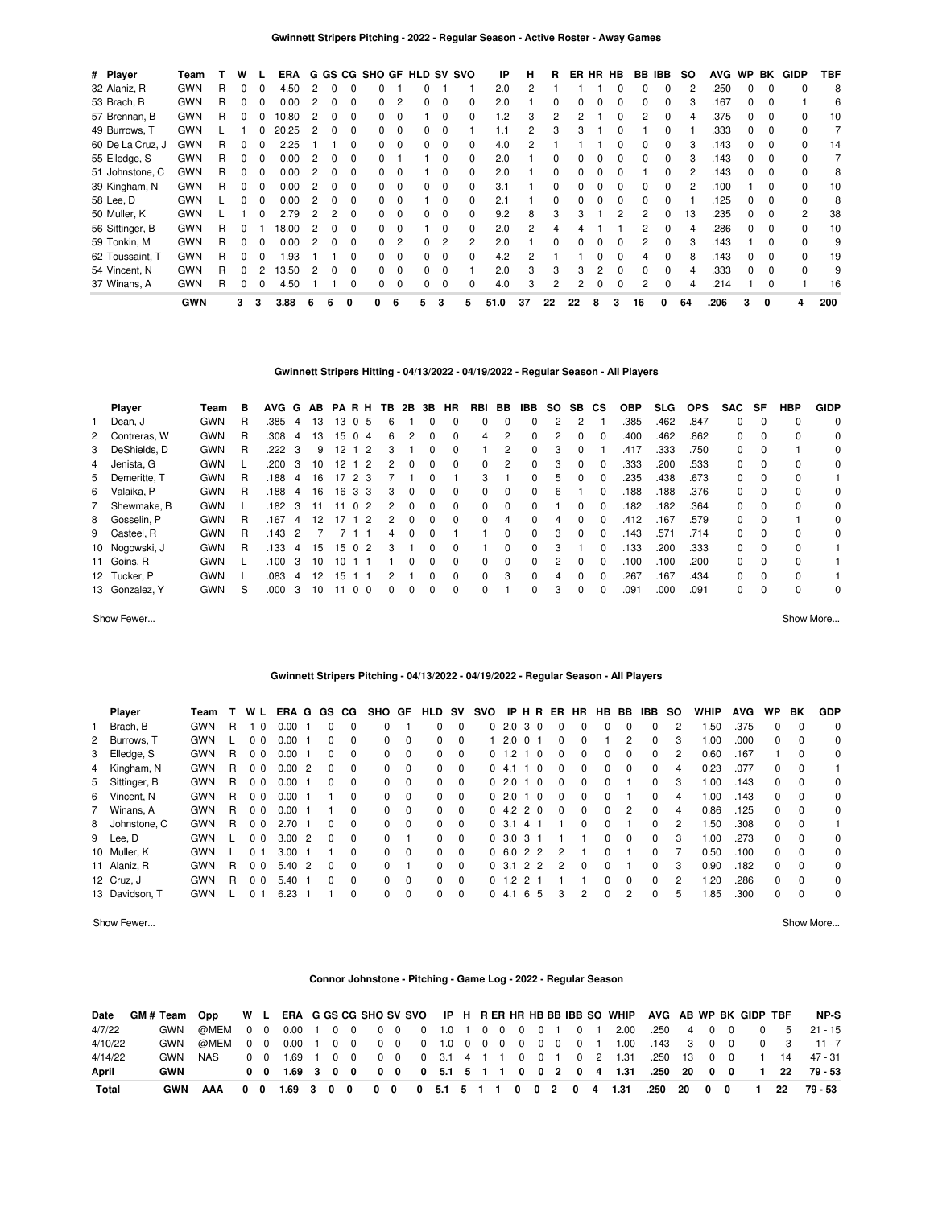### Gwinnett Stripers Pitching - 2022 - Regular Season - Active Roster - Away Games

| # | Player | Team | T | W | L | ERA | G | GS | CG | SHO | GF | HLD | SV | SVO | IP | H | R | ER | HR | HB | BB | IBB | SO | AVG | WP | BK | GIDP | TBF |
|---|---|---|---|---|---|---|---|---|---|---|---|---|---|---|---|---|---|---|---|---|---|---|---|---|---|---|---|---|
| 32 | Alaniz, R | GWN | R | 0 | 0 | 4.50 | 2 | 0 | 0 | 0 | 1 | 0 | 1 | 1 | 2.0 | 2 | 1 | 1 | 1 | 0 | 0 | 0 | 2 | .250 | 0 | 0 | 0 | 8 |
| 53 | Brach, B | GWN | R | 0 | 0 | 0.00 | 2 | 0 | 0 | 0 | 2 | 0 | 0 | 0 | 2.0 | 1 | 0 | 0 | 0 | 0 | 0 | 0 | 3 | .167 | 0 | 0 | 1 | 6 |
| 57 | Brennan, B | GWN | R | 0 | 0 | 10.80 | 2 | 0 | 0 | 0 | 0 | 1 | 0 | 0 | 1.2 | 3 | 2 | 2 | 1 | 0 | 2 | 0 | 4 | .375 | 0 | 0 | 0 | 10 |
| 49 | Burrows, T | GWN | L | 1 | 0 | 20.25 | 2 | 0 | 0 | 0 | 0 | 0 | 0 | 1 | 1.1 | 2 | 3 | 3 | 1 | 0 | 1 | 0 | 1 | .333 | 0 | 0 | 0 | 7 |
| 60 | De La Cruz, J | GWN | R | 0 | 0 | 2.25 | 1 | 1 | 0 | 0 | 0 | 0 | 0 | 0 | 4.0 | 2 | 1 | 1 | 1 | 0 | 0 | 0 | 3 | .143 | 0 | 0 | 0 | 14 |
| 55 | Elledge, S | GWN | R | 0 | 0 | 0.00 | 2 | 0 | 0 | 0 | 1 | 1 | 0 | 0 | 2.0 | 1 | 0 | 0 | 0 | 0 | 0 | 0 | 3 | .143 | 0 | 0 | 0 | 7 |
| 51 | Johnstone, C | GWN | R | 0 | 0 | 0.00 | 2 | 0 | 0 | 0 | 0 | 1 | 0 | 0 | 2.0 | 1 | 0 | 0 | 0 | 0 | 1 | 0 | 2 | .143 | 0 | 0 | 0 | 8 |
| 39 | Kingham, N | GWN | R | 0 | 0 | 0.00 | 2 | 0 | 0 | 0 | 0 | 0 | 0 | 0 | 3.1 | 1 | 0 | 0 | 0 | 0 | 0 | 0 | 2 | .100 | 1 | 0 | 0 | 10 |
| 58 | Lee, D | GWN | L | 0 | 0 | 0.00 | 2 | 0 | 0 | 0 | 0 | 1 | 0 | 0 | 2.1 | 1 | 0 | 0 | 0 | 0 | 0 | 0 | 1 | .125 | 0 | 0 | 0 | 8 |
| 50 | Muller, K | GWN | L | 1 | 0 | 2.79 | 2 | 2 | 0 | 0 | 0 | 0 | 0 | 0 | 9.2 | 8 | 3 | 3 | 1 | 2 | 2 | 0 | 13 | .235 | 0 | 0 | 2 | 38 |
| 56 | Sittinger, B | GWN | R | 0 | 1 | 18.00 | 2 | 0 | 0 | 0 | 0 | 1 | 0 | 0 | 2.0 | 2 | 4 | 4 | 1 | 1 | 2 | 0 | 4 | .286 | 0 | 0 | 0 | 10 |
| 59 | Tonkin, M | GWN | R | 0 | 0 | 0.00 | 2 | 0 | 0 | 0 | 2 | 0 | 2 | 2 | 2.0 | 1 | 0 | 0 | 0 | 0 | 2 | 0 | 3 | .143 | 1 | 0 | 0 | 9 |
| 62 | Toussaint, T | GWN | R | 0 | 0 | 1.93 | 1 | 1 | 0 | 0 | 0 | 0 | 0 | 0 | 4.2 | 2 | 1 | 1 | 0 | 0 | 4 | 0 | 8 | .143 | 0 | 0 | 0 | 19 |
| 54 | Vincent, N | GWN | R | 0 | 2 | 13.50 | 2 | 0 | 0 | 0 | 0 | 0 | 0 | 1 | 2.0 | 3 | 3 | 3 | 2 | 0 | 0 | 0 | 4 | .333 | 0 | 0 | 0 | 9 |
| 37 | Winans, A | GWN | R | 0 | 0 | 4.50 | 1 | 1 | 0 | 0 | 0 | 0 | 0 | 0 | 4.0 | 3 | 2 | 2 | 0 | 0 | 2 | 0 | 4 | .214 | 1 | 0 | 1 | 16 |
| | | **GWN** | | **3** | **3** | **3.88** | **6** | **6** | **0** | **0** | **6** | **5** | **3** | **5** | **51.0** | **37** | **22** | **22** | **8** | **3** | **16** | **0** | **64** | **.206** | **3** | **0** | **4** | **200** |

### Gwinnett Stripers Hitting - 04/13/2022 - 04/19/2022 - Regular Season - All Players

| | Player | Team | B | AVG | G | AB | PA | R | H | TB | 2B | 3B | HR | RBI | BB | IBB | SO | SB | CS | OBP | SLG | OPS | SAC | SF | HBP | GIDP |
|---|---|---|---|---|---|---|---|---|---|---|---|---|---|---|---|---|---|---|---|---|---|---|---|---|---|---|
| 1 | Dean, J | GWN | R | .385 | 4 | 13 | 13 | 0 | 5 | 6 | 1 | 0 | 0 | 0 | 0 | 0 | 2 | 2 | 1 | .385 | .462 | .847 | 0 | 0 | 0 | 0 |
| 2 | Contreras, W | GWN | R | .308 | 4 | 13 | 15 | 0 | 4 | 6 | 2 | 0 | 0 | 4 | 2 | 0 | 2 | 0 | 0 | .400 | .462 | .862 | 0 | 0 | 0 | 0 |
| 3 | DeShields, D | GWN | R | .222 | 3 | 9 | 12 | 1 | 2 | 3 | 1 | 0 | 0 | 1 | 2 | 0 | 3 | 0 | 1 | .417 | .333 | .750 | 0 | 0 | 1 | 0 |
| 4 | Jenista, G | GWN | L | .200 | 3 | 10 | 12 | 1 | 2 | 2 | 0 | 0 | 0 | 0 | 2 | 0 | 3 | 0 | 0 | .333 | .200 | .533 | 0 | 0 | 0 | 0 |
| 5 | Demeritte, T | GWN | R | .188 | 4 | 16 | 17 | 2 | 3 | 7 | 1 | 0 | 1 | 3 | 1 | 0 | 5 | 0 | 0 | .235 | .438 | .673 | 0 | 0 | 0 | 1 |
| 6 | Valaika, P | GWN | R | .188 | 4 | 16 | 16 | 3 | 3 | 3 | 0 | 0 | 0 | 0 | 0 | 0 | 6 | 1 | 0 | .188 | .188 | .376 | 0 | 0 | 0 | 0 |
| 7 | Shewmake, B | GWN | L | .182 | 3 | 11 | 11 | 0 | 2 | 2 | 0 | 0 | 0 | 0 | 0 | 0 | 1 | 0 | 0 | .182 | .182 | .364 | 0 | 0 | 0 | 0 |
| 8 | Gosselin, P | GWN | R | .167 | 4 | 12 | 17 | 1 | 2 | 2 | 0 | 0 | 0 | 0 | 4 | 0 | 4 | 0 | 0 | .412 | .167 | .579 | 0 | 0 | 1 | 0 |
| 9 | Casteel, R | GWN | R | .143 | 2 | 7 | 7 | 1 | 1 | 4 | 0 | 0 | 1 | 1 | 0 | 0 | 3 | 0 | 0 | .143 | .571 | .714 | 0 | 0 | 0 | 0 |
| 10 | Nogowski, J | GWN | R | .133 | 4 | 15 | 15 | 0 | 2 | 3 | 1 | 0 | 0 | 1 | 0 | 0 | 3 | 1 | 0 | .133 | .200 | .333 | 0 | 0 | 0 | 1 |
| 11 | Goins, R | GWN | L | .100 | 3 | 10 | 10 | 1 | 1 | 1 | 0 | 0 | 0 | 0 | 0 | 0 | 2 | 0 | 0 | .100 | .100 | .200 | 0 | 0 | 0 | 1 |
| 12 | Tucker, P | GWN | L | .083 | 4 | 12 | 15 | 1 | 1 | 2 | 1 | 0 | 0 | 0 | 3 | 0 | 4 | 0 | 0 | .267 | .167 | .434 | 0 | 0 | 0 | 1 |
| 13 | Gonzalez, Y | GWN | S | .000 | 3 | 10 | 11 | 0 | 0 | 0 | 0 | 0 | 0 | 0 | 1 | 0 | 3 | 0 | 0 | .091 | .000 | .091 | 0 | 0 | 0 | 0 |

Show Fewer... Show More...

### Gwinnett Stripers Pitching - 04/13/2022 - 04/19/2022 - Regular Season - All Players

| | Player | Team | T | W | L | ERA | G | GS | CG | SHO | GF | HLD | SV | SVO | IP | H | R | ER | HR | HB | BB | IBB | SO | WHIP | AVG | WP | BK | GDP |
|---|---|---|---|---|---|---|---|---|---|---|---|---|---|---|---|---|---|---|---|---|---|---|---|---|---|---|---|---|
| 1 | Brach, B | GWN | R | 1 | 0 | 0.00 | 1 | 0 | 0 | 0 | 1 | 0 | 0 | 0 | 2.0 | 3 | 0 | 0 | 0 | 0 | 0 | 0 | 2 | 1.50 | .375 | 0 | 0 | 0 |
| 2 | Burrows, T | GWN | L | 0 | 0 | 0.00 | 1 | 0 | 0 | 0 | 0 | 0 | 0 | 1 | 2.0 | 0 | 1 | 0 | 0 | 1 | 2 | 0 | 3 | 1.00 | .000 | 0 | 0 | 0 |
| 3 | Elledge, S | GWN | R | 0 | 0 | 0.00 | 1 | 0 | 0 | 0 | 0 | 0 | 0 | 0 | 1.2 | 1 | 0 | 0 | 0 | 0 | 0 | 0 | 2 | 0.60 | .167 | 1 | 0 | 0 |
| 4 | Kingham, N | GWN | R | 0 | 0 | 0.00 | 2 | 0 | 0 | 0 | 0 | 0 | 0 | 0 | 4.1 | 1 | 0 | 0 | 0 | 0 | 0 | 0 | 4 | 0.23 | .077 | 0 | 0 | 1 |
| 5 | Sittinger, B | GWN | R | 0 | 0 | 0.00 | 1 | 0 | 0 | 0 | 0 | 0 | 0 | 0 | 2.0 | 1 | 0 | 0 | 0 | 0 | 1 | 0 | 3 | 1.00 | .143 | 0 | 0 | 0 |
| 6 | Vincent, N | GWN | R | 0 | 0 | 0.00 | 1 | 0 | 0 | 0 | 0 | 0 | 0 | 0 | 2.0 | 1 | 0 | 0 | 0 | 0 | 1 | 0 | 4 | 1.00 | .143 | 0 | 0 | 0 |
| 7 | Winans, A | GWN | R | 0 | 0 | 0.00 | 1 | 1 | 0 | 0 | 0 | 0 | 0 | 0 | 4.2 | 2 | 0 | 0 | 0 | 0 | 2 | 0 | 4 | 0.86 | .125 | 0 | 0 | 0 |
| 8 | Johnstone, C | GWN | R | 0 | 0 | 2.70 | 1 | 0 | 0 | 0 | 0 | 0 | 0 | 0 | 3.1 | 4 | 1 | 1 | 0 | 0 | 1 | 0 | 2 | 1.50 | .308 | 0 | 0 | 1 |
| 9 | Lee, D | GWN | L | 0 | 0 | 3.00 | 2 | 0 | 0 | 0 | 1 | 0 | 0 | 0 | 3.0 | 3 | 1 | 1 | 1 | 0 | 0 | 0 | 3 | 1.00 | .273 | 0 | 0 | 0 |
| 10 | Muller, K | GWN | L | 0 | 1 | 3.00 | 1 | 1 | 0 | 0 | 0 | 0 | 0 | 0 | 6.0 | 2 | 2 | 2 | 1 | 0 | 1 | 0 | 7 | 0.50 | .100 | 0 | 0 | 0 |
| 11 | Alaniz, R | GWN | R | 0 | 0 | 5.40 | 2 | 0 | 0 | 0 | 1 | 0 | 0 | 0 | 3.1 | 2 | 2 | 2 | 0 | 0 | 1 | 0 | 3 | 0.90 | .182 | 0 | 0 | 0 |
| 12 | Cruz, J | GWN | R | 0 | 0 | 5.40 | 1 | 0 | 0 | 0 | 0 | 0 | 0 | 0 | 1.2 | 2 | 1 | 1 | 1 | 0 | 0 | 0 | 2 | 1.20 | .286 | 0 | 0 | 0 |
| 13 | Davidson, T | GWN | L | 0 | 1 | 6.23 | 1 | 1 | 0 | 0 | 0 | 0 | 0 | 0 | 4.1 | 6 | 5 | 3 | 2 | 0 | 2 | 0 | 5 | 1.85 | .300 | 0 | 0 | 0 |

Show Fewer... Show More...

### Connor Johnstone - Pitching - Game Log - 2022 - Regular Season

| Date | GM # | Team | Opp | W | L | ERA | G | GS | CG | SHO | SV | SVO | IP | H | R | ER | HR | HB | BB | IBB | SO | WHIP | AVG | AB | WP | BK | GIDP | TBF | NP-S |
|---|---|---|---|---|---|---|---|---|---|---|---|---|---|---|---|---|---|---|---|---|---|---|---|---|---|---|---|---|---|
| 4/7/22 | | GWN | @MEM | 0 | 0 | 0.00 | 1 | 0 | 0 | 0 | 0 | 0 | 1.0 | 1 | 0 | 0 | 0 | 0 | 1 | 0 | 1 | 2.00 | .250 | 4 | 0 | 0 | 0 | 5 | 21 - 15 |
| 4/10/22 | | GWN | @MEM | 0 | 0 | 0.00 | 1 | 0 | 0 | 0 | 0 | 0 | 1.0 | 0 | 0 | 0 | 0 | 0 | 0 | 0 | 1 | 1.00 | .143 | 3 | 0 | 0 | 0 | 3 | 11 - 7 |
| 4/14/22 | | GWN | NAS | 0 | 0 | 1.69 | 1 | 0 | 0 | 0 | 0 | 0 | 3.1 | 4 | 1 | 1 | 0 | 0 | 1 | 0 | 2 | 1.31 | .250 | 13 | 0 | 0 | 1 | 14 | 47 - 31 |
| **April** | | **GWN** | | **0** | **0** | **1.69** | **3** | **0** | **0** | **0** | **0** | **0** | **5.1** | **5** | **1** | **1** | **0** | **0** | **2** | **0** | **4** | **1.31** | **.250** | **20** | **0** | **0** | **1** | **22** | **79 - 53** |
| **Total** | | **GWN** | **AAA** | **0** | **0** | **1.69** | **3** | **0** | **0** | **0** | **0** | **0** | **5.1** | **5** | **1** | **1** | **0** | **0** | **2** | **0** | **4** | **1.31** | **.250** | **20** | **0** | **0** | **1** | **22** | **79 - 53** |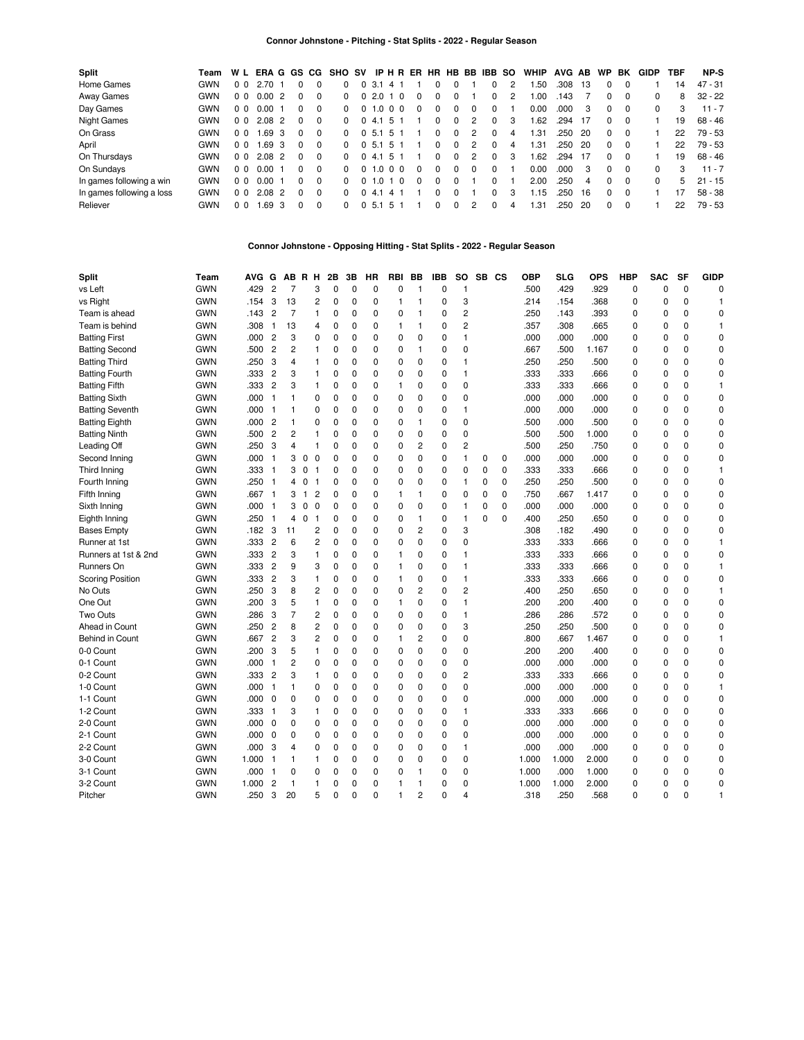## Connor Johnstone - Pitching - Stat Splits - 2022 - Regular Season

| Split | Team | W | L | ERA | G | GS | CG | SHO | SV | IP | H | R | ER | HR | HB | BB | IBB | SO | WHIP | AVG | AB | WP | BK | GIDP | TBF | NP-S |
|---|---|---|---|---|---|---|---|---|---|---|---|---|---|---|---|---|---|---|---|---|---|---|---|---|---|---|
| Home Games | GWN | 0 | 0 | 2.70 | 1 | 0 | 0 | 0 | 0 | 3.1 | 4 | 1 | 1 | 0 | 0 | 1 | 0 | 2 | 1.50 | .308 | 13 | 0 | 0 | 1 | 14 | 47 - 31 |
| Away Games | GWN | 0 | 0 | 0.00 | 2 | 0 | 0 | 0 | 0 | 2.0 | 1 | 0 | 0 | 0 | 0 | 1 | 0 | 2 | 1.00 | .143 | 7 | 0 | 0 | 0 | 8 | 32 - 22 |
| Day Games | GWN | 0 | 0 | 0.00 | 1 | 0 | 0 | 0 | 0 | 1.0 | 0 | 0 | 0 | 0 | 0 | 0 | 0 | 1 | 0.00 | .000 | 3 | 0 | 0 | 0 | 3 | 11 - 7 |
| Night Games | GWN | 0 | 0 | 2.08 | 2 | 0 | 0 | 0 | 0 | 4.1 | 5 | 1 | 1 | 0 | 0 | 2 | 0 | 3 | 1.62 | .294 | 17 | 0 | 0 | 1 | 19 | 68 - 46 |
| On Grass | GWN | 0 | 0 | 1.69 | 3 | 0 | 0 | 0 | 0 | 5.1 | 5 | 1 | 1 | 0 | 0 | 2 | 0 | 4 | 1.31 | .250 | 20 | 0 | 0 | 1 | 22 | 79 - 53 |
| April | GWN | 0 | 0 | 1.69 | 3 | 0 | 0 | 0 | 0 | 5.1 | 5 | 1 | 1 | 0 | 0 | 2 | 0 | 4 | 1.31 | .250 | 20 | 0 | 0 | 1 | 22 | 79 - 53 |
| On Thursdays | GWN | 0 | 0 | 2.08 | 2 | 0 | 0 | 0 | 0 | 4.1 | 5 | 1 | 1 | 0 | 0 | 2 | 0 | 3 | 1.62 | .294 | 17 | 0 | 0 | 1 | 19 | 68 - 46 |
| On Sundays | GWN | 0 | 0 | 0.00 | 1 | 0 | 0 | 0 | 0 | 1.0 | 0 | 0 | 0 | 0 | 0 | 0 | 0 | 1 | 0.00 | .000 | 3 | 0 | 0 | 0 | 3 | 11 - 7 |
| In games following a win | GWN | 0 | 0 | 0.00 | 1 | 0 | 0 | 0 | 0 | 1.0 | 1 | 0 | 0 | 0 | 0 | 1 | 0 | 1 | 2.00 | .250 | 4 | 0 | 0 | 0 | 5 | 21 - 15 |
| In games following a loss | GWN | 0 | 0 | 2.08 | 2 | 0 | 0 | 0 | 0 | 4.1 | 4 | 1 | 1 | 0 | 0 | 1 | 0 | 3 | 1.15 | .250 | 16 | 0 | 0 | 1 | 17 | 58 - 38 |
| Reliever | GWN | 0 | 0 | 1.69 | 3 | 0 | 0 | 0 | 0 | 5.1 | 5 | 1 | 1 | 0 | 0 | 2 | 0 | 4 | 1.31 | .250 | 20 | 0 | 0 | 1 | 22 | 79 - 53 |

## Connor Johnstone - Opposing Hitting - Stat Splits - 2022 - Regular Season

| Split | Team | AVG | G | AB | R | H | 2B | 3B | HR | RBI | BB | IBB | SO | SB | CS | OBP | SLG | OPS | HBP | SAC | SF | GIDP |
|---|---|---|---|---|---|---|---|---|---|---|---|---|---|---|---|---|---|---|---|---|---|---|
| vs Left | GWN | .429 | 2 | 7 | | 3 | 0 | 0 | 0 | 0 | 1 | 0 | 1 | | | .500 | .429 | .929 | 0 | 0 | 0 | 0 |
| vs Right | GWN | .154 | 3 | 13 | | 2 | 0 | 0 | 0 | 1 | 1 | 0 | 3 | | | .214 | .154 | .368 | 0 | 0 | 0 | 1 |
| Team is ahead | GWN | .143 | 2 | 7 | | 1 | 0 | 0 | 0 | 0 | 1 | 0 | 2 | | | .250 | .143 | .393 | 0 | 0 | 0 | 0 |
| Team is behind | GWN | .308 | 1 | 13 | | 4 | 0 | 0 | 0 | 1 | 1 | 0 | 2 | | | .357 | .308 | .665 | 0 | 0 | 0 | 1 |
| Batting First | GWN | .000 | 2 | 3 | | 0 | 0 | 0 | 0 | 0 | 0 | 0 | 1 | | | .000 | .000 | .000 | 0 | 0 | 0 | 0 |
| Batting Second | GWN | .500 | 2 | 2 | | 1 | 0 | 0 | 0 | 0 | 1 | 0 | 0 | | | .667 | .500 | 1.167 | 0 | 0 | 0 | 0 |
| Batting Third | GWN | .250 | 3 | 4 | | 1 | 0 | 0 | 0 | 0 | 0 | 0 | 1 | | | .250 | .250 | .500 | 0 | 0 | 0 | 0 |
| Batting Fourth | GWN | .333 | 2 | 3 | | 1 | 0 | 0 | 0 | 0 | 0 | 0 | 1 | | | .333 | .333 | .666 | 0 | 0 | 0 | 0 |
| Batting Fifth | GWN | .333 | 2 | 3 | | 1 | 0 | 0 | 0 | 1 | 0 | 0 | 0 | | | .333 | .333 | .666 | 0 | 0 | 0 | 1 |
| Batting Sixth | GWN | .000 | 1 | 1 | | 0 | 0 | 0 | 0 | 0 | 0 | 0 | 0 | | | .000 | .000 | .000 | 0 | 0 | 0 | 0 |
| Batting Seventh | GWN | .000 | 1 | 1 | | 0 | 0 | 0 | 0 | 0 | 0 | 0 | 1 | | | .000 | .000 | .000 | 0 | 0 | 0 | 0 |
| Batting Eighth | GWN | .000 | 2 | 1 | | 0 | 0 | 0 | 0 | 0 | 1 | 0 | 0 | | | .500 | .000 | .500 | 0 | 0 | 0 | 0 |
| Batting Ninth | GWN | .500 | 2 | 2 | | 1 | 0 | 0 | 0 | 0 | 0 | 0 | 0 | | | .500 | .500 | 1.000 | 0 | 0 | 0 | 0 |
| Leading Off | GWN | .250 | 3 | 4 | | 1 | 0 | 0 | 0 | 0 | 2 | 0 | 2 | | | .500 | .250 | .750 | 0 | 0 | 0 | 0 |
| Second Inning | GWN | .000 | 1 | 3 | 0 | 0 | 0 | 0 | 0 | 0 | 0 | 0 | 1 | 0 | 0 | .000 | .000 | .000 | 0 | 0 | 0 | 0 |
| Third Inning | GWN | .333 | 1 | 3 | 0 | 1 | 0 | 0 | 0 | 0 | 0 | 0 | 0 | 0 | 0 | .333 | .333 | .666 | 0 | 0 | 0 | 1 |
| Fourth Inning | GWN | .250 | 1 | 4 | 0 | 1 | 0 | 0 | 0 | 0 | 0 | 0 | 1 | 0 | 0 | .250 | .250 | .500 | 0 | 0 | 0 | 0 |
| Fifth Inning | GWN | .667 | 1 | 3 | 1 | 2 | 0 | 0 | 0 | 1 | 1 | 0 | 0 | 0 | 0 | .750 | .667 | 1.417 | 0 | 0 | 0 | 0 |
| Sixth Inning | GWN | .000 | 1 | 3 | 0 | 0 | 0 | 0 | 0 | 0 | 0 | 0 | 1 | 0 | 0 | .000 | .000 | .000 | 0 | 0 | 0 | 0 |
| Eighth Inning | GWN | .250 | 1 | 4 | 0 | 1 | 0 | 0 | 0 | 0 | 1 | 0 | 1 | 0 | 0 | .400 | .250 | .650 | 0 | 0 | 0 | 0 |
| Bases Empty | GWN | .182 | 3 | 11 | | 2 | 0 | 0 | 0 | 0 | 2 | 0 | 3 | | | .308 | .182 | .490 | 0 | 0 | 0 | 0 |
| Runner at 1st | GWN | .333 | 2 | 6 | | 2 | 0 | 0 | 0 | 0 | 0 | 0 | 0 | | | .333 | .333 | .666 | 0 | 0 | 0 | 1 |
| Runners at 1st & 2nd | GWN | .333 | 2 | 3 | | 1 | 0 | 0 | 0 | 1 | 0 | 0 | 1 | | | .333 | .333 | .666 | 0 | 0 | 0 | 0 |
| Runners On | GWN | .333 | 2 | 9 | | 3 | 0 | 0 | 0 | 1 | 0 | 0 | 1 | | | .333 | .333 | .666 | 0 | 0 | 0 | 1 |
| Scoring Position | GWN | .333 | 2 | 3 | | 1 | 0 | 0 | 0 | 1 | 0 | 0 | 1 | | | .333 | .333 | .666 | 0 | 0 | 0 | 0 |
| No Outs | GWN | .250 | 3 | 8 | | 2 | 0 | 0 | 0 | 0 | 2 | 0 | 2 | | | .400 | .250 | .650 | 0 | 0 | 0 | 1 |
| One Out | GWN | .200 | 3 | 5 | | 1 | 0 | 0 | 0 | 1 | 0 | 0 | 1 | | | .200 | .200 | .400 | 0 | 0 | 0 | 0 |
| Two Outs | GWN | .286 | 3 | 7 | | 2 | 0 | 0 | 0 | 0 | 0 | 0 | 1 | | | .286 | .286 | .572 | 0 | 0 | 0 | 0 |
| Ahead in Count | GWN | .250 | 2 | 8 | | 2 | 0 | 0 | 0 | 0 | 0 | 0 | 3 | | | .250 | .250 | .500 | 0 | 0 | 0 | 0 |
| Behind in Count | GWN | .667 | 2 | 3 | | 2 | 0 | 0 | 0 | 1 | 2 | 0 | 0 | | | .800 | .667 | 1.467 | 0 | 0 | 0 | 1 |
| 0-0 Count | GWN | .200 | 3 | 5 | | 1 | 0 | 0 | 0 | 0 | 0 | 0 | 0 | | | .200 | .200 | .400 | 0 | 0 | 0 | 0 |
| 0-1 Count | GWN | .000 | 1 | 2 | | 0 | 0 | 0 | 0 | 0 | 0 | 0 | 0 | | | .000 | .000 | .000 | 0 | 0 | 0 | 0 |
| 0-2 Count | GWN | .333 | 2 | 3 | | 1 | 0 | 0 | 0 | 0 | 0 | 0 | 2 | | | .333 | .333 | .666 | 0 | 0 | 0 | 0 |
| 1-0 Count | GWN | .000 | 1 | 1 | | 0 | 0 | 0 | 0 | 0 | 0 | 0 | 0 | | | .000 | .000 | .000 | 0 | 0 | 0 | 1 |
| 1-1 Count | GWN | .000 | 0 | 0 | | 0 | 0 | 0 | 0 | 0 | 0 | 0 | 0 | | | .000 | .000 | .000 | 0 | 0 | 0 | 0 |
| 1-2 Count | GWN | .333 | 1 | 3 | | 1 | 0 | 0 | 0 | 0 | 0 | 0 | 1 | | | .333 | .333 | .666 | 0 | 0 | 0 | 0 |
| 2-0 Count | GWN | .000 | 0 | 0 | | 0 | 0 | 0 | 0 | 0 | 0 | 0 | 0 | | | .000 | .000 | .000 | 0 | 0 | 0 | 0 |
| 2-1 Count | GWN | .000 | 0 | 0 | | 0 | 0 | 0 | 0 | 0 | 0 | 0 | 0 | | | .000 | .000 | .000 | 0 | 0 | 0 | 0 |
| 2-2 Count | GWN | .000 | 3 | 4 | | 0 | 0 | 0 | 0 | 0 | 0 | 0 | 1 | | | .000 | .000 | .000 | 0 | 0 | 0 | 0 |
| 3-0 Count | GWN | 1.000 | 1 | 1 | | 1 | 0 | 0 | 0 | 0 | 0 | 0 | 0 | | | 1.000 | 1.000 | 2.000 | 0 | 0 | 0 | 0 |
| 3-1 Count | GWN | .000 | 1 | 0 | | 0 | 0 | 0 | 0 | 0 | 1 | 0 | 0 | | | 1.000 | .000 | 1.000 | 0 | 0 | 0 | 0 |
| 3-2 Count | GWN | 1.000 | 2 | 1 | | 1 | 0 | 0 | 0 | 1 | 1 | 0 | 0 | | | 1.000 | 1.000 | 2.000 | 0 | 0 | 0 | 0 |
| Pitcher | GWN | .250 | 3 | 20 | | 5 | 0 | 0 | 0 | 1 | 2 | 0 | 4 | | | .318 | .250 | .568 | 0 | 0 | 0 | 1 |